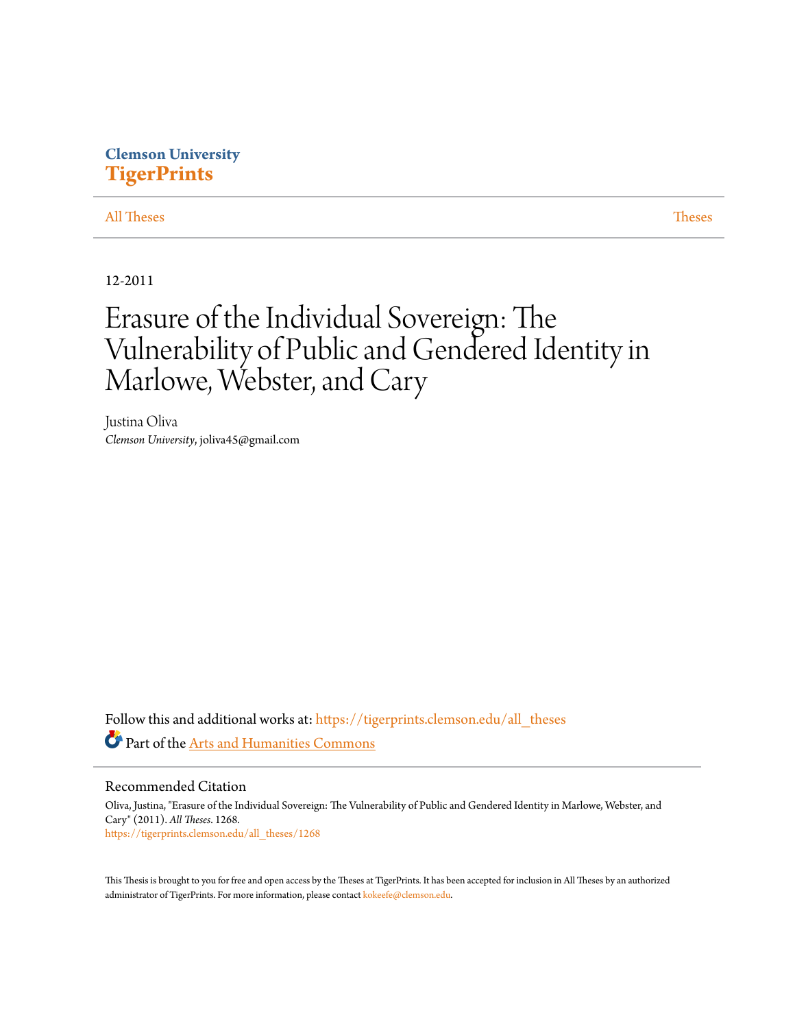Clemson University
**TigerPrints**

All Theses | Theses

12-2011

# Erasure of the Individual Sovereign: The Vulnerability of Public and Gendered Identity in Marlowe, Webster, and Cary

Justina Oliva
*Clemson University*, joliva45@gmail.com

Follow this and additional works at: https://tigerprints.clemson.edu/all_theses

Part of the Arts and Humanities Commons

## Recommended Citation

Oliva, Justina, "Erasure of the Individual Sovereign: The Vulnerability of Public and Gendered Identity in Marlowe, Webster, and Cary" (2011). *All Theses*. 1268.
https://tigerprints.clemson.edu/all_theses/1268

This Thesis is brought to you for free and open access by the Theses at TigerPrints. It has been accepted for inclusion in All Theses by an authorized administrator of TigerPrints. For more information, please contact kokeefe@clemson.edu.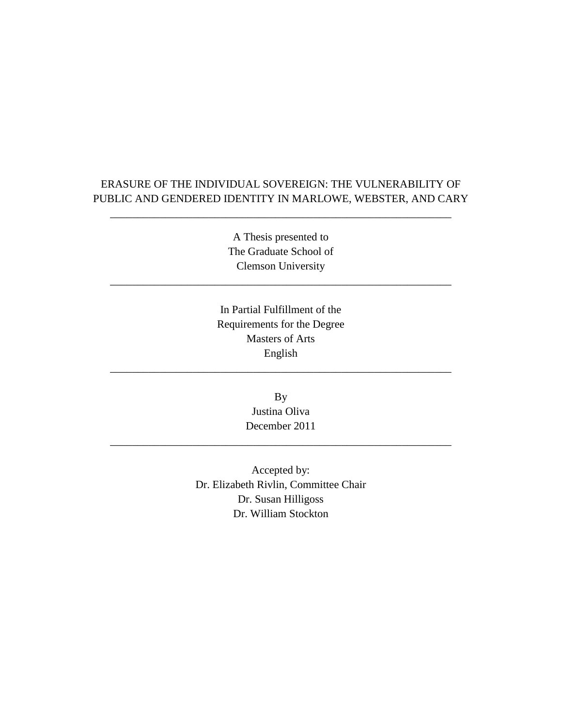# ERASURE OF THE INDIVIDUAL SOVEREIGN: THE VULNERABILITY OF PUBLIC AND GENDERED IDENTITY IN MARLOWE, WEBSTER, AND CARY

---

A Thesis presented to
The Graduate School of
Clemson University

---

In Partial Fulfillment of the
Requirements for the Degree
Masters of Arts
English

---

By
Justina Oliva
December 2011

---

Accepted by:
Dr. Elizabeth Rivlin, Committee Chair
Dr. Susan Hilligoss
Dr. William Stockton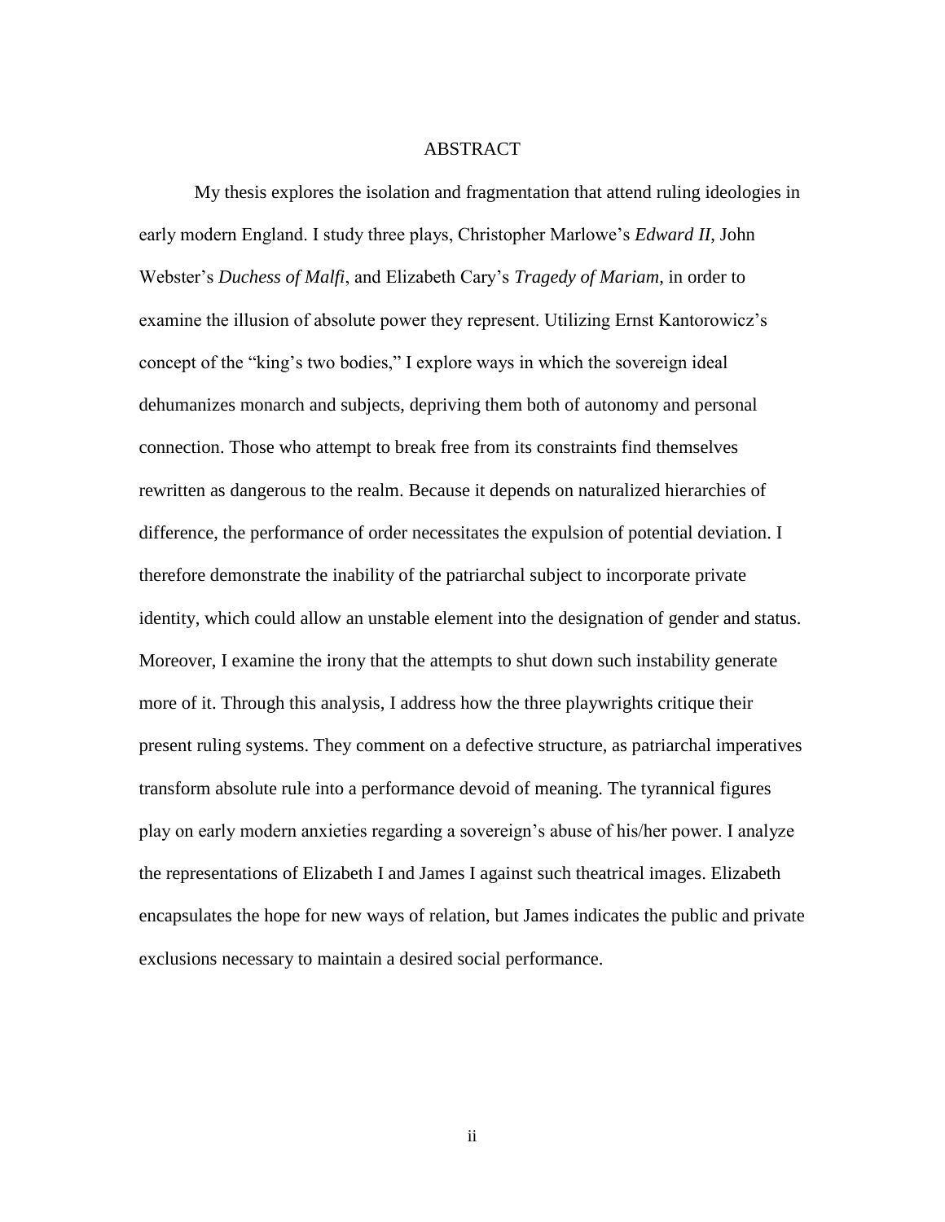# ABSTRACT

My thesis explores the isolation and fragmentation that attend ruling ideologies in early modern England. I study three plays, Christopher Marlowe's *Edward II*, John Webster's *Duchess of Malfi*, and Elizabeth Cary's *Tragedy of Mariam*, in order to examine the illusion of absolute power they represent. Utilizing Ernst Kantorowicz's concept of the "king's two bodies," I explore ways in which the sovereign ideal dehumanizes monarch and subjects, depriving them both of autonomy and personal connection. Those who attempt to break free from its constraints find themselves rewritten as dangerous to the realm. Because it depends on naturalized hierarchies of difference, the performance of order necessitates the expulsion of potential deviation. I therefore demonstrate the inability of the patriarchal subject to incorporate private identity, which could allow an unstable element into the designation of gender and status. Moreover, I examine the irony that the attempts to shut down such instability generate more of it. Through this analysis, I address how the three playwrights critique their present ruling systems. They comment on a defective structure, as patriarchal imperatives transform absolute rule into a performance devoid of meaning. The tyrannical figures play on early modern anxieties regarding a sovereign's abuse of his/her power. I analyze the representations of Elizabeth I and James I against such theatrical images. Elizabeth encapsulates the hope for new ways of relation, but James indicates the public and private exclusions necessary to maintain a desired social performance.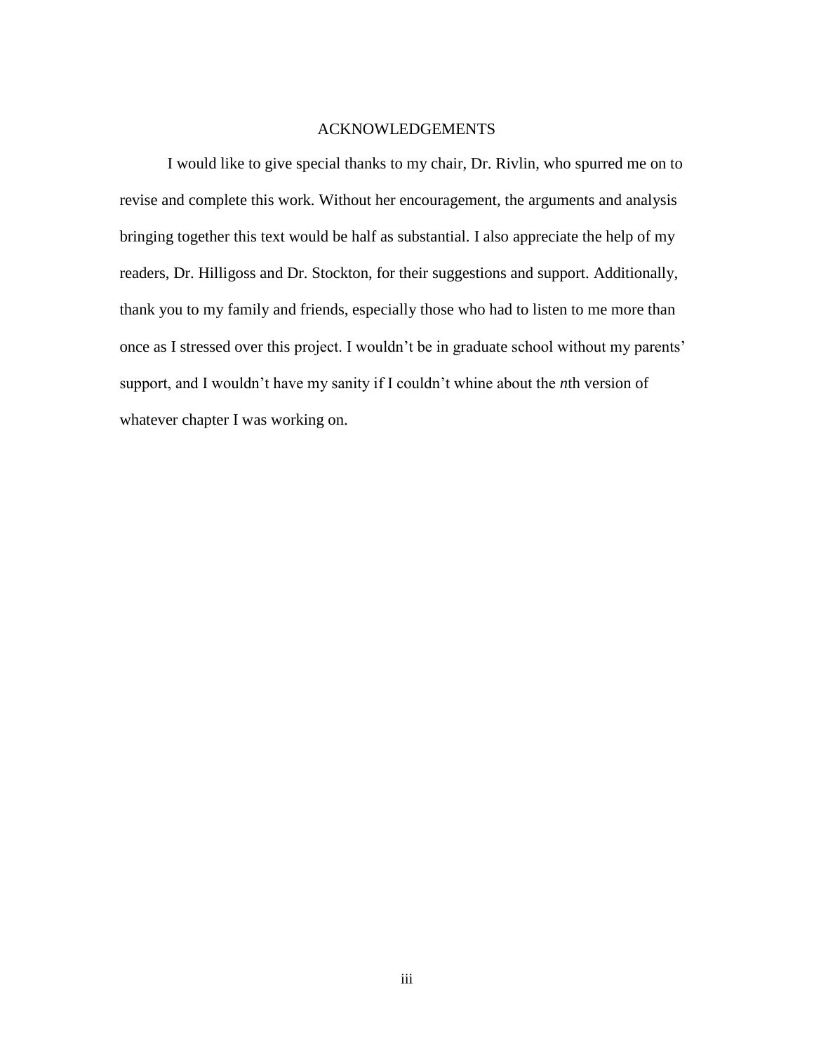# ACKNOWLEDGEMENTS

I would like to give special thanks to my chair, Dr. Rivlin, who spurred me on to revise and complete this work. Without her encouragement, the arguments and analysis bringing together this text would be half as substantial. I also appreciate the help of my readers, Dr. Hilligoss and Dr. Stockton, for their suggestions and support. Additionally, thank you to my family and friends, especially those who had to listen to me more than once as I stressed over this project. I wouldn't be in graduate school without my parents' support, and I wouldn't have my sanity if I couldn't whine about the *n*th version of whatever chapter I was working on.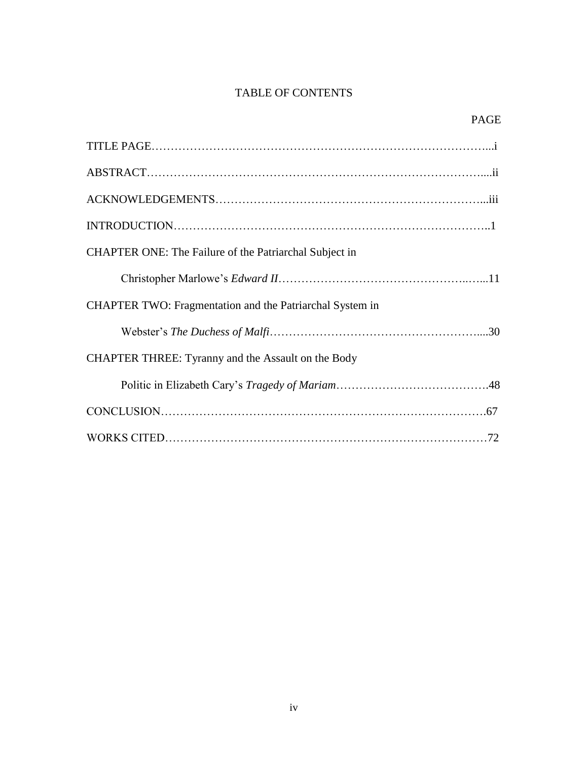# TABLE OF CONTENTS

PAGE

TITLE PAGE……………………………………………………………………………...i

ABSTRACT……………………………………………………………………………....ii

ACKNOWLEDGEMENTS…………………………………………………………...iii

INTRODUCTION……………………………………………………………………..1

CHAPTER ONE: The Failure of the Patriarchal Subject in

Christopher Marlowe's *Edward II*………………………………………..…...11

CHAPTER TWO: Fragmentation and the Patriarchal System in

Webster's *The Duchess of Malfi*……………………………………………....30

CHAPTER THREE: Tyranny and the Assault on the Body

Politic in Elizabeth Cary's *Tragedy of Mariam*………………………………….48

CONCLUSION……………………………………………………………………….67

WORKS CITED………………………………………………………………………72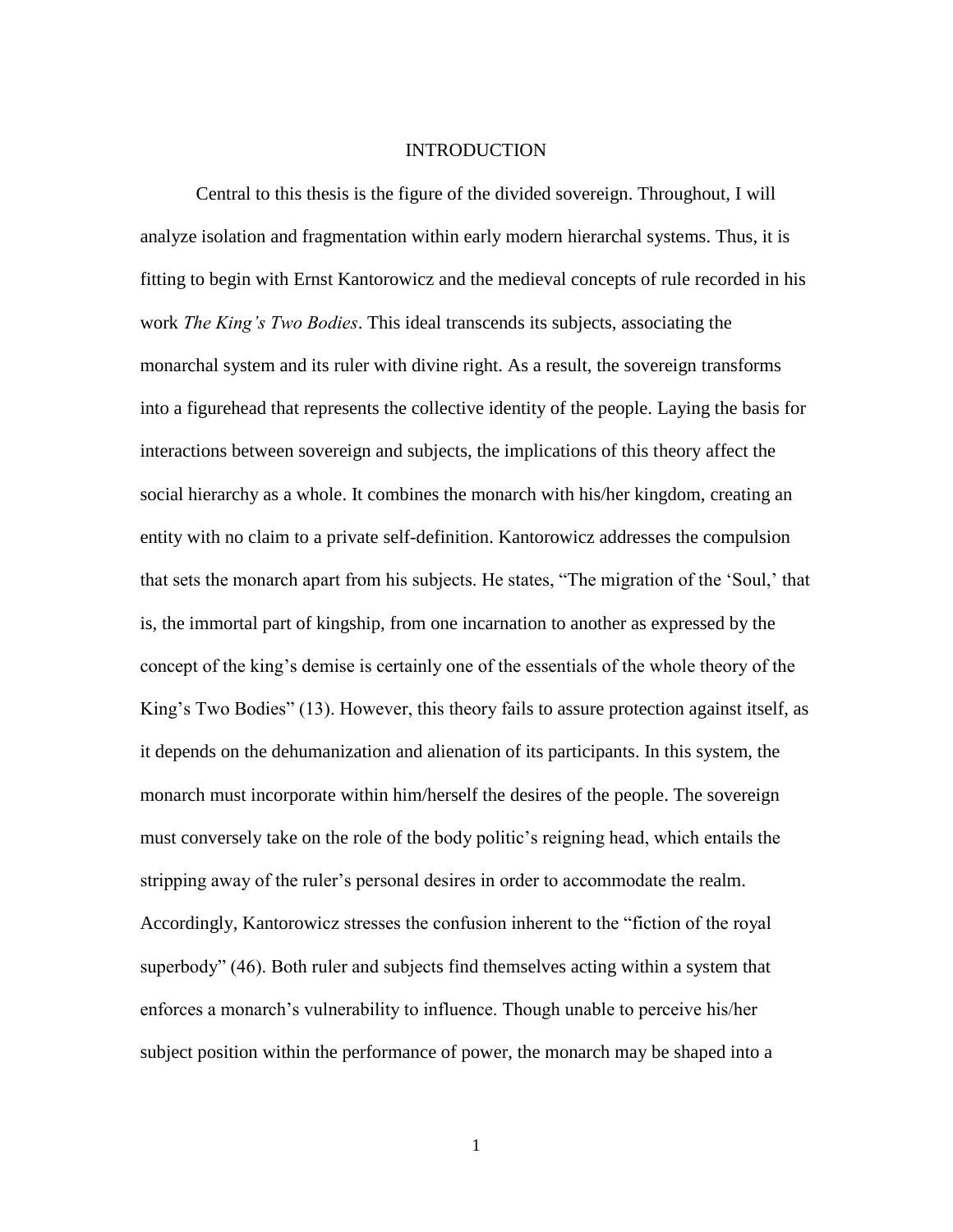# INTRODUCTION

Central to this thesis is the figure of the divided sovereign. Throughout, I will analyze isolation and fragmentation within early modern hierarchal systems. Thus, it is fitting to begin with Ernst Kantorowicz and the medieval concepts of rule recorded in his work *The King's Two Bodies*. This ideal transcends its subjects, associating the monarchal system and its ruler with divine right. As a result, the sovereign transforms into a figurehead that represents the collective identity of the people. Laying the basis for interactions between sovereign and subjects, the implications of this theory affect the social hierarchy as a whole. It combines the monarch with his/her kingdom, creating an entity with no claim to a private self-definition. Kantorowicz addresses the compulsion that sets the monarch apart from his subjects. He states, "The migration of the 'Soul,' that is, the immortal part of kingship, from one incarnation to another as expressed by the concept of the king's demise is certainly one of the essentials of the whole theory of the King's Two Bodies" (13). However, this theory fails to assure protection against itself, as it depends on the dehumanization and alienation of its participants. In this system, the monarch must incorporate within him/herself the desires of the people. The sovereign must conversely take on the role of the body politic's reigning head, which entails the stripping away of the ruler's personal desires in order to accommodate the realm. Accordingly, Kantorowicz stresses the confusion inherent to the "fiction of the royal superbody" (46). Both ruler and subjects find themselves acting within a system that enforces a monarch's vulnerability to influence. Though unable to perceive his/her subject position within the performance of power, the monarch may be shaped into a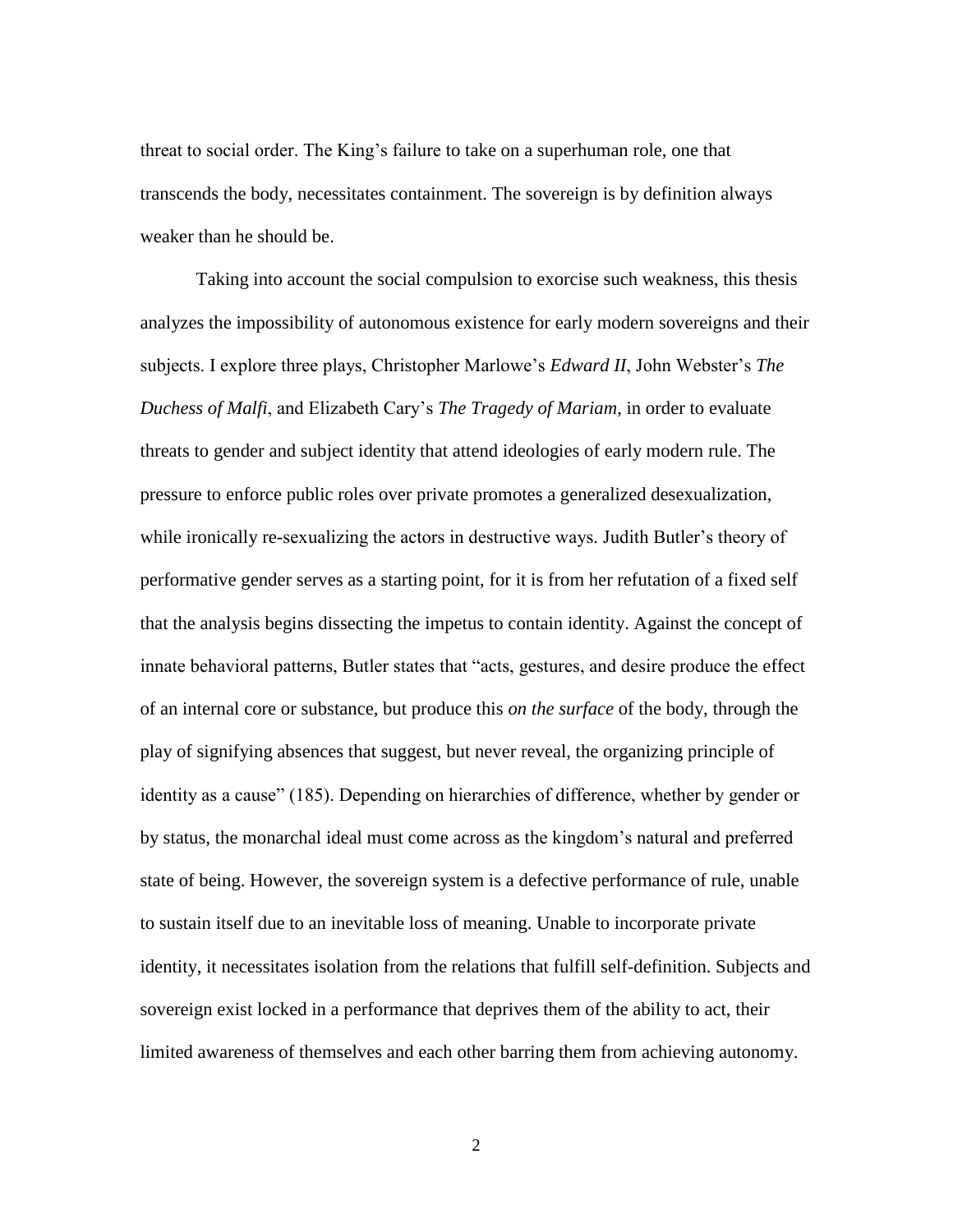threat to social order. The King's failure to take on a superhuman role, one that transcends the body, necessitates containment. The sovereign is by definition always weaker than he should be.

Taking into account the social compulsion to exorcise such weakness, this thesis analyzes the impossibility of autonomous existence for early modern sovereigns and their subjects. I explore three plays, Christopher Marlowe's *Edward II*, John Webster's *The Duchess of Malfi*, and Elizabeth Cary's *The Tragedy of Mariam*, in order to evaluate threats to gender and subject identity that attend ideologies of early modern rule. The pressure to enforce public roles over private promotes a generalized desexualization, while ironically re-sexualizing the actors in destructive ways. Judith Butler's theory of performative gender serves as a starting point, for it is from her refutation of a fixed self that the analysis begins dissecting the impetus to contain identity. Against the concept of innate behavioral patterns, Butler states that "acts, gestures, and desire produce the effect of an internal core or substance, but produce this *on the surface* of the body, through the play of signifying absences that suggest, but never reveal, the organizing principle of identity as a cause" (185). Depending on hierarchies of difference, whether by gender or by status, the monarchal ideal must come across as the kingdom's natural and preferred state of being. However, the sovereign system is a defective performance of rule, unable to sustain itself due to an inevitable loss of meaning. Unable to incorporate private identity, it necessitates isolation from the relations that fulfill self-definition. Subjects and sovereign exist locked in a performance that deprives them of the ability to act, their limited awareness of themselves and each other barring them from achieving autonomy.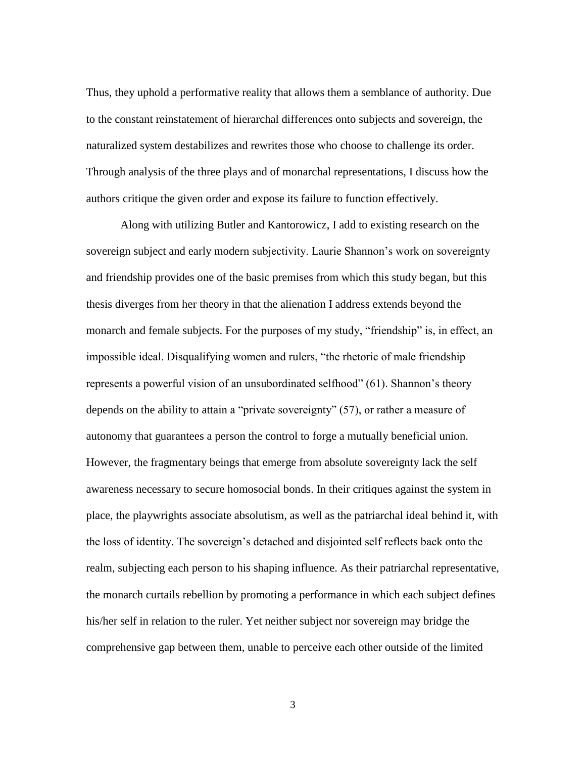Thus, they uphold a performative reality that allows them a semblance of authority. Due to the constant reinstatement of hierarchal differences onto subjects and sovereign, the naturalized system destabilizes and rewrites those who choose to challenge its order. Through analysis of the three plays and of monarchal representations, I discuss how the authors critique the given order and expose its failure to function effectively.

Along with utilizing Butler and Kantorowicz, I add to existing research on the sovereign subject and early modern subjectivity. Laurie Shannon's work on sovereignty and friendship provides one of the basic premises from which this study began, but this thesis diverges from her theory in that the alienation I address extends beyond the monarch and female subjects. For the purposes of my study, "friendship" is, in effect, an impossible ideal. Disqualifying women and rulers, "the rhetoric of male friendship represents a powerful vision of an unsubordinated selfhood" (61). Shannon's theory depends on the ability to attain a "private sovereignty" (57), or rather a measure of autonomy that guarantees a person the control to forge a mutually beneficial union. However, the fragmentary beings that emerge from absolute sovereignty lack the self awareness necessary to secure homosocial bonds. In their critiques against the system in place, the playwrights associate absolutism, as well as the patriarchal ideal behind it, with the loss of identity. The sovereign's detached and disjointed self reflects back onto the realm, subjecting each person to his shaping influence. As their patriarchal representative, the monarch curtails rebellion by promoting a performance in which each subject defines his/her self in relation to the ruler. Yet neither subject nor sovereign may bridge the comprehensive gap between them, unable to perceive each other outside of the limited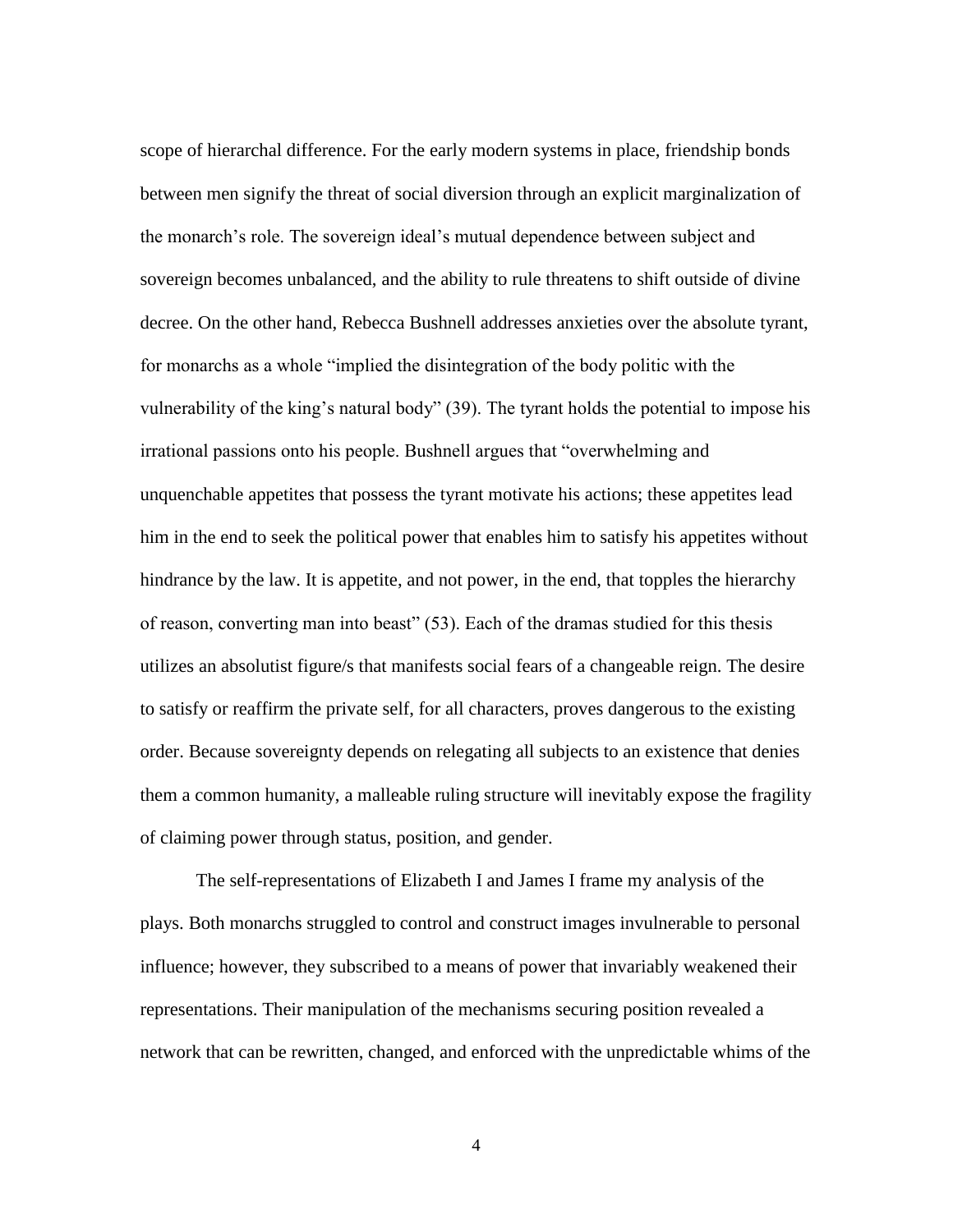scope of hierarchal difference. For the early modern systems in place, friendship bonds between men signify the threat of social diversion through an explicit marginalization of the monarch's role. The sovereign ideal's mutual dependence between subject and sovereign becomes unbalanced, and the ability to rule threatens to shift outside of divine decree. On the other hand, Rebecca Bushnell addresses anxieties over the absolute tyrant, for monarchs as a whole "implied the disintegration of the body politic with the vulnerability of the king's natural body" (39). The tyrant holds the potential to impose his irrational passions onto his people. Bushnell argues that "overwhelming and unquenchable appetites that possess the tyrant motivate his actions; these appetites lead him in the end to seek the political power that enables him to satisfy his appetites without hindrance by the law. It is appetite, and not power, in the end, that topples the hierarchy of reason, converting man into beast" (53). Each of the dramas studied for this thesis utilizes an absolutist figure/s that manifests social fears of a changeable reign. The desire to satisfy or reaffirm the private self, for all characters, proves dangerous to the existing order. Because sovereignty depends on relegating all subjects to an existence that denies them a common humanity, a malleable ruling structure will inevitably expose the fragility of claiming power through status, position, and gender.

The self-representations of Elizabeth I and James I frame my analysis of the plays. Both monarchs struggled to control and construct images invulnerable to personal influence; however, they subscribed to a means of power that invariably weakened their representations. Their manipulation of the mechanisms securing position revealed a network that can be rewritten, changed, and enforced with the unpredictable whims of the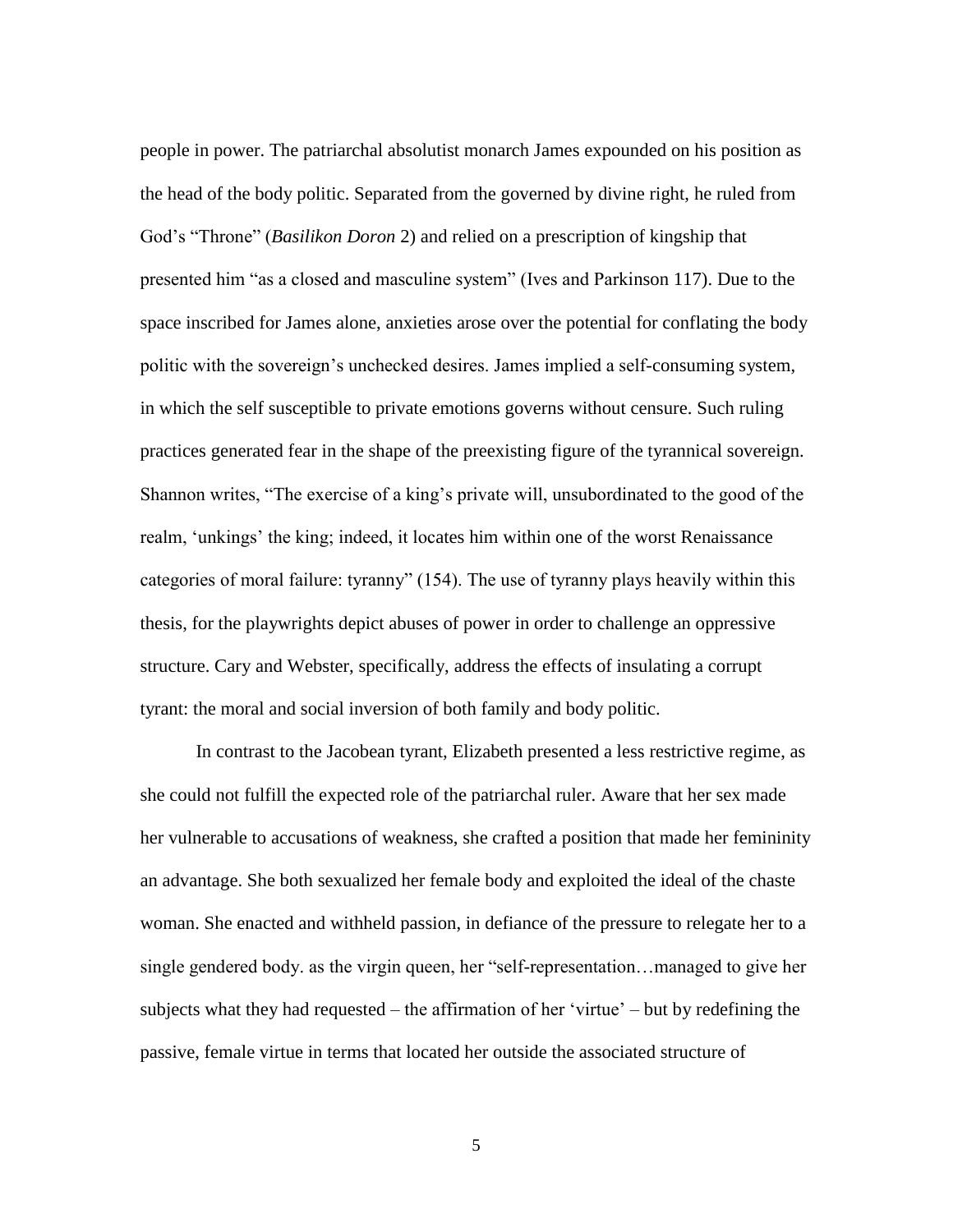people in power. The patriarchal absolutist monarch James expounded on his position as the head of the body politic. Separated from the governed by divine right, he ruled from God's "Throne" (*Basilikon Doron* 2) and relied on a prescription of kingship that presented him "as a closed and masculine system" (Ives and Parkinson 117). Due to the space inscribed for James alone, anxieties arose over the potential for conflating the body politic with the sovereign's unchecked desires. James implied a self-consuming system, in which the self susceptible to private emotions governs without censure. Such ruling practices generated fear in the shape of the preexisting figure of the tyrannical sovereign. Shannon writes, "The exercise of a king's private will, unsubordinated to the good of the realm, 'unkings' the king; indeed, it locates him within one of the worst Renaissance categories of moral failure: tyranny" (154). The use of tyranny plays heavily within this thesis, for the playwrights depict abuses of power in order to challenge an oppressive structure. Cary and Webster, specifically, address the effects of insulating a corrupt tyrant: the moral and social inversion of both family and body politic.

In contrast to the Jacobean tyrant, Elizabeth presented a less restrictive regime, as she could not fulfill the expected role of the patriarchal ruler. Aware that her sex made her vulnerable to accusations of weakness, she crafted a position that made her femininity an advantage. She both sexualized her female body and exploited the ideal of the chaste woman. She enacted and withheld passion, in defiance of the pressure to relegate her to a single gendered body. as the virgin queen, her "self-representation…managed to give her subjects what they had requested – the affirmation of her 'virtue' – but by redefining the passive, female virtue in terms that located her outside the associated structure of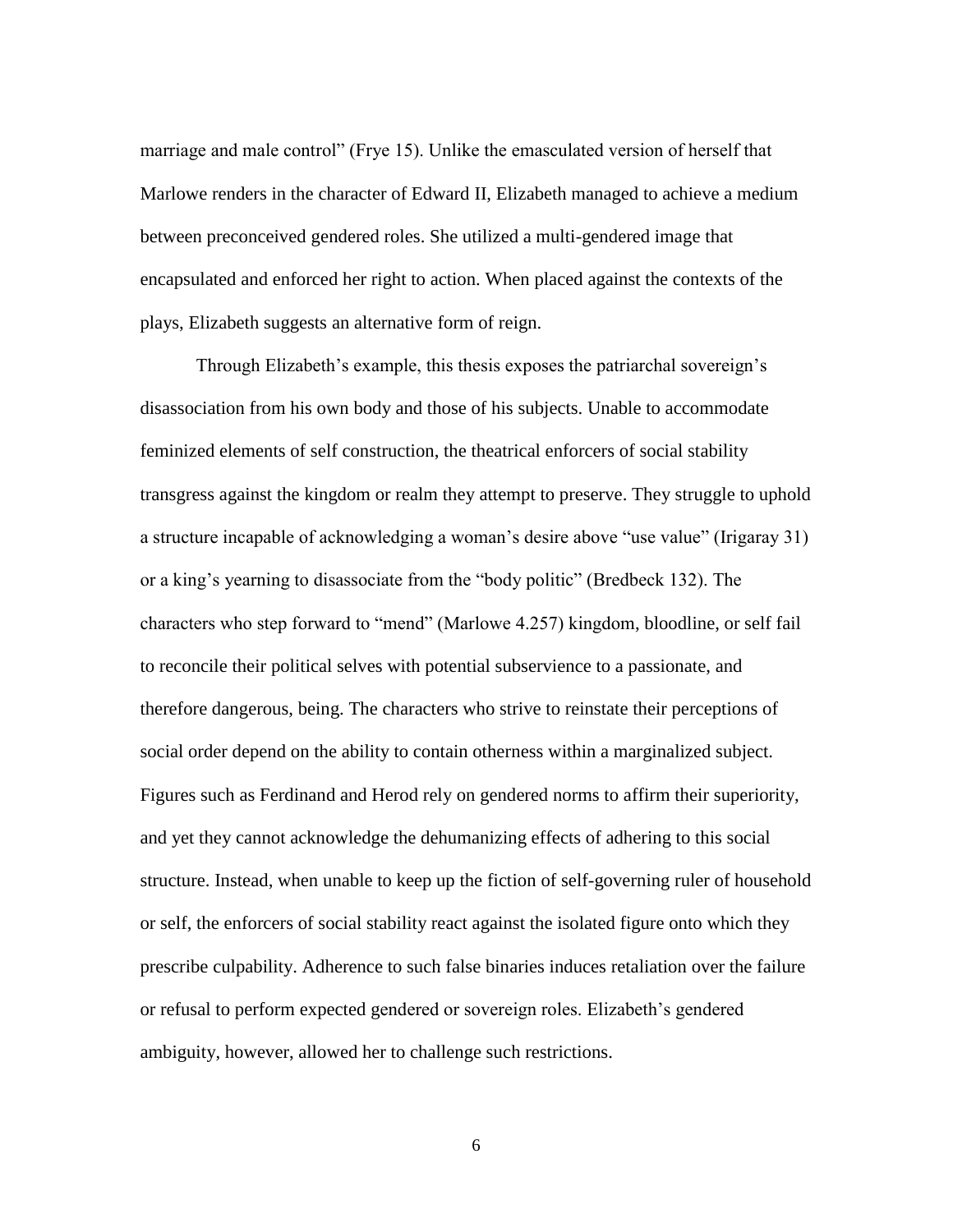marriage and male control" (Frye 15). Unlike the emasculated version of herself that Marlowe renders in the character of Edward II, Elizabeth managed to achieve a medium between preconceived gendered roles. She utilized a multi-gendered image that encapsulated and enforced her right to action. When placed against the contexts of the plays, Elizabeth suggests an alternative form of reign.

Through Elizabeth's example, this thesis exposes the patriarchal sovereign's disassociation from his own body and those of his subjects. Unable to accommodate feminized elements of self construction, the theatrical enforcers of social stability transgress against the kingdom or realm they attempt to preserve. They struggle to uphold a structure incapable of acknowledging a woman's desire above "use value" (Irigaray 31) or a king's yearning to disassociate from the "body politic" (Bredbeck 132). The characters who step forward to "mend" (Marlowe 4.257) kingdom, bloodline, or self fail to reconcile their political selves with potential subservience to a passionate, and therefore dangerous, being. The characters who strive to reinstate their perceptions of social order depend on the ability to contain otherness within a marginalized subject. Figures such as Ferdinand and Herod rely on gendered norms to affirm their superiority, and yet they cannot acknowledge the dehumanizing effects of adhering to this social structure. Instead, when unable to keep up the fiction of self-governing ruler of household or self, the enforcers of social stability react against the isolated figure onto which they prescribe culpability. Adherence to such false binaries induces retaliation over the failure or refusal to perform expected gendered or sovereign roles. Elizabeth's gendered ambiguity, however, allowed her to challenge such restrictions.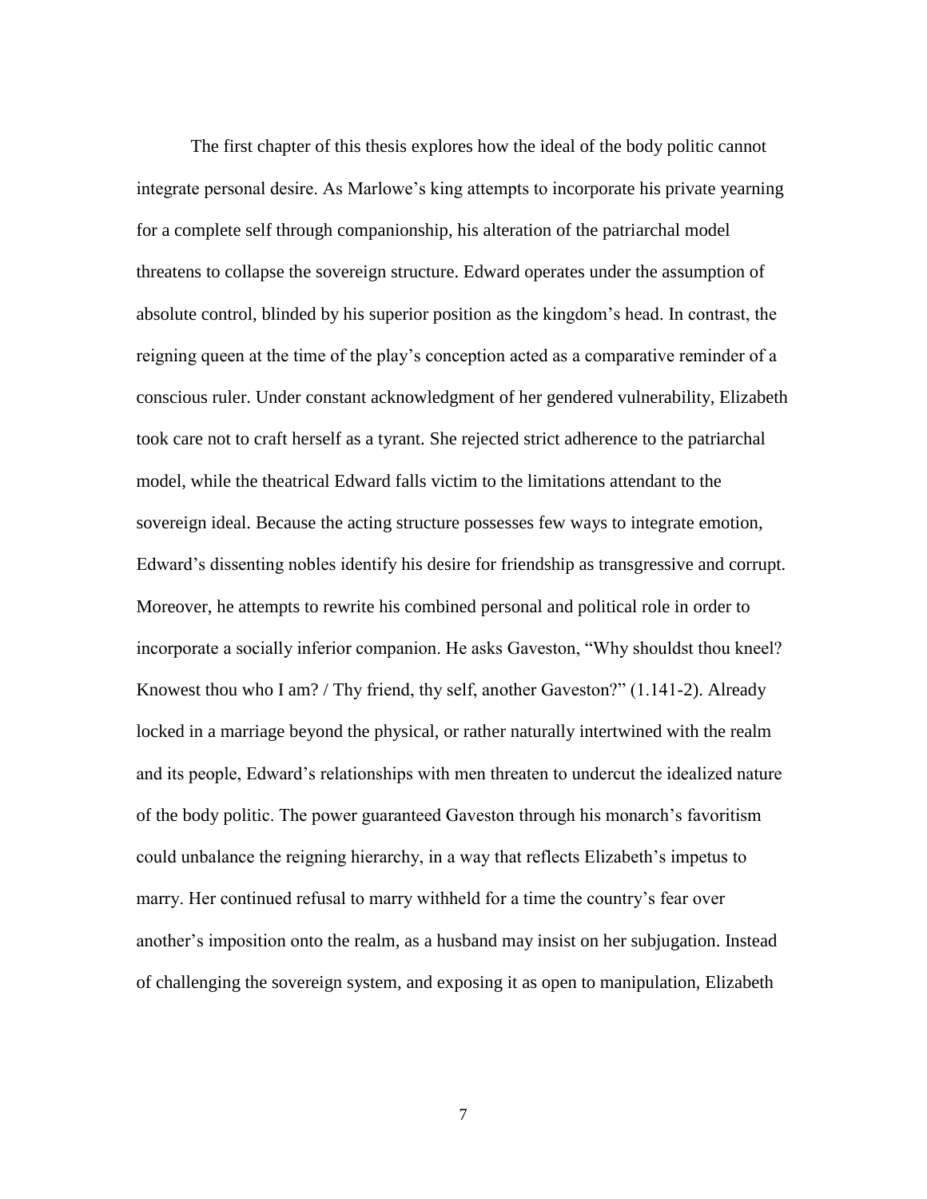The first chapter of this thesis explores how the ideal of the body politic cannot integrate personal desire. As Marlowe's king attempts to incorporate his private yearning for a complete self through companionship, his alteration of the patriarchal model threatens to collapse the sovereign structure. Edward operates under the assumption of absolute control, blinded by his superior position as the kingdom's head. In contrast, the reigning queen at the time of the play's conception acted as a comparative reminder of a conscious ruler. Under constant acknowledgment of her gendered vulnerability, Elizabeth took care not to craft herself as a tyrant. She rejected strict adherence to the patriarchal model, while the theatrical Edward falls victim to the limitations attendant to the sovereign ideal. Because the acting structure possesses few ways to integrate emotion, Edward's dissenting nobles identify his desire for friendship as transgressive and corrupt. Moreover, he attempts to rewrite his combined personal and political role in order to incorporate a socially inferior companion. He asks Gaveston, "Why shouldst thou kneel? Knowest thou who I am? / Thy friend, thy self, another Gaveston?" (1.141-2). Already locked in a marriage beyond the physical, or rather naturally intertwined with the realm and its people, Edward's relationships with men threaten to undercut the idealized nature of the body politic. The power guaranteed Gaveston through his monarch's favoritism could unbalance the reigning hierarchy, in a way that reflects Elizabeth's impetus to marry. Her continued refusal to marry withheld for a time the country's fear over another's imposition onto the realm, as a husband may insist on her subjugation. Instead of challenging the sovereign system, and exposing it as open to manipulation, Elizabeth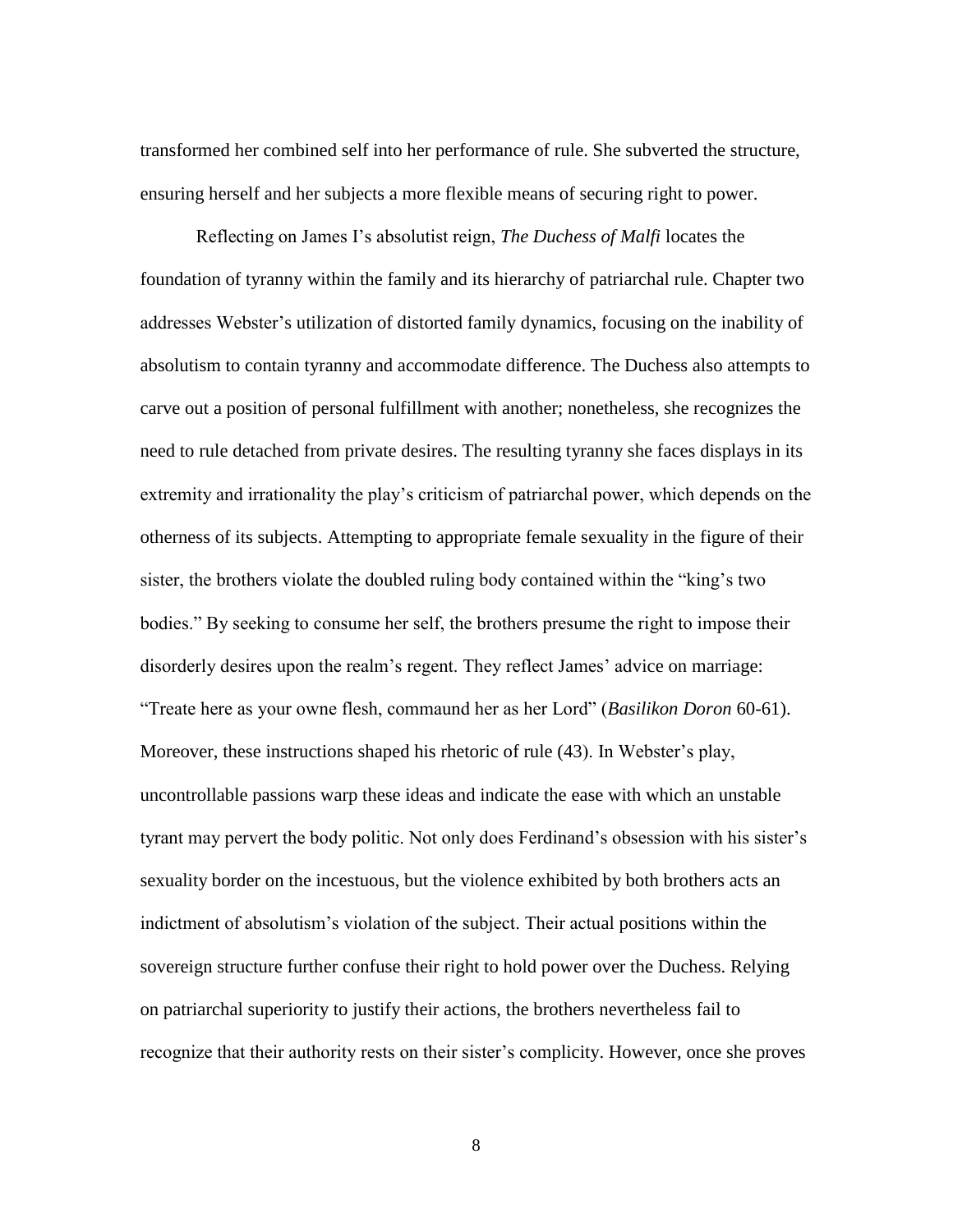transformed her combined self into her performance of rule. She subverted the structure, ensuring herself and her subjects a more flexible means of securing right to power.

Reflecting on James I's absolutist reign, *The Duchess of Malfi* locates the foundation of tyranny within the family and its hierarchy of patriarchal rule. Chapter two addresses Webster's utilization of distorted family dynamics, focusing on the inability of absolutism to contain tyranny and accommodate difference. The Duchess also attempts to carve out a position of personal fulfillment with another; nonetheless, she recognizes the need to rule detached from private desires. The resulting tyranny she faces displays in its extremity and irrationality the play's criticism of patriarchal power, which depends on the otherness of its subjects. Attempting to appropriate female sexuality in the figure of their sister, the brothers violate the doubled ruling body contained within the "king's two bodies." By seeking to consume her self, the brothers presume the right to impose their disorderly desires upon the realm's regent. They reflect James' advice on marriage: "Treate here as your owne flesh, commaund her as her Lord" (*Basilikon Doron* 60-61). Moreover, these instructions shaped his rhetoric of rule (43). In Webster's play, uncontrollable passions warp these ideas and indicate the ease with which an unstable tyrant may pervert the body politic. Not only does Ferdinand's obsession with his sister's sexuality border on the incestuous, but the violence exhibited by both brothers acts an indictment of absolutism's violation of the subject. Their actual positions within the sovereign structure further confuse their right to hold power over the Duchess. Relying on patriarchal superiority to justify their actions, the brothers nevertheless fail to recognize that their authority rests on their sister's complicity. However, once she proves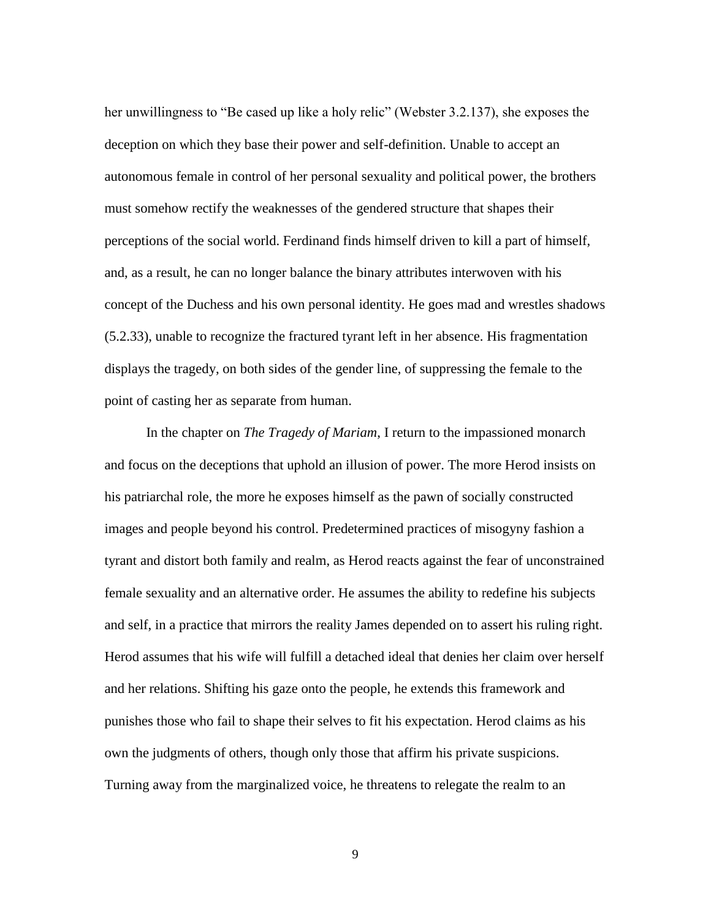her unwillingness to "Be cased up like a holy relic" (Webster 3.2.137), she exposes the deception on which they base their power and self-definition. Unable to accept an autonomous female in control of her personal sexuality and political power, the brothers must somehow rectify the weaknesses of the gendered structure that shapes their perceptions of the social world. Ferdinand finds himself driven to kill a part of himself, and, as a result, he can no longer balance the binary attributes interwoven with his concept of the Duchess and his own personal identity. He goes mad and wrestles shadows (5.2.33), unable to recognize the fractured tyrant left in her absence. His fragmentation displays the tragedy, on both sides of the gender line, of suppressing the female to the point of casting her as separate from human.

In the chapter on *The Tragedy of Mariam*, I return to the impassioned monarch and focus on the deceptions that uphold an illusion of power. The more Herod insists on his patriarchal role, the more he exposes himself as the pawn of socially constructed images and people beyond his control. Predetermined practices of misogyny fashion a tyrant and distort both family and realm, as Herod reacts against the fear of unconstrained female sexuality and an alternative order. He assumes the ability to redefine his subjects and self, in a practice that mirrors the reality James depended on to assert his ruling right. Herod assumes that his wife will fulfill a detached ideal that denies her claim over herself and her relations. Shifting his gaze onto the people, he extends this framework and punishes those who fail to shape their selves to fit his expectation. Herod claims as his own the judgments of others, though only those that affirm his private suspicions. Turning away from the marginalized voice, he threatens to relegate the realm to an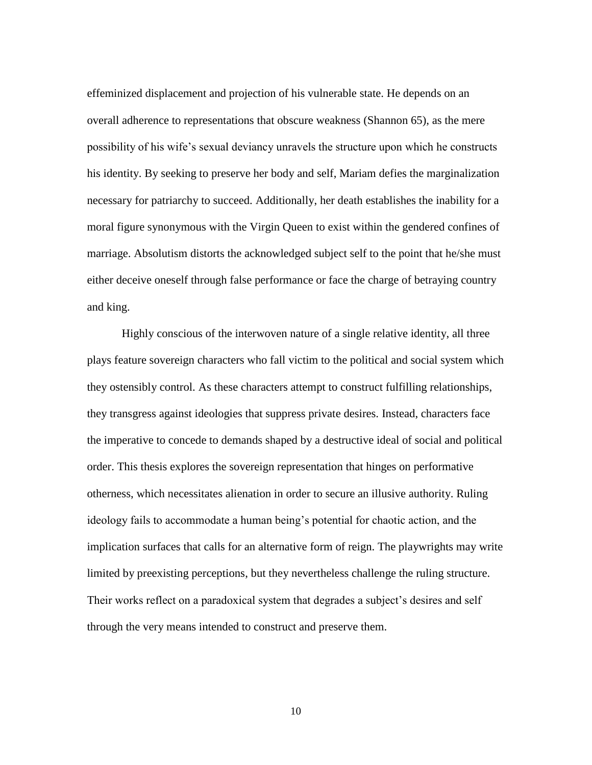effeminized displacement and projection of his vulnerable state. He depends on an overall adherence to representations that obscure weakness (Shannon 65), as the mere possibility of his wife's sexual deviancy unravels the structure upon which he constructs his identity. By seeking to preserve her body and self, Mariam defies the marginalization necessary for patriarchy to succeed. Additionally, her death establishes the inability for a moral figure synonymous with the Virgin Queen to exist within the gendered confines of marriage. Absolutism distorts the acknowledged subject self to the point that he/she must either deceive oneself through false performance or face the charge of betraying country and king.

Highly conscious of the interwoven nature of a single relative identity, all three plays feature sovereign characters who fall victim to the political and social system which they ostensibly control. As these characters attempt to construct fulfilling relationships, they transgress against ideologies that suppress private desires. Instead, characters face the imperative to concede to demands shaped by a destructive ideal of social and political order. This thesis explores the sovereign representation that hinges on performative otherness, which necessitates alienation in order to secure an illusive authority. Ruling ideology fails to accommodate a human being's potential for chaotic action, and the implication surfaces that calls for an alternative form of reign. The playwrights may write limited by preexisting perceptions, but they nevertheless challenge the ruling structure. Their works reflect on a paradoxical system that degrades a subject's desires and self through the very means intended to construct and preserve them.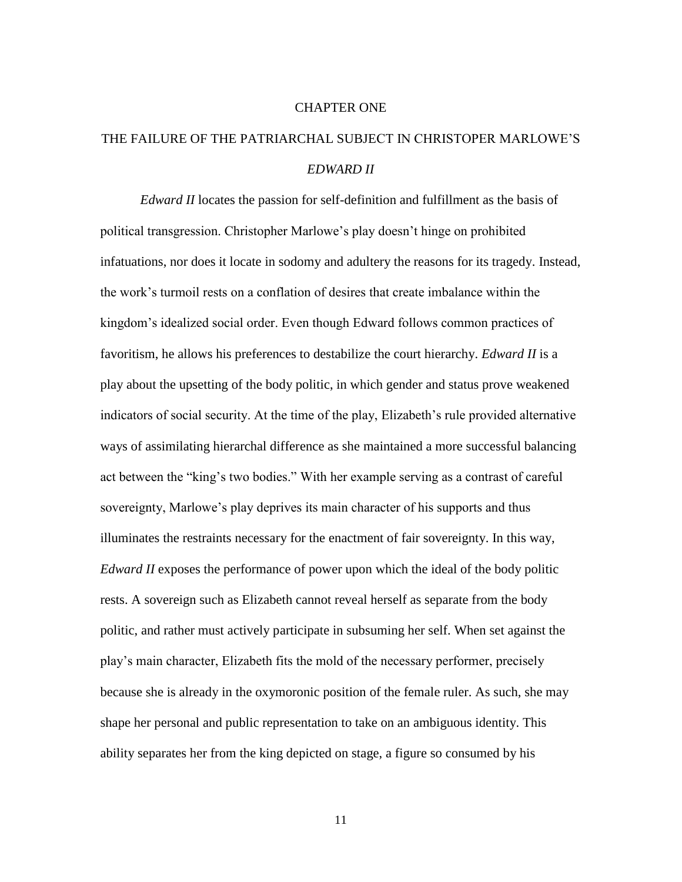# CHAPTER ONE

# THE FAILURE OF THE PATRIARCHAL SUBJECT IN CHRISTOPER MARLOWE'S *EDWARD II*

*Edward II* locates the passion for self-definition and fulfillment as the basis of political transgression. Christopher Marlowe's play doesn't hinge on prohibited infatuations, nor does it locate in sodomy and adultery the reasons for its tragedy. Instead, the work's turmoil rests on a conflation of desires that create imbalance within the kingdom's idealized social order. Even though Edward follows common practices of favoritism, he allows his preferences to destabilize the court hierarchy. *Edward II* is a play about the upsetting of the body politic, in which gender and status prove weakened indicators of social security. At the time of the play, Elizabeth's rule provided alternative ways of assimilating hierarchal difference as she maintained a more successful balancing act between the "king's two bodies." With her example serving as a contrast of careful sovereignty, Marlowe's play deprives its main character of his supports and thus illuminates the restraints necessary for the enactment of fair sovereignty. In this way, *Edward II* exposes the performance of power upon which the ideal of the body politic rests. A sovereign such as Elizabeth cannot reveal herself as separate from the body politic, and rather must actively participate in subsuming her self. When set against the play's main character, Elizabeth fits the mold of the necessary performer, precisely because she is already in the oxymoronic position of the female ruler. As such, she may shape her personal and public representation to take on an ambiguous identity. This ability separates her from the king depicted on stage, a figure so consumed by his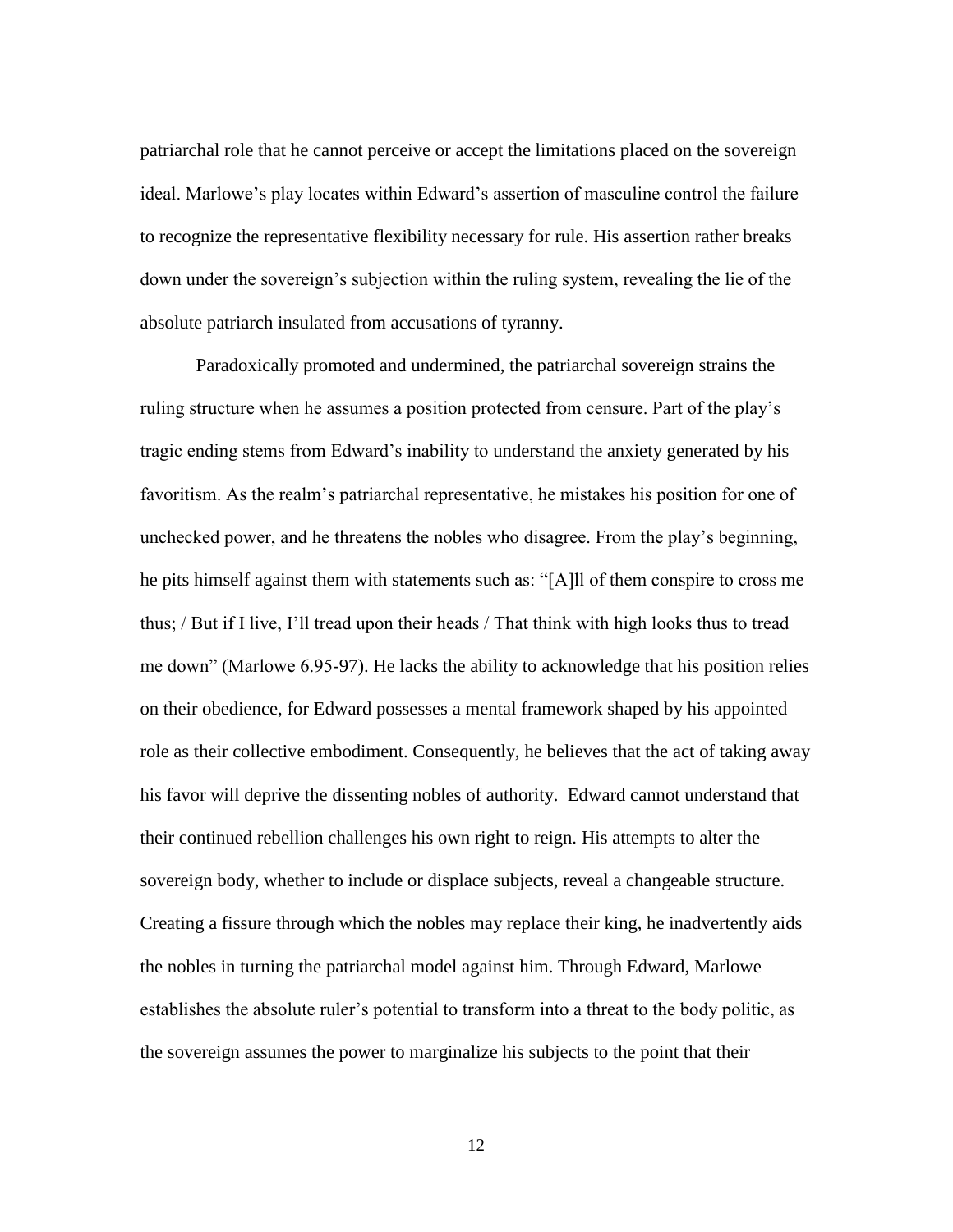patriarchal role that he cannot perceive or accept the limitations placed on the sovereign ideal. Marlowe's play locates within Edward's assertion of masculine control the failure to recognize the representative flexibility necessary for rule. His assertion rather breaks down under the sovereign's subjection within the ruling system, revealing the lie of the absolute patriarch insulated from accusations of tyranny.

Paradoxically promoted and undermined, the patriarchal sovereign strains the ruling structure when he assumes a position protected from censure. Part of the play's tragic ending stems from Edward's inability to understand the anxiety generated by his favoritism. As the realm's patriarchal representative, he mistakes his position for one of unchecked power, and he threatens the nobles who disagree. From the play's beginning, he pits himself against them with statements such as: "[A]ll of them conspire to cross me thus; / But if I live, I'll tread upon their heads / That think with high looks thus to tread me down" (Marlowe 6.95-97). He lacks the ability to acknowledge that his position relies on their obedience, for Edward possesses a mental framework shaped by his appointed role as their collective embodiment. Consequently, he believes that the act of taking away his favor will deprive the dissenting nobles of authority. Edward cannot understand that their continued rebellion challenges his own right to reign. His attempts to alter the sovereign body, whether to include or displace subjects, reveal a changeable structure. Creating a fissure through which the nobles may replace their king, he inadvertently aids the nobles in turning the patriarchal model against him. Through Edward, Marlowe establishes the absolute ruler's potential to transform into a threat to the body politic, as the sovereign assumes the power to marginalize his subjects to the point that their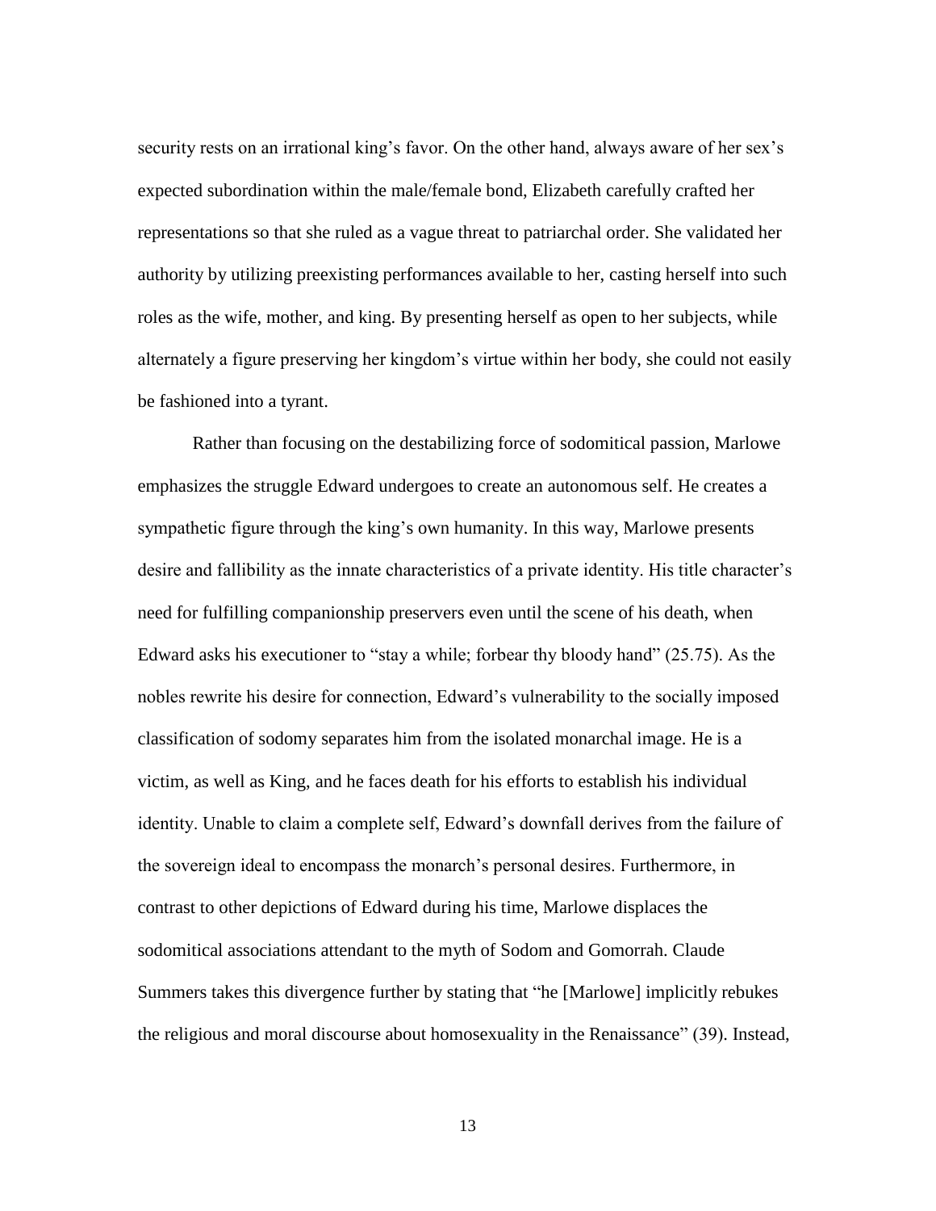security rests on an irrational king's favor. On the other hand, always aware of her sex's expected subordination within the male/female bond, Elizabeth carefully crafted her representations so that she ruled as a vague threat to patriarchal order. She validated her authority by utilizing preexisting performances available to her, casting herself into such roles as the wife, mother, and king. By presenting herself as open to her subjects, while alternately a figure preserving her kingdom's virtue within her body, she could not easily be fashioned into a tyrant.

Rather than focusing on the destabilizing force of sodomitical passion, Marlowe emphasizes the struggle Edward undergoes to create an autonomous self. He creates a sympathetic figure through the king's own humanity. In this way, Marlowe presents desire and fallibility as the innate characteristics of a private identity. His title character's need for fulfilling companionship preservers even until the scene of his death, when Edward asks his executioner to "stay a while; forbear thy bloody hand" (25.75). As the nobles rewrite his desire for connection, Edward's vulnerability to the socially imposed classification of sodomy separates him from the isolated monarchal image. He is a victim, as well as King, and he faces death for his efforts to establish his individual identity. Unable to claim a complete self, Edward's downfall derives from the failure of the sovereign ideal to encompass the monarch's personal desires. Furthermore, in contrast to other depictions of Edward during his time, Marlowe displaces the sodomitical associations attendant to the myth of Sodom and Gomorrah. Claude Summers takes this divergence further by stating that "he [Marlowe] implicitly rebukes the religious and moral discourse about homosexuality in the Renaissance" (39). Instead,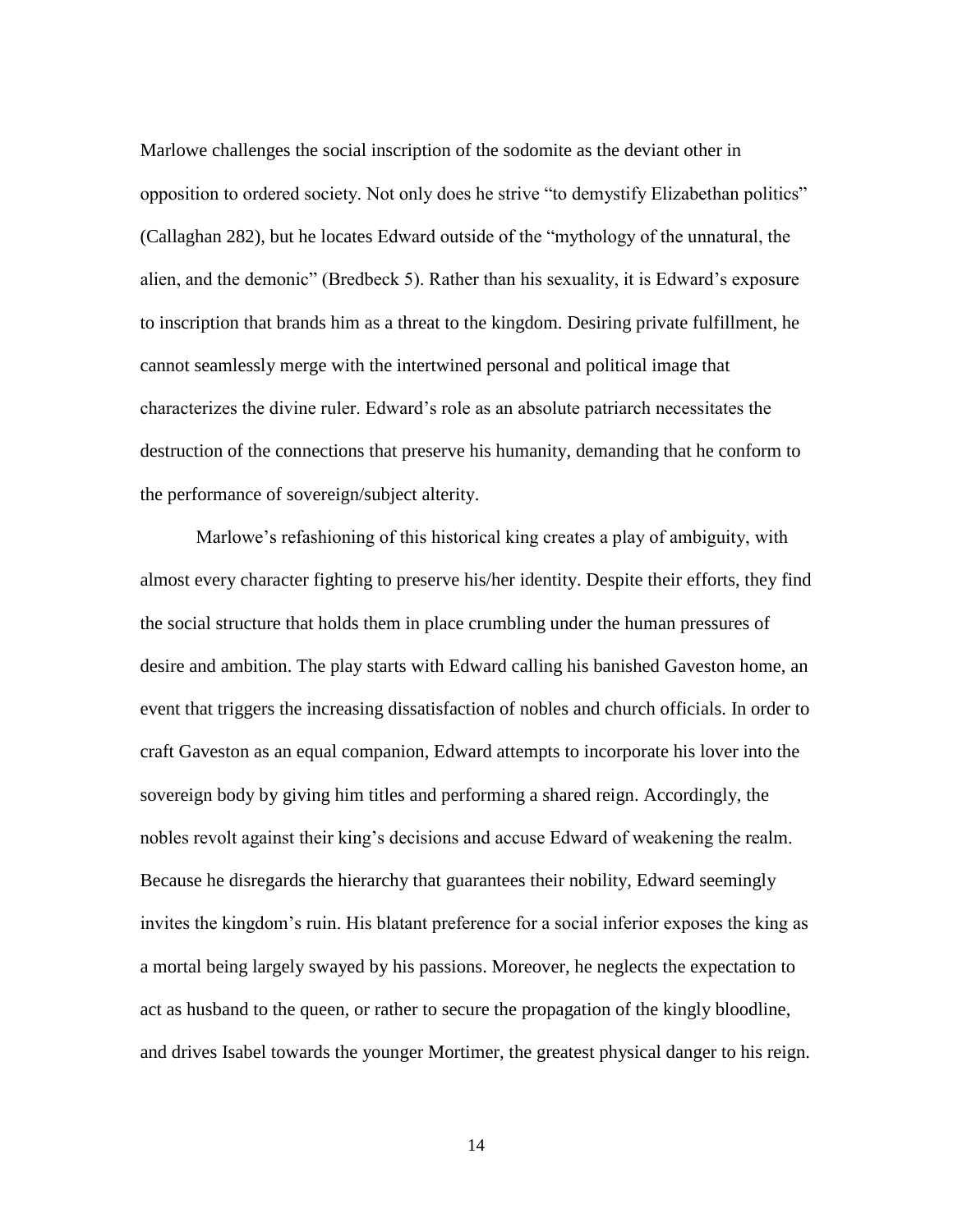Marlowe challenges the social inscription of the sodomite as the deviant other in opposition to ordered society. Not only does he strive "to demystify Elizabethan politics" (Callaghan 282), but he locates Edward outside of the "mythology of the unnatural, the alien, and the demonic" (Bredbeck 5). Rather than his sexuality, it is Edward's exposure to inscription that brands him as a threat to the kingdom. Desiring private fulfillment, he cannot seamlessly merge with the intertwined personal and political image that characterizes the divine ruler. Edward's role as an absolute patriarch necessitates the destruction of the connections that preserve his humanity, demanding that he conform to the performance of sovereign/subject alterity.

Marlowe's refashioning of this historical king creates a play of ambiguity, with almost every character fighting to preserve his/her identity. Despite their efforts, they find the social structure that holds them in place crumbling under the human pressures of desire and ambition. The play starts with Edward calling his banished Gaveston home, an event that triggers the increasing dissatisfaction of nobles and church officials. In order to craft Gaveston as an equal companion, Edward attempts to incorporate his lover into the sovereign body by giving him titles and performing a shared reign. Accordingly, the nobles revolt against their king's decisions and accuse Edward of weakening the realm. Because he disregards the hierarchy that guarantees their nobility, Edward seemingly invites the kingdom's ruin. His blatant preference for a social inferior exposes the king as a mortal being largely swayed by his passions. Moreover, he neglects the expectation to act as husband to the queen, or rather to secure the propagation of the kingly bloodline, and drives Isabel towards the younger Mortimer, the greatest physical danger to his reign.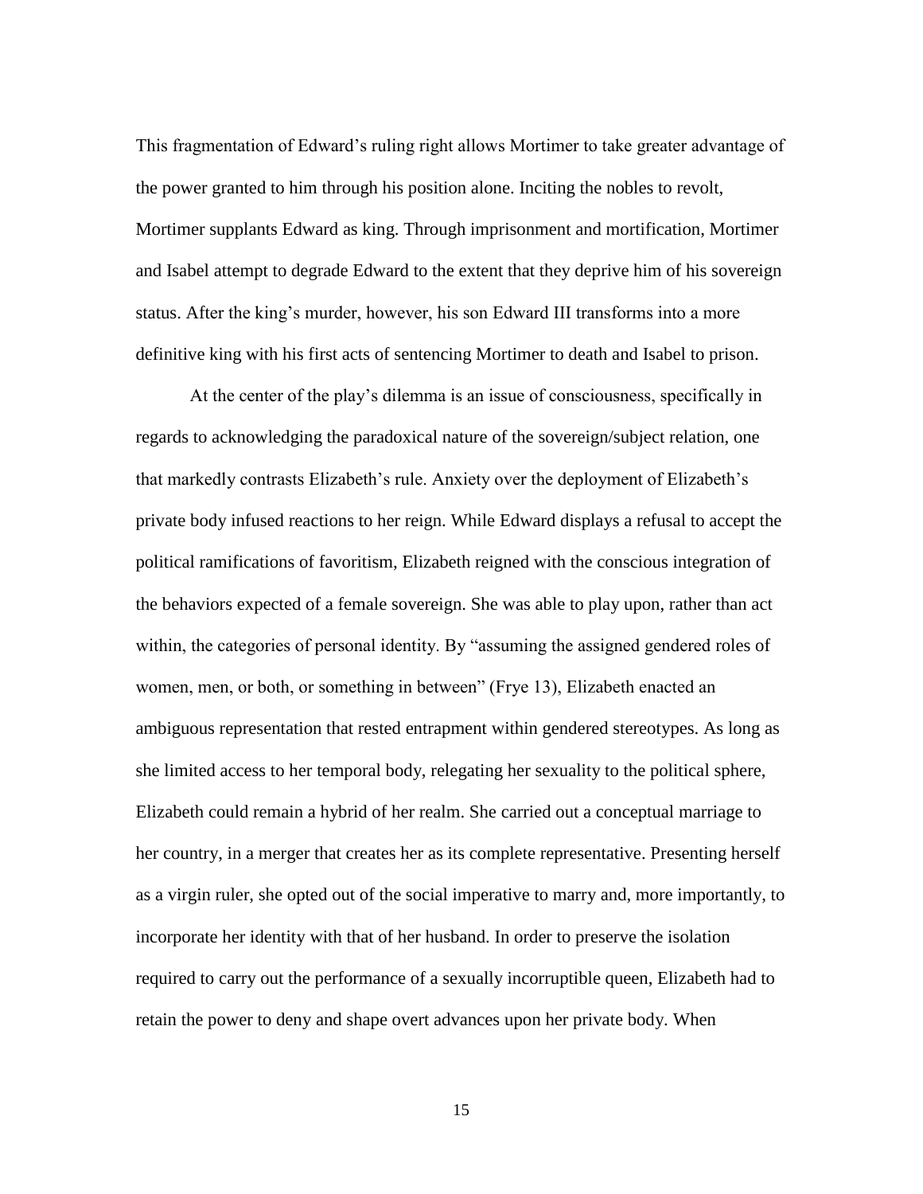This fragmentation of Edward's ruling right allows Mortimer to take greater advantage of the power granted to him through his position alone. Inciting the nobles to revolt, Mortimer supplants Edward as king. Through imprisonment and mortification, Mortimer and Isabel attempt to degrade Edward to the extent that they deprive him of his sovereign status. After the king's murder, however, his son Edward III transforms into a more definitive king with his first acts of sentencing Mortimer to death and Isabel to prison.

At the center of the play's dilemma is an issue of consciousness, specifically in regards to acknowledging the paradoxical nature of the sovereign/subject relation, one that markedly contrasts Elizabeth's rule. Anxiety over the deployment of Elizabeth's private body infused reactions to her reign. While Edward displays a refusal to accept the political ramifications of favoritism, Elizabeth reigned with the conscious integration of the behaviors expected of a female sovereign. She was able to play upon, rather than act within, the categories of personal identity. By "assuming the assigned gendered roles of women, men, or both, or something in between" (Frye 13), Elizabeth enacted an ambiguous representation that rested entrapment within gendered stereotypes. As long as she limited access to her temporal body, relegating her sexuality to the political sphere, Elizabeth could remain a hybrid of her realm. She carried out a conceptual marriage to her country, in a merger that creates her as its complete representative. Presenting herself as a virgin ruler, she opted out of the social imperative to marry and, more importantly, to incorporate her identity with that of her husband. In order to preserve the isolation required to carry out the performance of a sexually incorruptible queen, Elizabeth had to retain the power to deny and shape overt advances upon her private body. When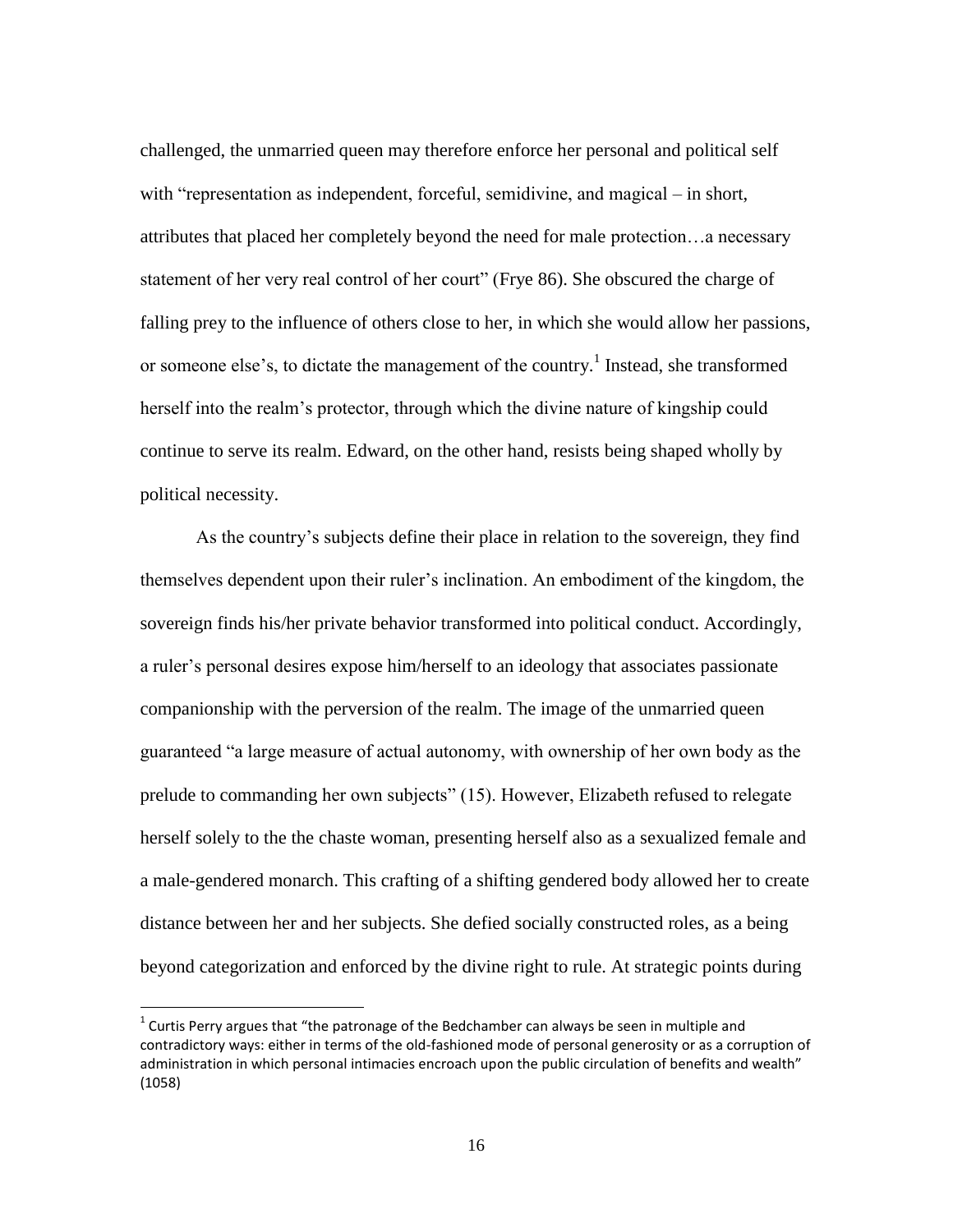challenged, the unmarried queen may therefore enforce her personal and political self with "representation as independent, forceful, semidivine, and magical – in short, attributes that placed her completely beyond the need for male protection…a necessary statement of her very real control of her court" (Frye 86). She obscured the charge of falling prey to the influence of others close to her, in which she would allow her passions, or someone else's, to dictate the management of the country.[1] Instead, she transformed herself into the realm's protector, through which the divine nature of kingship could continue to serve its realm. Edward, on the other hand, resists being shaped wholly by political necessity.

As the country's subjects define their place in relation to the sovereign, they find themselves dependent upon their ruler's inclination. An embodiment of the kingdom, the sovereign finds his/her private behavior transformed into political conduct. Accordingly, a ruler's personal desires expose him/herself to an ideology that associates passionate companionship with the perversion of the realm. The image of the unmarried queen guaranteed "a large measure of actual autonomy, with ownership of her own body as the prelude to commanding her own subjects" (15). However, Elizabeth refused to relegate herself solely to the the chaste woman, presenting herself also as a sexualized female and a male-gendered monarch. This crafting of a shifting gendered body allowed her to create distance between her and her subjects. She defied socially constructed roles, as a being beyond categorization and enforced by the divine right to rule. At strategic points during

---

[1] Curtis Perry argues that "the patronage of the Bedchamber can always be seen in multiple and contradictory ways: either in terms of the old-fashioned mode of personal generosity or as a corruption of administration in which personal intimacies encroach upon the public circulation of benefits and wealth" (1058)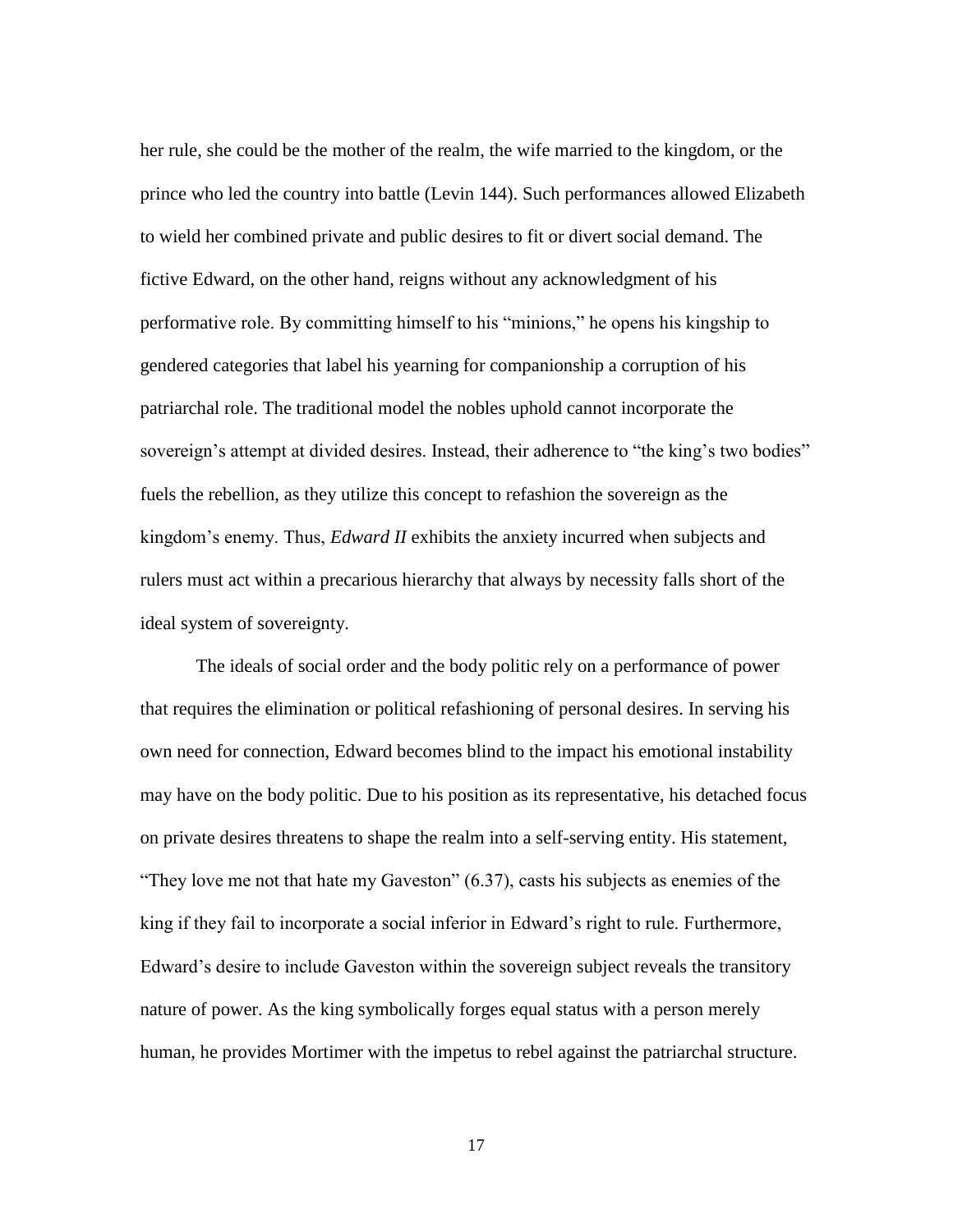her rule, she could be the mother of the realm, the wife married to the kingdom, or the prince who led the country into battle (Levin 144). Such performances allowed Elizabeth to wield her combined private and public desires to fit or divert social demand. The fictive Edward, on the other hand, reigns without any acknowledgment of his performative role. By committing himself to his "minions," he opens his kingship to gendered categories that label his yearning for companionship a corruption of his patriarchal role. The traditional model the nobles uphold cannot incorporate the sovereign's attempt at divided desires. Instead, their adherence to "the king's two bodies" fuels the rebellion, as they utilize this concept to refashion the sovereign as the kingdom's enemy. Thus, *Edward II* exhibits the anxiety incurred when subjects and rulers must act within a precarious hierarchy that always by necessity falls short of the ideal system of sovereignty.

The ideals of social order and the body politic rely on a performance of power that requires the elimination or political refashioning of personal desires. In serving his own need for connection, Edward becomes blind to the impact his emotional instability may have on the body politic. Due to his position as its representative, his detached focus on private desires threatens to shape the realm into a self-serving entity. His statement, "They love me not that hate my Gaveston" (6.37), casts his subjects as enemies of the king if they fail to incorporate a social inferior in Edward's right to rule. Furthermore, Edward's desire to include Gaveston within the sovereign subject reveals the transitory nature of power. As the king symbolically forges equal status with a person merely human, he provides Mortimer with the impetus to rebel against the patriarchal structure.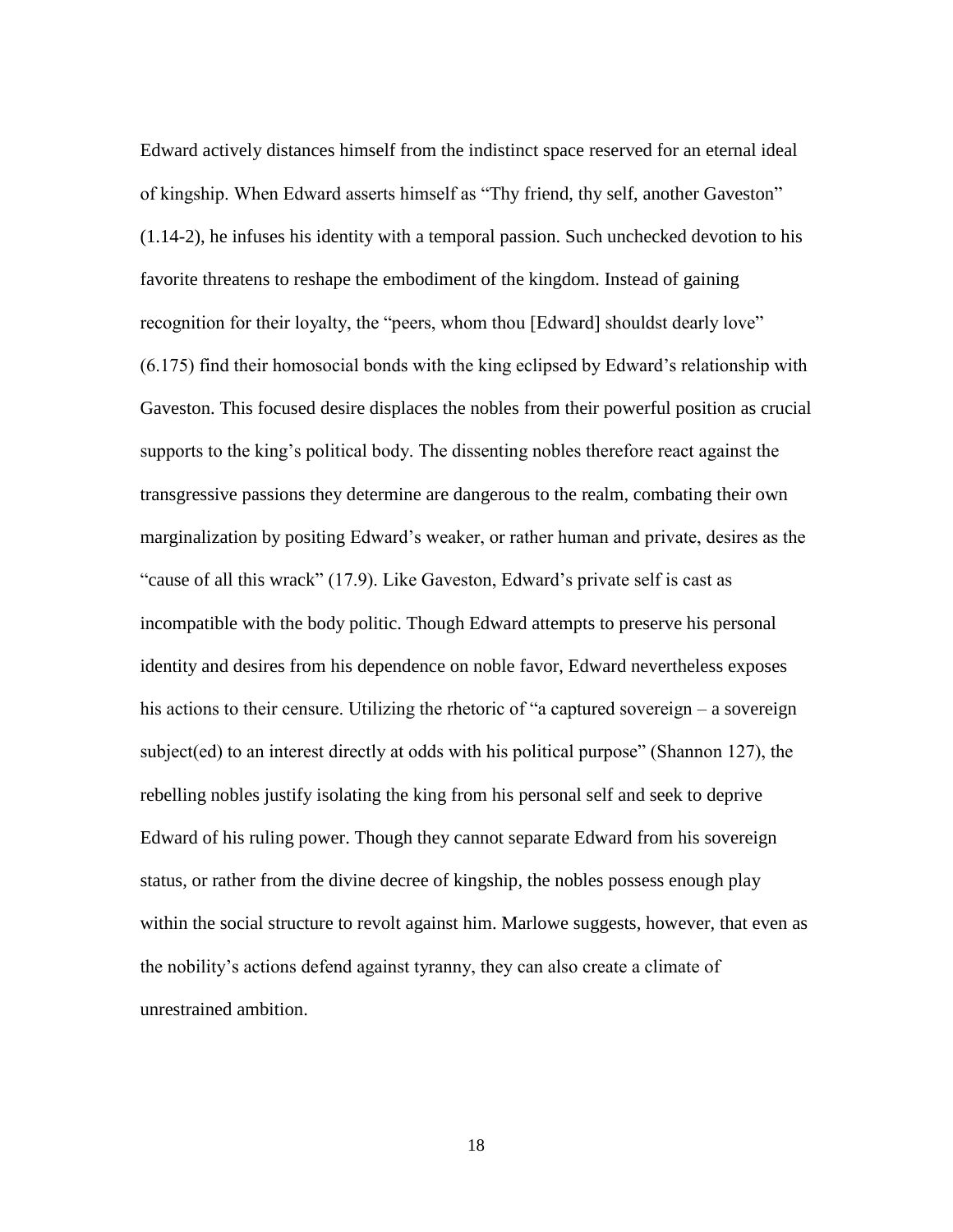Edward actively distances himself from the indistinct space reserved for an eternal ideal of kingship. When Edward asserts himself as "Thy friend, thy self, another Gaveston" (1.14-2), he infuses his identity with a temporal passion. Such unchecked devotion to his favorite threatens to reshape the embodiment of the kingdom. Instead of gaining recognition for their loyalty, the "peers, whom thou [Edward] shouldst dearly love" (6.175) find their homosocial bonds with the king eclipsed by Edward's relationship with Gaveston. This focused desire displaces the nobles from their powerful position as crucial supports to the king's political body. The dissenting nobles therefore react against the transgressive passions they determine are dangerous to the realm, combating their own marginalization by positing Edward's weaker, or rather human and private, desires as the "cause of all this wrack" (17.9). Like Gaveston, Edward's private self is cast as incompatible with the body politic. Though Edward attempts to preserve his personal identity and desires from his dependence on noble favor, Edward nevertheless exposes his actions to their censure. Utilizing the rhetoric of "a captured sovereign – a sovereign subject(ed) to an interest directly at odds with his political purpose" (Shannon 127), the rebelling nobles justify isolating the king from his personal self and seek to deprive Edward of his ruling power. Though they cannot separate Edward from his sovereign status, or rather from the divine decree of kingship, the nobles possess enough play within the social structure to revolt against him. Marlowe suggests, however, that even as the nobility's actions defend against tyranny, they can also create a climate of unrestrained ambition.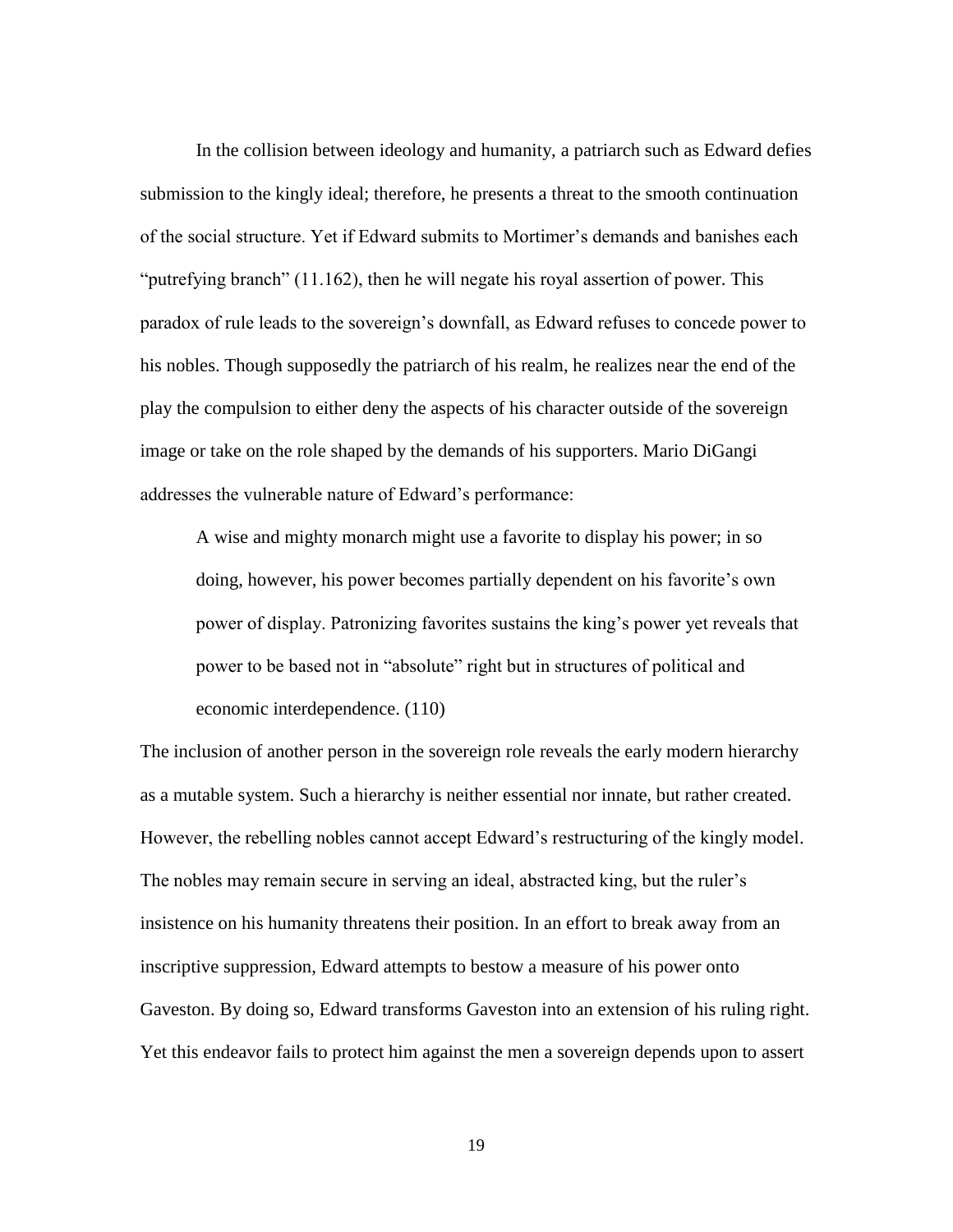In the collision between ideology and humanity, a patriarch such as Edward defies submission to the kingly ideal; therefore, he presents a threat to the smooth continuation of the social structure. Yet if Edward submits to Mortimer's demands and banishes each "putrefying branch" (11.162), then he will negate his royal assertion of power. This paradox of rule leads to the sovereign's downfall, as Edward refuses to concede power to his nobles. Though supposedly the patriarch of his realm, he realizes near the end of the play the compulsion to either deny the aspects of his character outside of the sovereign image or take on the role shaped by the demands of his supporters. Mario DiGangi addresses the vulnerable nature of Edward's performance:

> A wise and mighty monarch might use a favorite to display his power; in so doing, however, his power becomes partially dependent on his favorite's own power of display. Patronizing favorites sustains the king's power yet reveals that power to be based not in "absolute" right but in structures of political and economic interdependence. (110)

The inclusion of another person in the sovereign role reveals the early modern hierarchy as a mutable system. Such a hierarchy is neither essential nor innate, but rather created. However, the rebelling nobles cannot accept Edward's restructuring of the kingly model. The nobles may remain secure in serving an ideal, abstracted king, but the ruler's insistence on his humanity threatens their position. In an effort to break away from an inscriptive suppression, Edward attempts to bestow a measure of his power onto Gaveston. By doing so, Edward transforms Gaveston into an extension of his ruling right. Yet this endeavor fails to protect him against the men a sovereign depends upon to assert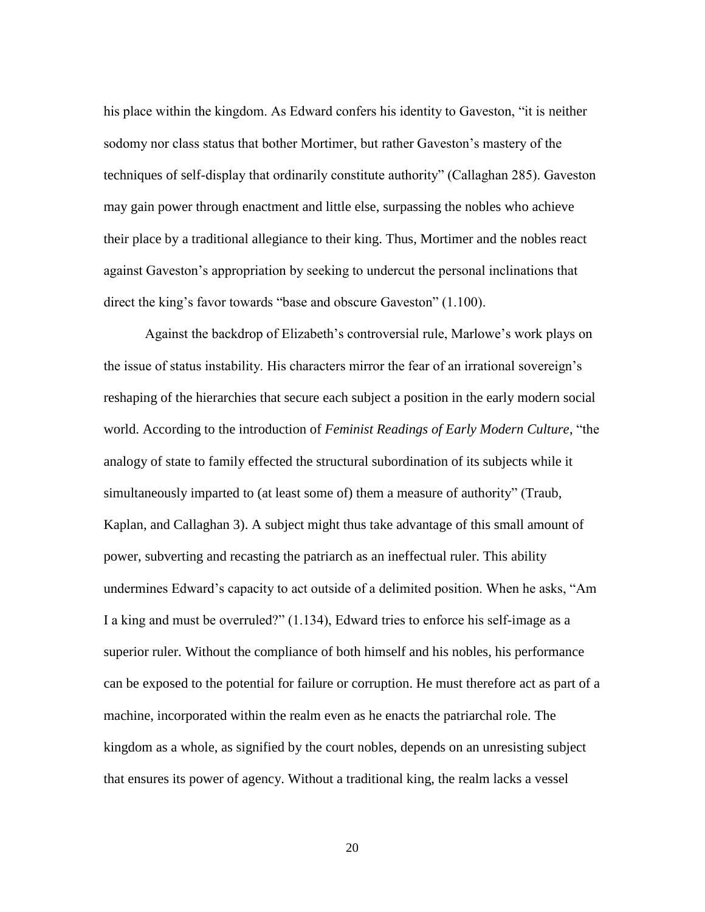his place within the kingdom. As Edward confers his identity to Gaveston, "it is neither sodomy nor class status that bother Mortimer, but rather Gaveston's mastery of the techniques of self-display that ordinarily constitute authority" (Callaghan 285). Gaveston may gain power through enactment and little else, surpassing the nobles who achieve their place by a traditional allegiance to their king. Thus, Mortimer and the nobles react against Gaveston's appropriation by seeking to undercut the personal inclinations that direct the king's favor towards "base and obscure Gaveston" (1.100).

Against the backdrop of Elizabeth's controversial rule, Marlowe's work plays on the issue of status instability. His characters mirror the fear of an irrational sovereign's reshaping of the hierarchies that secure each subject a position in the early modern social world. According to the introduction of *Feminist Readings of Early Modern Culture*, "the analogy of state to family effected the structural subordination of its subjects while it simultaneously imparted to (at least some of) them a measure of authority" (Traub, Kaplan, and Callaghan 3). A subject might thus take advantage of this small amount of power, subverting and recasting the patriarch as an ineffectual ruler. This ability undermines Edward's capacity to act outside of a delimited position. When he asks, "Am I a king and must be overruled?" (1.134), Edward tries to enforce his self-image as a superior ruler. Without the compliance of both himself and his nobles, his performance can be exposed to the potential for failure or corruption. He must therefore act as part of a machine, incorporated within the realm even as he enacts the patriarchal role. The kingdom as a whole, as signified by the court nobles, depends on an unresisting subject that ensures its power of agency. Without a traditional king, the realm lacks a vessel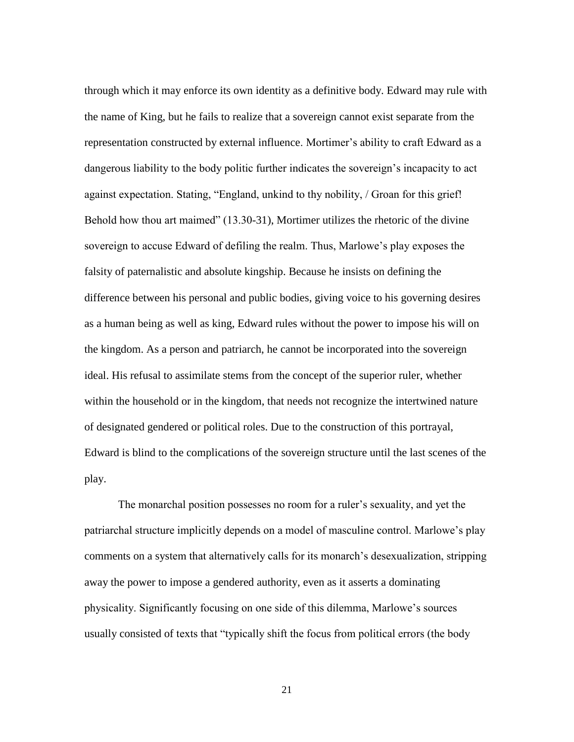through which it may enforce its own identity as a definitive body. Edward may rule with the name of King, but he fails to realize that a sovereign cannot exist separate from the representation constructed by external influence. Mortimer's ability to craft Edward as a dangerous liability to the body politic further indicates the sovereign's incapacity to act against expectation. Stating, "England, unkind to thy nobility, / Groan for this grief! Behold how thou art maimed" (13.30-31), Mortimer utilizes the rhetoric of the divine sovereign to accuse Edward of defiling the realm. Thus, Marlowe's play exposes the falsity of paternalistic and absolute kingship. Because he insists on defining the difference between his personal and public bodies, giving voice to his governing desires as a human being as well as king, Edward rules without the power to impose his will on the kingdom. As a person and patriarch, he cannot be incorporated into the sovereign ideal. His refusal to assimilate stems from the concept of the superior ruler, whether within the household or in the kingdom, that needs not recognize the intertwined nature of designated gendered or political roles. Due to the construction of this portrayal, Edward is blind to the complications of the sovereign structure until the last scenes of the play.

The monarchal position possesses no room for a ruler's sexuality, and yet the patriarchal structure implicitly depends on a model of masculine control. Marlowe's play comments on a system that alternatively calls for its monarch's desexualization, stripping away the power to impose a gendered authority, even as it asserts a dominating physicality. Significantly focusing on one side of this dilemma, Marlowe's sources usually consisted of texts that "typically shift the focus from political errors (the body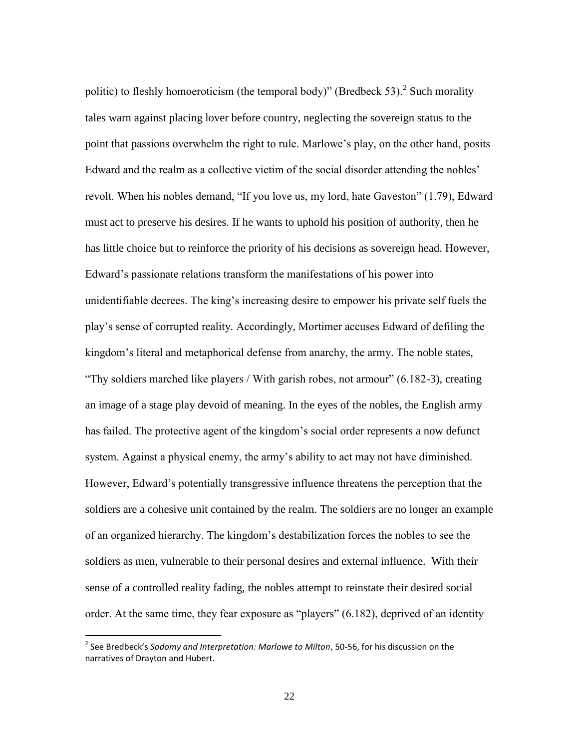politic) to fleshly homoeroticism (the temporal body)" (Bredbeck 53).[2] Such morality tales warn against placing lover before country, neglecting the sovereign status to the point that passions overwhelm the right to rule. Marlowe's play, on the other hand, posits Edward and the realm as a collective victim of the social disorder attending the nobles' revolt. When his nobles demand, "If you love us, my lord, hate Gaveston" (1.79), Edward must act to preserve his desires. If he wants to uphold his position of authority, then he has little choice but to reinforce the priority of his decisions as sovereign head. However, Edward's passionate relations transform the manifestations of his power into unidentifiable decrees. The king's increasing desire to empower his private self fuels the play's sense of corrupted reality. Accordingly, Mortimer accuses Edward of defiling the kingdom's literal and metaphorical defense from anarchy, the army. The noble states, "Thy soldiers marched like players / With garish robes, not armour" (6.182-3), creating an image of a stage play devoid of meaning. In the eyes of the nobles, the English army has failed. The protective agent of the kingdom's social order represents a now defunct system. Against a physical enemy, the army's ability to act may not have diminished. However, Edward's potentially transgressive influence threatens the perception that the soldiers are a cohesive unit contained by the realm. The soldiers are no longer an example of an organized hierarchy. The kingdom's destabilization forces the nobles to see the soldiers as men, vulnerable to their personal desires and external influence. With their sense of a controlled reality fading, the nobles attempt to reinstate their desired social order. At the same time, they fear exposure as "players" (6.182), deprived of an identity

---

[2] See Bredbeck's *Sodomy and Interpretation: Marlowe to Milton*, 50-56, for his discussion on the narratives of Drayton and Hubert.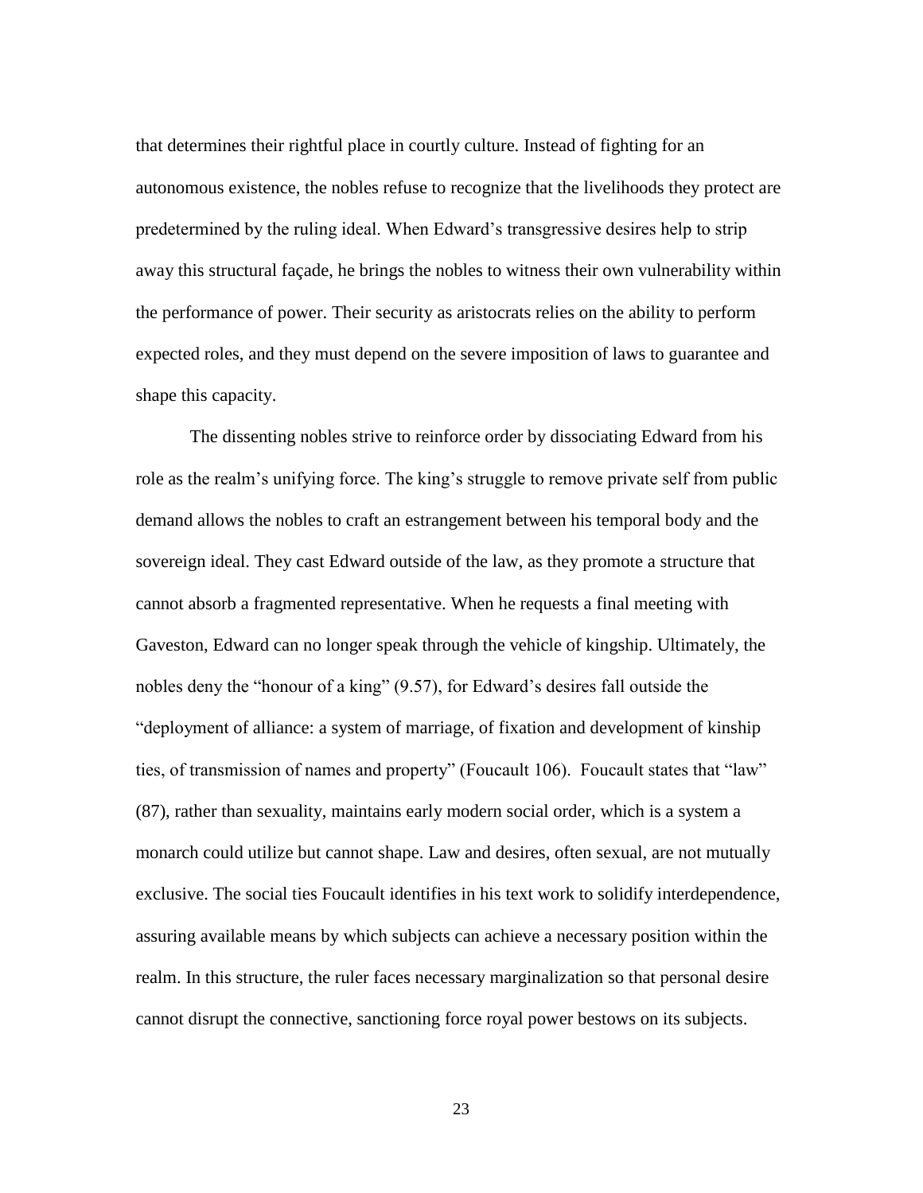that determines their rightful place in courtly culture. Instead of fighting for an autonomous existence, the nobles refuse to recognize that the livelihoods they protect are predetermined by the ruling ideal. When Edward's transgressive desires help to strip away this structural façade, he brings the nobles to witness their own vulnerability within the performance of power. Their security as aristocrats relies on the ability to perform expected roles, and they must depend on the severe imposition of laws to guarantee and shape this capacity.

The dissenting nobles strive to reinforce order by dissociating Edward from his role as the realm's unifying force. The king's struggle to remove private self from public demand allows the nobles to craft an estrangement between his temporal body and the sovereign ideal. They cast Edward outside of the law, as they promote a structure that cannot absorb a fragmented representative. When he requests a final meeting with Gaveston, Edward can no longer speak through the vehicle of kingship. Ultimately, the nobles deny the "honour of a king" (9.57), for Edward's desires fall outside the "deployment of alliance: a system of marriage, of fixation and development of kinship ties, of transmission of names and property" (Foucault 106). Foucault states that "law" (87), rather than sexuality, maintains early modern social order, which is a system a monarch could utilize but cannot shape. Law and desires, often sexual, are not mutually exclusive. The social ties Foucault identifies in his text work to solidify interdependence, assuring available means by which subjects can achieve a necessary position within the realm. In this structure, the ruler faces necessary marginalization so that personal desire cannot disrupt the connective, sanctioning force royal power bestows on its subjects.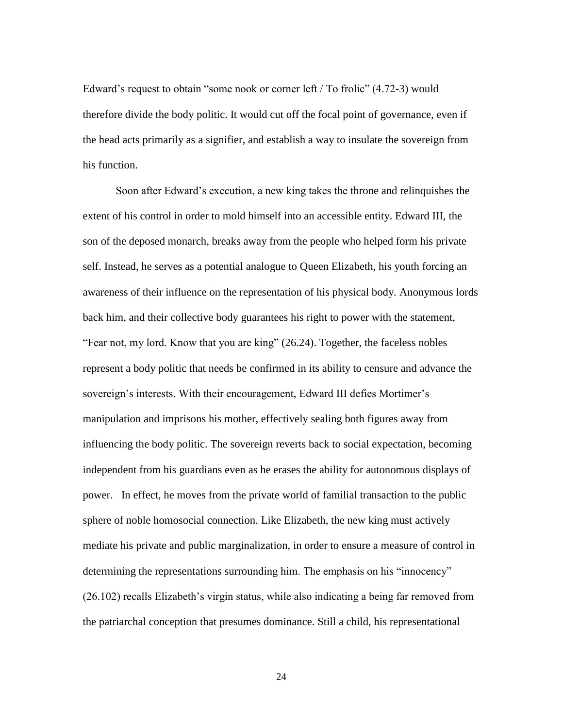Edward's request to obtain "some nook or corner left / To frolic" (4.72-3) would therefore divide the body politic. It would cut off the focal point of governance, even if the head acts primarily as a signifier, and establish a way to insulate the sovereign from his function.

Soon after Edward's execution, a new king takes the throne and relinquishes the extent of his control in order to mold himself into an accessible entity. Edward III, the son of the deposed monarch, breaks away from the people who helped form his private self. Instead, he serves as a potential analogue to Queen Elizabeth, his youth forcing an awareness of their influence on the representation of his physical body. Anonymous lords back him, and their collective body guarantees his right to power with the statement, "Fear not, my lord. Know that you are king" (26.24). Together, the faceless nobles represent a body politic that needs be confirmed in its ability to censure and advance the sovereign's interests. With their encouragement, Edward III defies Mortimer's manipulation and imprisons his mother, effectively sealing both figures away from influencing the body politic. The sovereign reverts back to social expectation, becoming independent from his guardians even as he erases the ability for autonomous displays of power. In effect, he moves from the private world of familial transaction to the public sphere of noble homosocial connection. Like Elizabeth, the new king must actively mediate his private and public marginalization, in order to ensure a measure of control in determining the representations surrounding him. The emphasis on his "innocency" (26.102) recalls Elizabeth's virgin status, while also indicating a being far removed from the patriarchal conception that presumes dominance. Still a child, his representational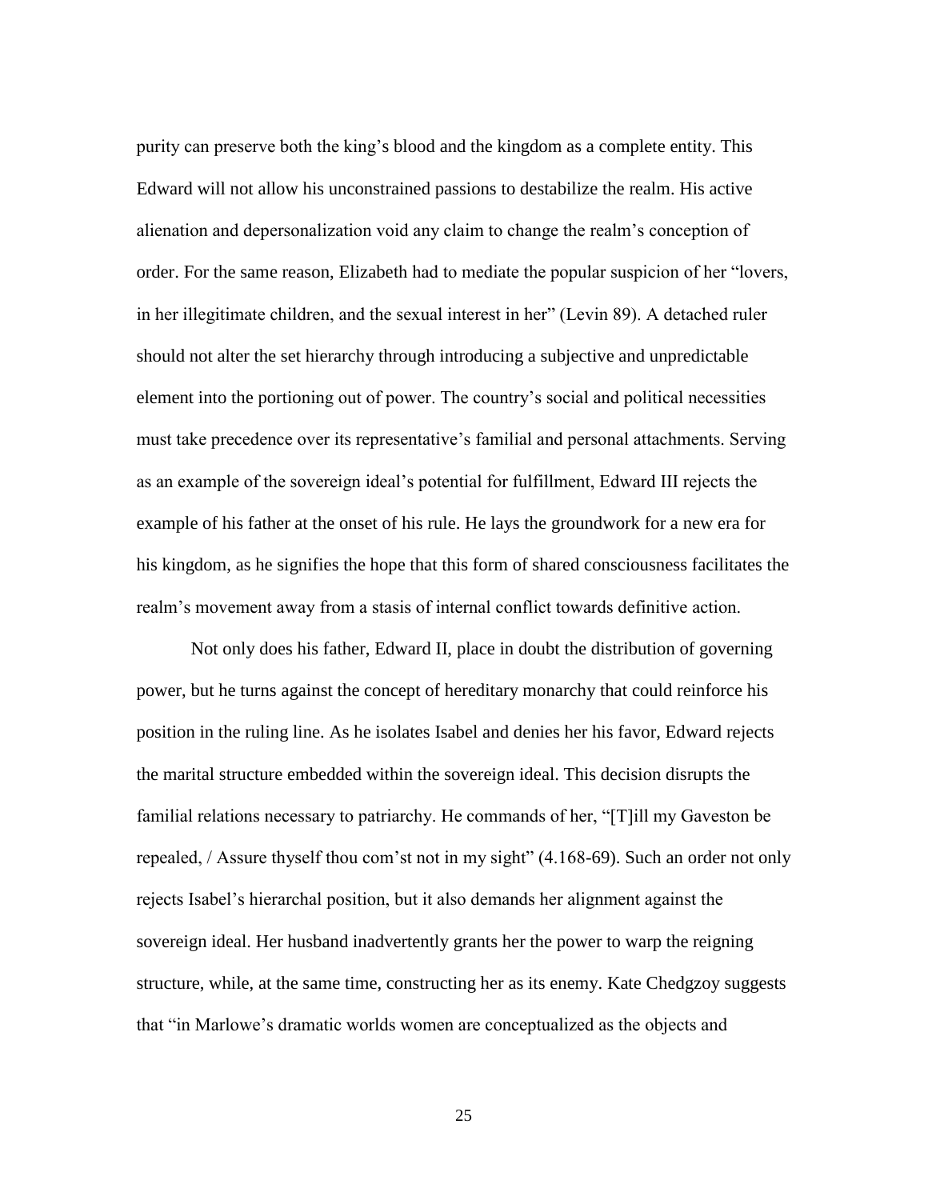purity can preserve both the king's blood and the kingdom as a complete entity. This Edward will not allow his unconstrained passions to destabilize the realm. His active alienation and depersonalization void any claim to change the realm's conception of order. For the same reason, Elizabeth had to mediate the popular suspicion of her "lovers, in her illegitimate children, and the sexual interest in her" (Levin 89). A detached ruler should not alter the set hierarchy through introducing a subjective and unpredictable element into the portioning out of power. The country's social and political necessities must take precedence over its representative's familial and personal attachments. Serving as an example of the sovereign ideal's potential for fulfillment, Edward III rejects the example of his father at the onset of his rule. He lays the groundwork for a new era for his kingdom, as he signifies the hope that this form of shared consciousness facilitates the realm's movement away from a stasis of internal conflict towards definitive action.

Not only does his father, Edward II, place in doubt the distribution of governing power, but he turns against the concept of hereditary monarchy that could reinforce his position in the ruling line. As he isolates Isabel and denies her his favor, Edward rejects the marital structure embedded within the sovereign ideal. This decision disrupts the familial relations necessary to patriarchy. He commands of her, "[T]ill my Gaveston be repealed, / Assure thyself thou com'st not in my sight" (4.168-69). Such an order not only rejects Isabel's hierarchal position, but it also demands her alignment against the sovereign ideal. Her husband inadvertently grants her the power to warp the reigning structure, while, at the same time, constructing her as its enemy. Kate Chedgzoy suggests that "in Marlowe's dramatic worlds women are conceptualized as the objects and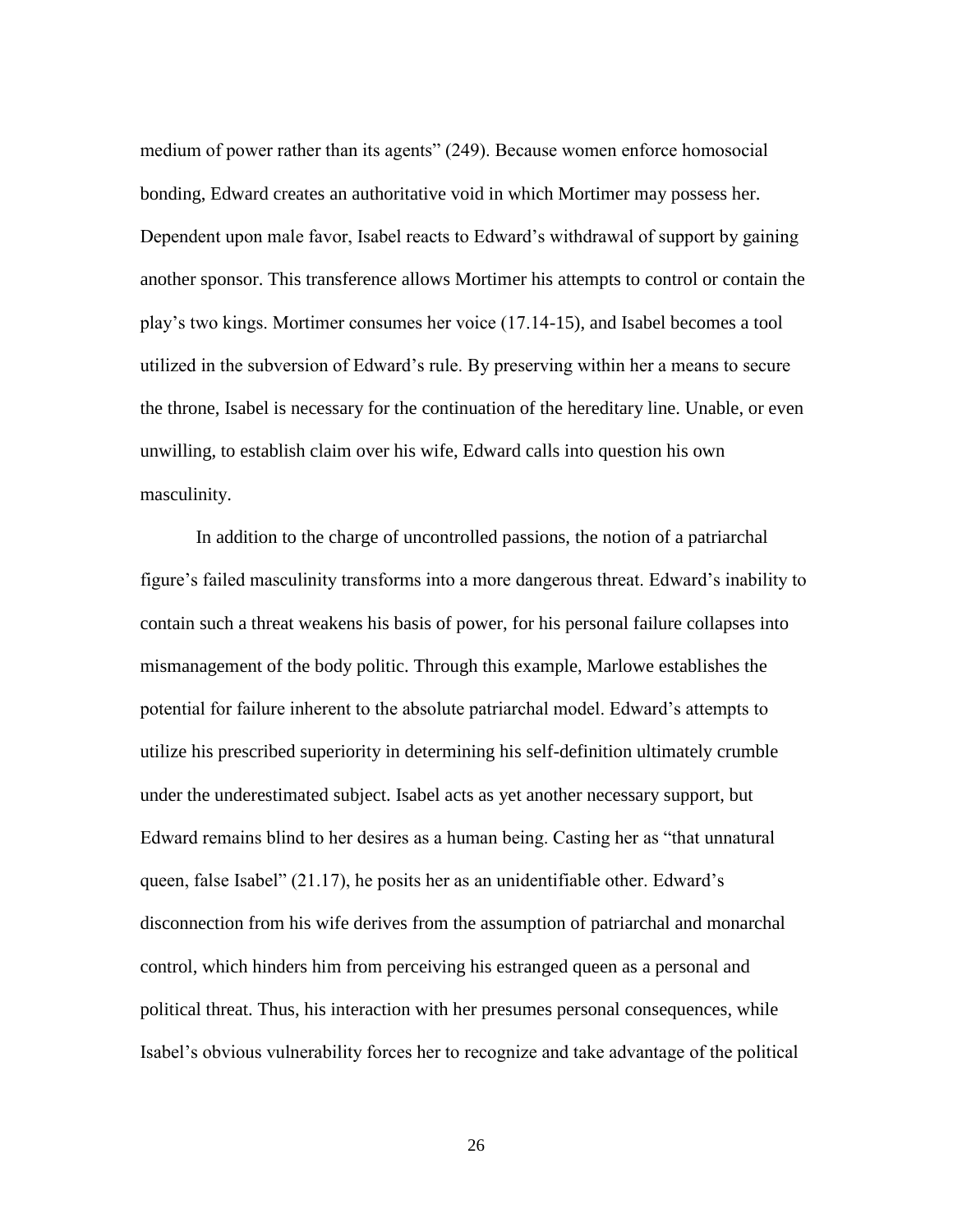medium of power rather than its agents" (249). Because women enforce homosocial bonding, Edward creates an authoritative void in which Mortimer may possess her. Dependent upon male favor, Isabel reacts to Edward's withdrawal of support by gaining another sponsor. This transference allows Mortimer his attempts to control or contain the play's two kings. Mortimer consumes her voice (17.14-15), and Isabel becomes a tool utilized in the subversion of Edward's rule. By preserving within her a means to secure the throne, Isabel is necessary for the continuation of the hereditary line. Unable, or even unwilling, to establish claim over his wife, Edward calls into question his own masculinity.

In addition to the charge of uncontrolled passions, the notion of a patriarchal figure's failed masculinity transforms into a more dangerous threat. Edward's inability to contain such a threat weakens his basis of power, for his personal failure collapses into mismanagement of the body politic. Through this example, Marlowe establishes the potential for failure inherent to the absolute patriarchal model. Edward's attempts to utilize his prescribed superiority in determining his self-definition ultimately crumble under the underestimated subject. Isabel acts as yet another necessary support, but Edward remains blind to her desires as a human being. Casting her as "that unnatural queen, false Isabel" (21.17), he posits her as an unidentifiable other. Edward's disconnection from his wife derives from the assumption of patriarchal and monarchal control, which hinders him from perceiving his estranged queen as a personal and political threat. Thus, his interaction with her presumes personal consequences, while Isabel's obvious vulnerability forces her to recognize and take advantage of the political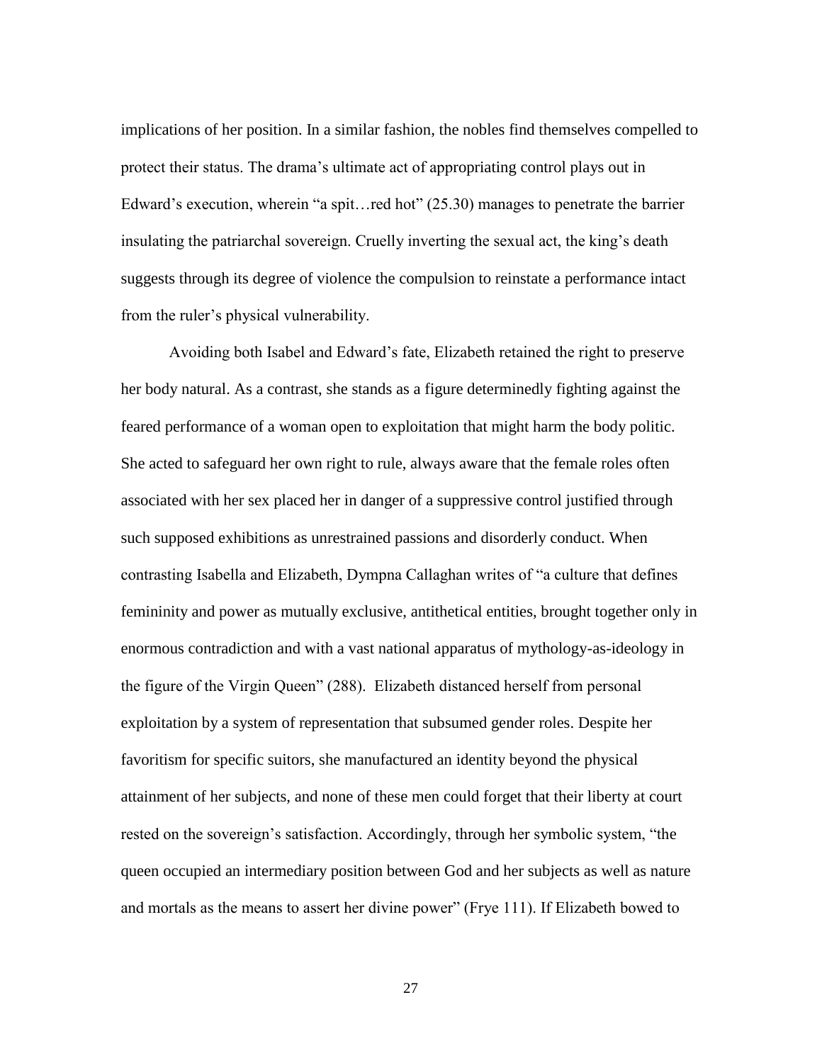implications of her position. In a similar fashion, the nobles find themselves compelled to protect their status. The drama's ultimate act of appropriating control plays out in Edward's execution, wherein "a spit…red hot" (25.30) manages to penetrate the barrier insulating the patriarchal sovereign. Cruelly inverting the sexual act, the king's death suggests through its degree of violence the compulsion to reinstate a performance intact from the ruler's physical vulnerability.

Avoiding both Isabel and Edward's fate, Elizabeth retained the right to preserve her body natural. As a contrast, she stands as a figure determinedly fighting against the feared performance of a woman open to exploitation that might harm the body politic. She acted to safeguard her own right to rule, always aware that the female roles often associated with her sex placed her in danger of a suppressive control justified through such supposed exhibitions as unrestrained passions and disorderly conduct. When contrasting Isabella and Elizabeth, Dympna Callaghan writes of "a culture that defines femininity and power as mutually exclusive, antithetical entities, brought together only in enormous contradiction and with a vast national apparatus of mythology-as-ideology in the figure of the Virgin Queen" (288). Elizabeth distanced herself from personal exploitation by a system of representation that subsumed gender roles. Despite her favoritism for specific suitors, she manufactured an identity beyond the physical attainment of her subjects, and none of these men could forget that their liberty at court rested on the sovereign's satisfaction. Accordingly, through her symbolic system, "the queen occupied an intermediary position between God and her subjects as well as nature and mortals as the means to assert her divine power" (Frye 111). If Elizabeth bowed to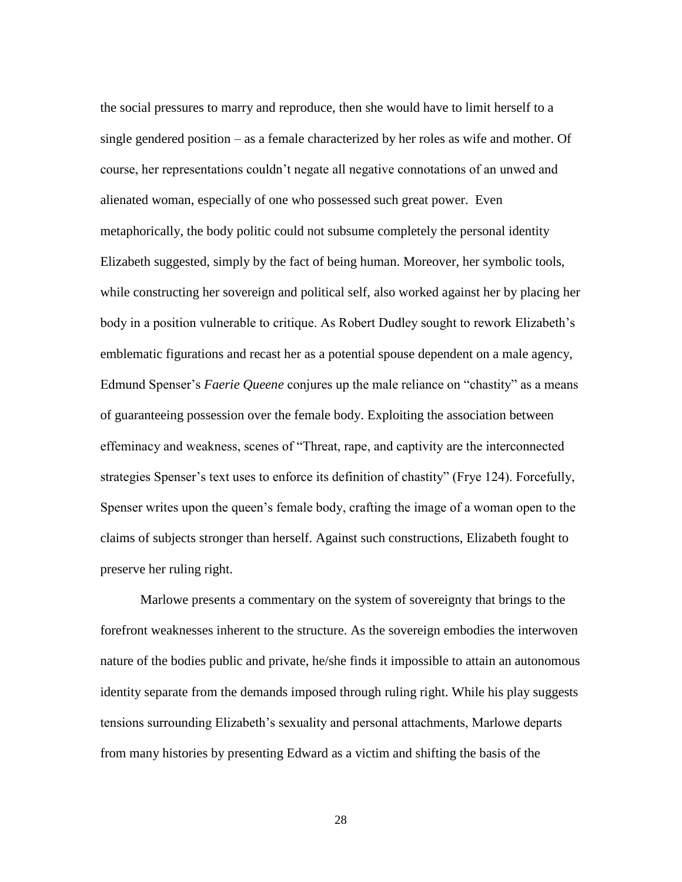the social pressures to marry and reproduce, then she would have to limit herself to a single gendered position – as a female characterized by her roles as wife and mother. Of course, her representations couldn't negate all negative connotations of an unwed and alienated woman, especially of one who possessed such great power. Even metaphorically, the body politic could not subsume completely the personal identity Elizabeth suggested, simply by the fact of being human. Moreover, her symbolic tools, while constructing her sovereign and political self, also worked against her by placing her body in a position vulnerable to critique. As Robert Dudley sought to rework Elizabeth's emblematic figurations and recast her as a potential spouse dependent on a male agency, Edmund Spenser's *Faerie Queene* conjures up the male reliance on "chastity" as a means of guaranteeing possession over the female body. Exploiting the association between effeminacy and weakness, scenes of "Threat, rape, and captivity are the interconnected strategies Spenser's text uses to enforce its definition of chastity" (Frye 124). Forcefully, Spenser writes upon the queen's female body, crafting the image of a woman open to the claims of subjects stronger than herself. Against such constructions, Elizabeth fought to preserve her ruling right.

Marlowe presents a commentary on the system of sovereignty that brings to the forefront weaknesses inherent to the structure. As the sovereign embodies the interwoven nature of the bodies public and private, he/she finds it impossible to attain an autonomous identity separate from the demands imposed through ruling right. While his play suggests tensions surrounding Elizabeth's sexuality and personal attachments, Marlowe departs from many histories by presenting Edward as a victim and shifting the basis of the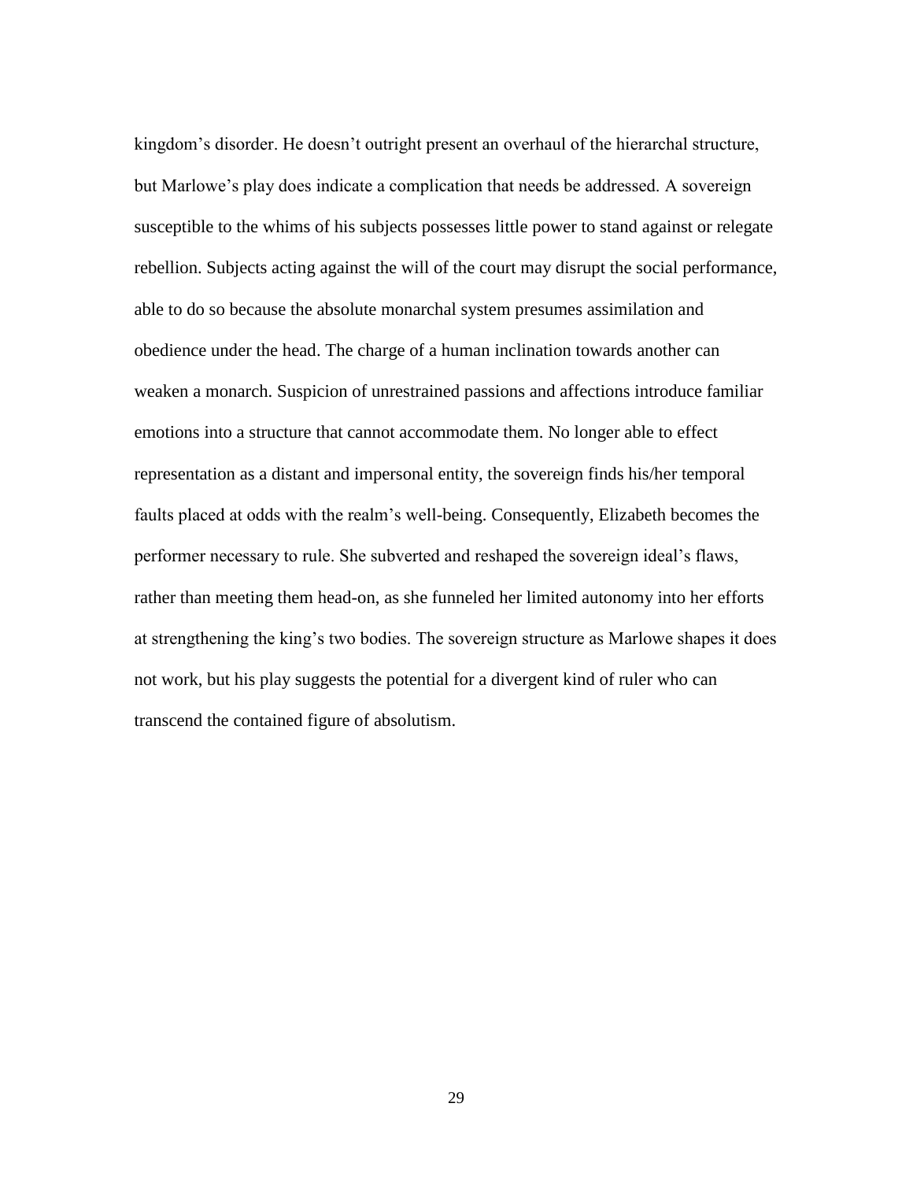kingdom's disorder. He doesn't outright present an overhaul of the hierarchal structure, but Marlowe's play does indicate a complication that needs be addressed. A sovereign susceptible to the whims of his subjects possesses little power to stand against or relegate rebellion. Subjects acting against the will of the court may disrupt the social performance, able to do so because the absolute monarchal system presumes assimilation and obedience under the head. The charge of a human inclination towards another can weaken a monarch. Suspicion of unrestrained passions and affections introduce familiar emotions into a structure that cannot accommodate them. No longer able to effect representation as a distant and impersonal entity, the sovereign finds his/her temporal faults placed at odds with the realm's well-being. Consequently, Elizabeth becomes the performer necessary to rule. She subverted and reshaped the sovereign ideal's flaws, rather than meeting them head-on, as she funneled her limited autonomy into her efforts at strengthening the king's two bodies. The sovereign structure as Marlowe shapes it does not work, but his play suggests the potential for a divergent kind of ruler who can transcend the contained figure of absolutism.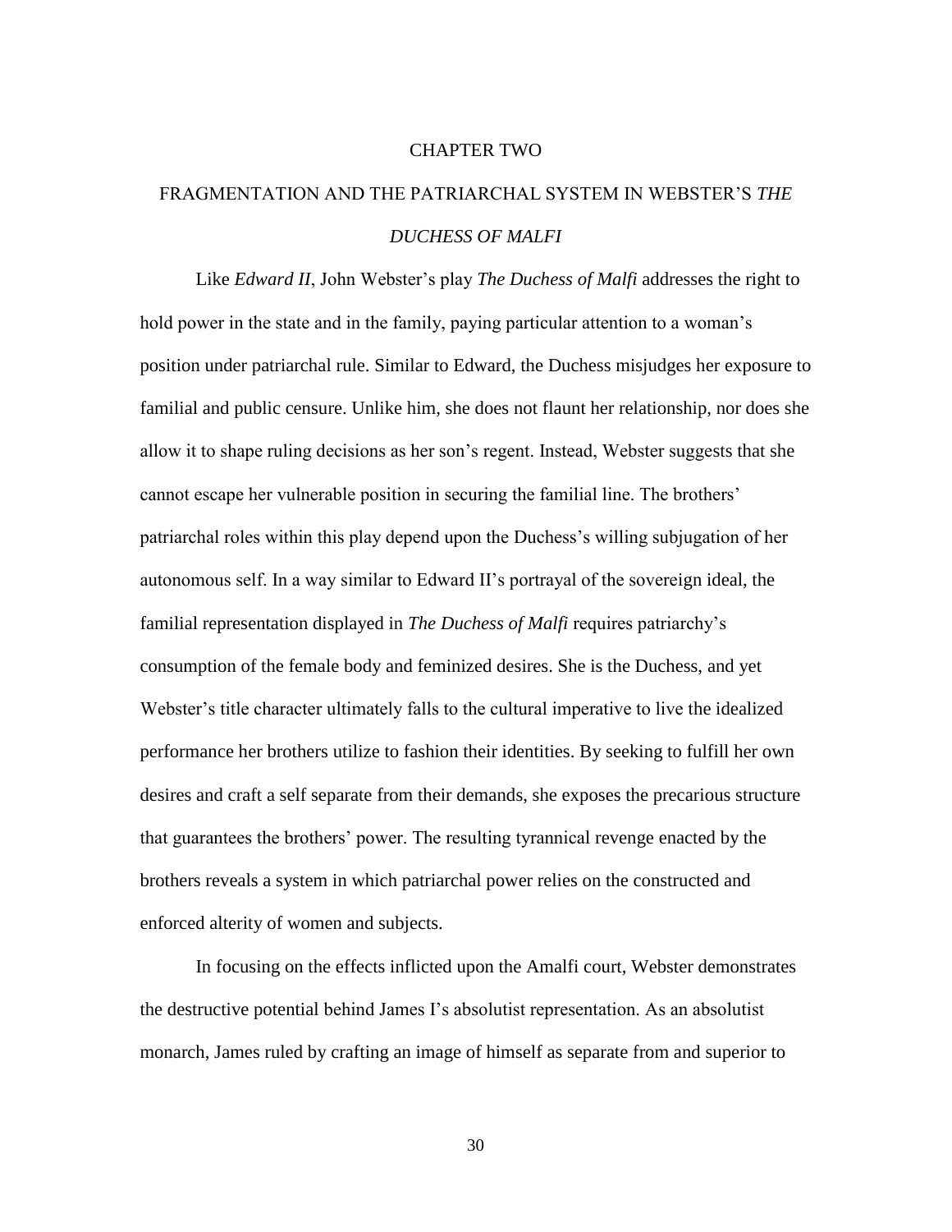# CHAPTER TWO

## FRAGMENTATION AND THE PATRIARCHAL SYSTEM IN WEBSTER'S *THE DUCHESS OF MALFI*

Like *Edward II*, John Webster's play *The Duchess of Malfi* addresses the right to hold power in the state and in the family, paying particular attention to a woman's position under patriarchal rule. Similar to Edward, the Duchess misjudges her exposure to familial and public censure. Unlike him, she does not flaunt her relationship, nor does she allow it to shape ruling decisions as her son's regent. Instead, Webster suggests that she cannot escape her vulnerable position in securing the familial line. The brothers' patriarchal roles within this play depend upon the Duchess's willing subjugation of her autonomous self. In a way similar to Edward II's portrayal of the sovereign ideal, the familial representation displayed in *The Duchess of Malfi* requires patriarchy's consumption of the female body and feminized desires. She is the Duchess, and yet Webster's title character ultimately falls to the cultural imperative to live the idealized performance her brothers utilize to fashion their identities. By seeking to fulfill her own desires and craft a self separate from their demands, she exposes the precarious structure that guarantees the brothers' power. The resulting tyrannical revenge enacted by the brothers reveals a system in which patriarchal power relies on the constructed and enforced alterity of women and subjects.

In focusing on the effects inflicted upon the Amalfi court, Webster demonstrates the destructive potential behind James I's absolutist representation. As an absolutist monarch, James ruled by crafting an image of himself as separate from and superior to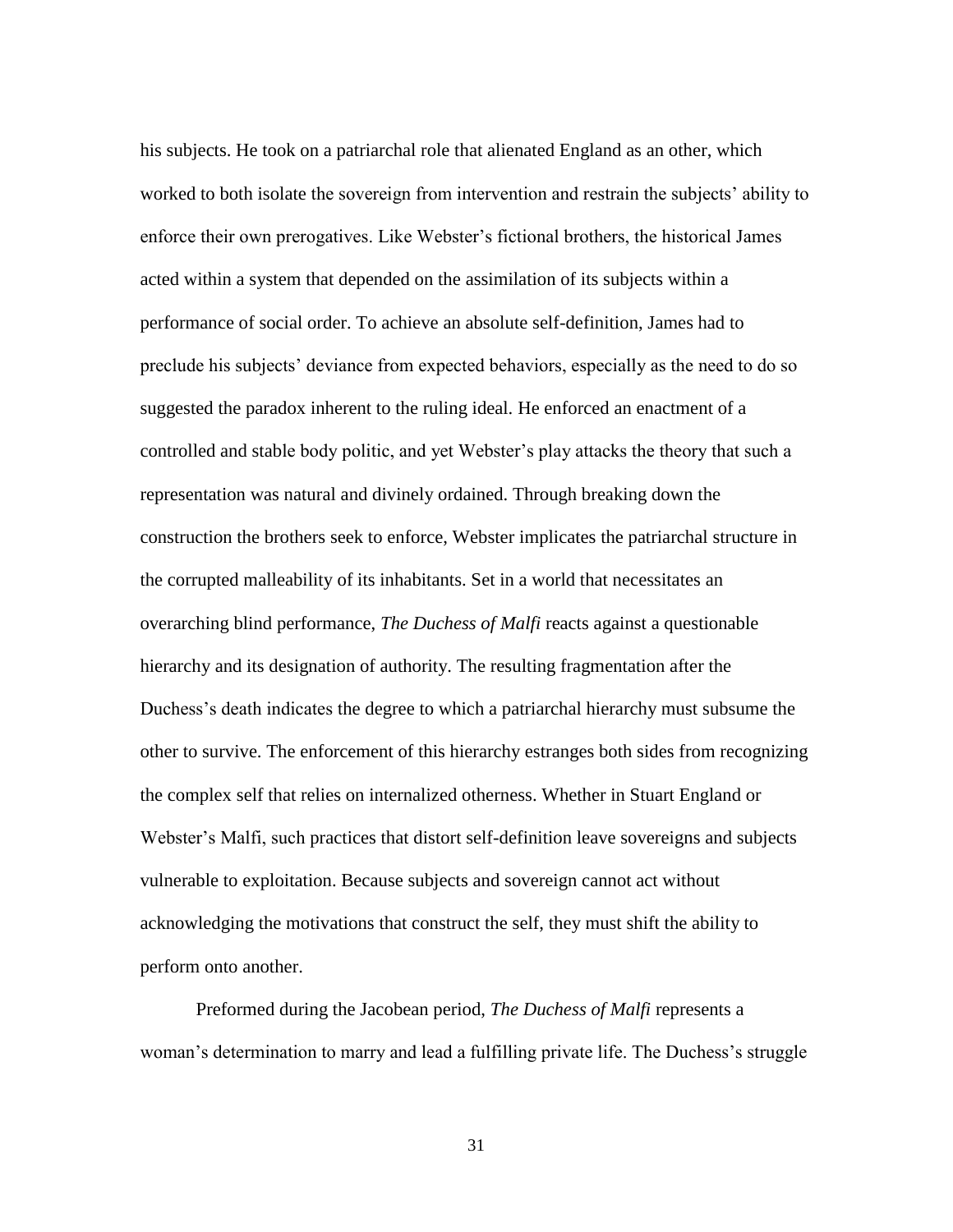his subjects. He took on a patriarchal role that alienated England as an other, which worked to both isolate the sovereign from intervention and restrain the subjects' ability to enforce their own prerogatives. Like Webster's fictional brothers, the historical James acted within a system that depended on the assimilation of its subjects within a performance of social order. To achieve an absolute self-definition, James had to preclude his subjects' deviance from expected behaviors, especially as the need to do so suggested the paradox inherent to the ruling ideal. He enforced an enactment of a controlled and stable body politic, and yet Webster's play attacks the theory that such a representation was natural and divinely ordained. Through breaking down the construction the brothers seek to enforce, Webster implicates the patriarchal structure in the corrupted malleability of its inhabitants. Set in a world that necessitates an overarching blind performance, *The Duchess of Malfi* reacts against a questionable hierarchy and its designation of authority. The resulting fragmentation after the Duchess's death indicates the degree to which a patriarchal hierarchy must subsume the other to survive. The enforcement of this hierarchy estranges both sides from recognizing the complex self that relies on internalized otherness. Whether in Stuart England or Webster's Malfi, such practices that distort self-definition leave sovereigns and subjects vulnerable to exploitation. Because subjects and sovereign cannot act without acknowledging the motivations that construct the self, they must shift the ability to perform onto another.

Preformed during the Jacobean period, *The Duchess of Malfi* represents a woman's determination to marry and lead a fulfilling private life. The Duchess's struggle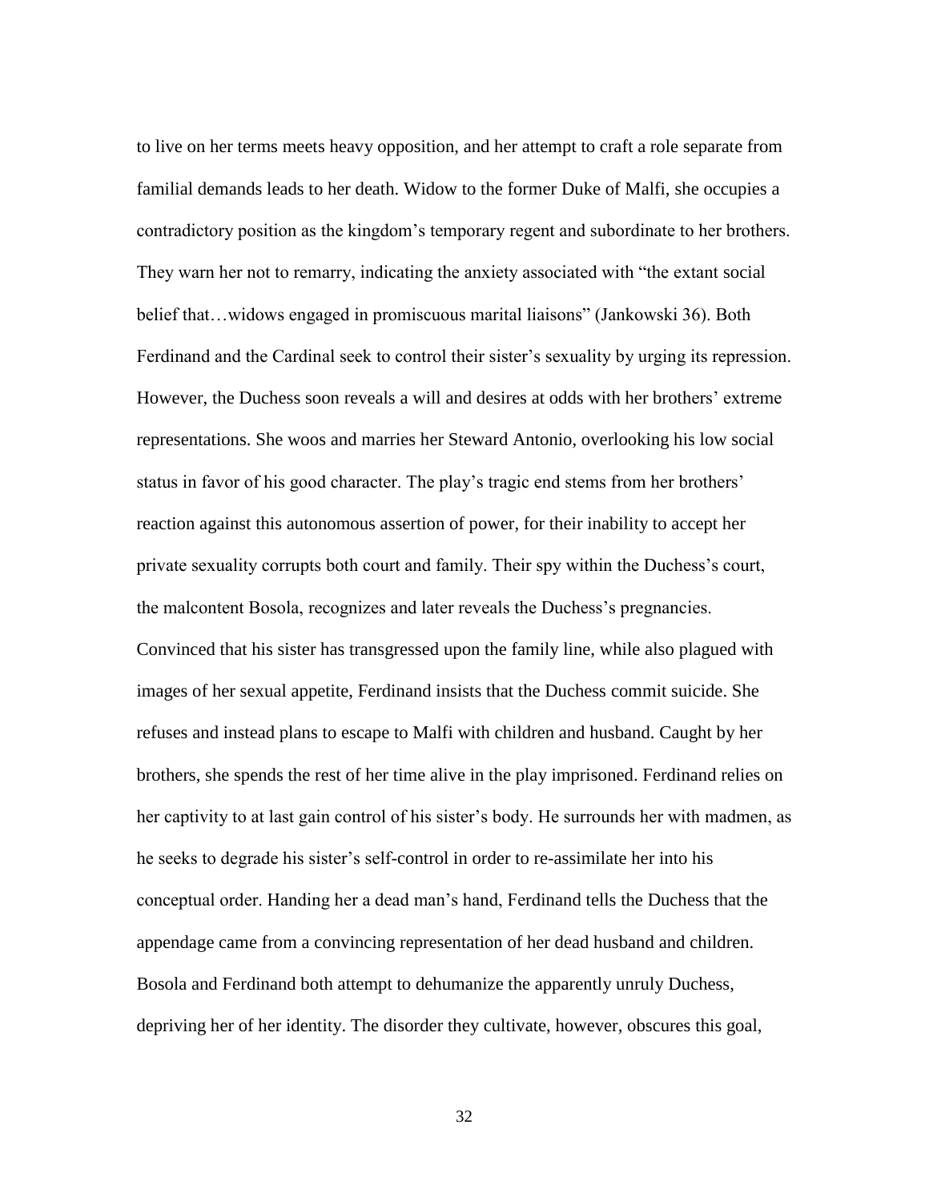to live on her terms meets heavy opposition, and her attempt to craft a role separate from familial demands leads to her death. Widow to the former Duke of Malfi, she occupies a contradictory position as the kingdom's temporary regent and subordinate to her brothers. They warn her not to remarry, indicating the anxiety associated with "the extant social belief that…widows engaged in promiscuous marital liaisons" (Jankowski 36). Both Ferdinand and the Cardinal seek to control their sister's sexuality by urging its repression. However, the Duchess soon reveals a will and desires at odds with her brothers' extreme representations. She woos and marries her Steward Antonio, overlooking his low social status in favor of his good character. The play's tragic end stems from her brothers' reaction against this autonomous assertion of power, for their inability to accept her private sexuality corrupts both court and family. Their spy within the Duchess's court, the malcontent Bosola, recognizes and later reveals the Duchess's pregnancies. Convinced that his sister has transgressed upon the family line, while also plagued with images of her sexual appetite, Ferdinand insists that the Duchess commit suicide. She refuses and instead plans to escape to Malfi with children and husband. Caught by her brothers, she spends the rest of her time alive in the play imprisoned. Ferdinand relies on her captivity to at last gain control of his sister's body. He surrounds her with madmen, as he seeks to degrade his sister's self-control in order to re-assimilate her into his conceptual order. Handing her a dead man's hand, Ferdinand tells the Duchess that the appendage came from a convincing representation of her dead husband and children. Bosola and Ferdinand both attempt to dehumanize the apparently unruly Duchess, depriving her of her identity. The disorder they cultivate, however, obscures this goal,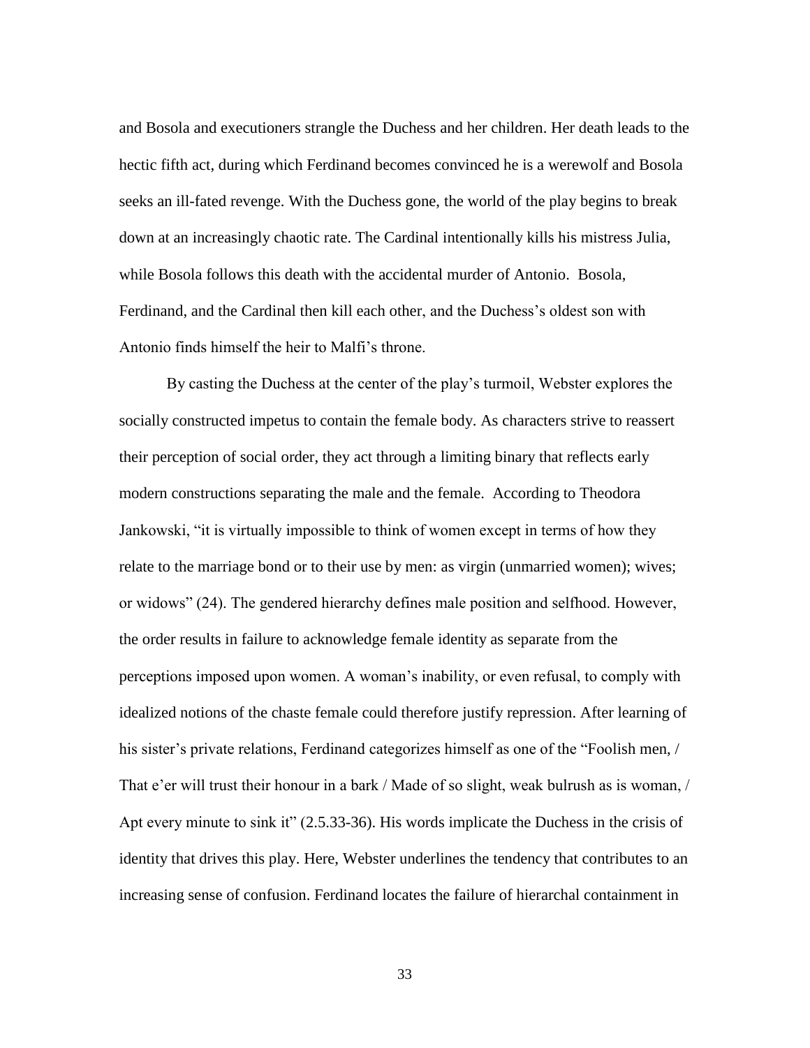and Bosola and executioners strangle the Duchess and her children. Her death leads to the hectic fifth act, during which Ferdinand becomes convinced he is a werewolf and Bosola seeks an ill-fated revenge. With the Duchess gone, the world of the play begins to break down at an increasingly chaotic rate. The Cardinal intentionally kills his mistress Julia, while Bosola follows this death with the accidental murder of Antonio. Bosola, Ferdinand, and the Cardinal then kill each other, and the Duchess's oldest son with Antonio finds himself the heir to Malfi's throne.

By casting the Duchess at the center of the play's turmoil, Webster explores the socially constructed impetus to contain the female body. As characters strive to reassert their perception of social order, they act through a limiting binary that reflects early modern constructions separating the male and the female. According to Theodora Jankowski, "it is virtually impossible to think of women except in terms of how they relate to the marriage bond or to their use by men: as virgin (unmarried women); wives; or widows" (24). The gendered hierarchy defines male position and selfhood. However, the order results in failure to acknowledge female identity as separate from the perceptions imposed upon women. A woman's inability, or even refusal, to comply with idealized notions of the chaste female could therefore justify repression. After learning of his sister's private relations, Ferdinand categorizes himself as one of the "Foolish men, / That e'er will trust their honour in a bark / Made of so slight, weak bulrush as is woman, / Apt every minute to sink it" (2.5.33-36). His words implicate the Duchess in the crisis of identity that drives this play. Here, Webster underlines the tendency that contributes to an increasing sense of confusion. Ferdinand locates the failure of hierarchal containment in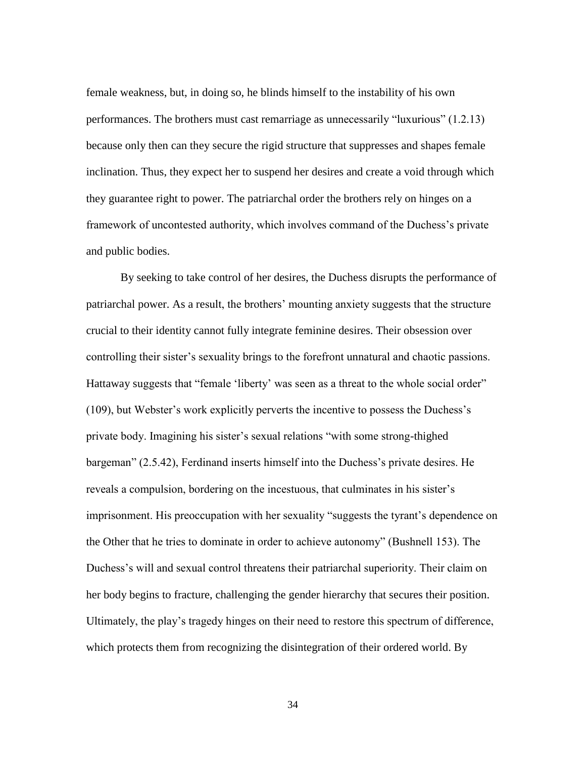female weakness, but, in doing so, he blinds himself to the instability of his own performances. The brothers must cast remarriage as unnecessarily "luxurious" (1.2.13) because only then can they secure the rigid structure that suppresses and shapes female inclination. Thus, they expect her to suspend her desires and create a void through which they guarantee right to power. The patriarchal order the brothers rely on hinges on a framework of uncontested authority, which involves command of the Duchess's private and public bodies.

By seeking to take control of her desires, the Duchess disrupts the performance of patriarchal power. As a result, the brothers' mounting anxiety suggests that the structure crucial to their identity cannot fully integrate feminine desires. Their obsession over controlling their sister's sexuality brings to the forefront unnatural and chaotic passions. Hattaway suggests that "female 'liberty' was seen as a threat to the whole social order" (109), but Webster's work explicitly perverts the incentive to possess the Duchess's private body. Imagining his sister's sexual relations "with some strong-thighed bargeman" (2.5.42), Ferdinand inserts himself into the Duchess's private desires. He reveals a compulsion, bordering on the incestuous, that culminates in his sister's imprisonment. His preoccupation with her sexuality "suggests the tyrant's dependence on the Other that he tries to dominate in order to achieve autonomy" (Bushnell 153). The Duchess's will and sexual control threatens their patriarchal superiority. Their claim on her body begins to fracture, challenging the gender hierarchy that secures their position. Ultimately, the play's tragedy hinges on their need to restore this spectrum of difference, which protects them from recognizing the disintegration of their ordered world. By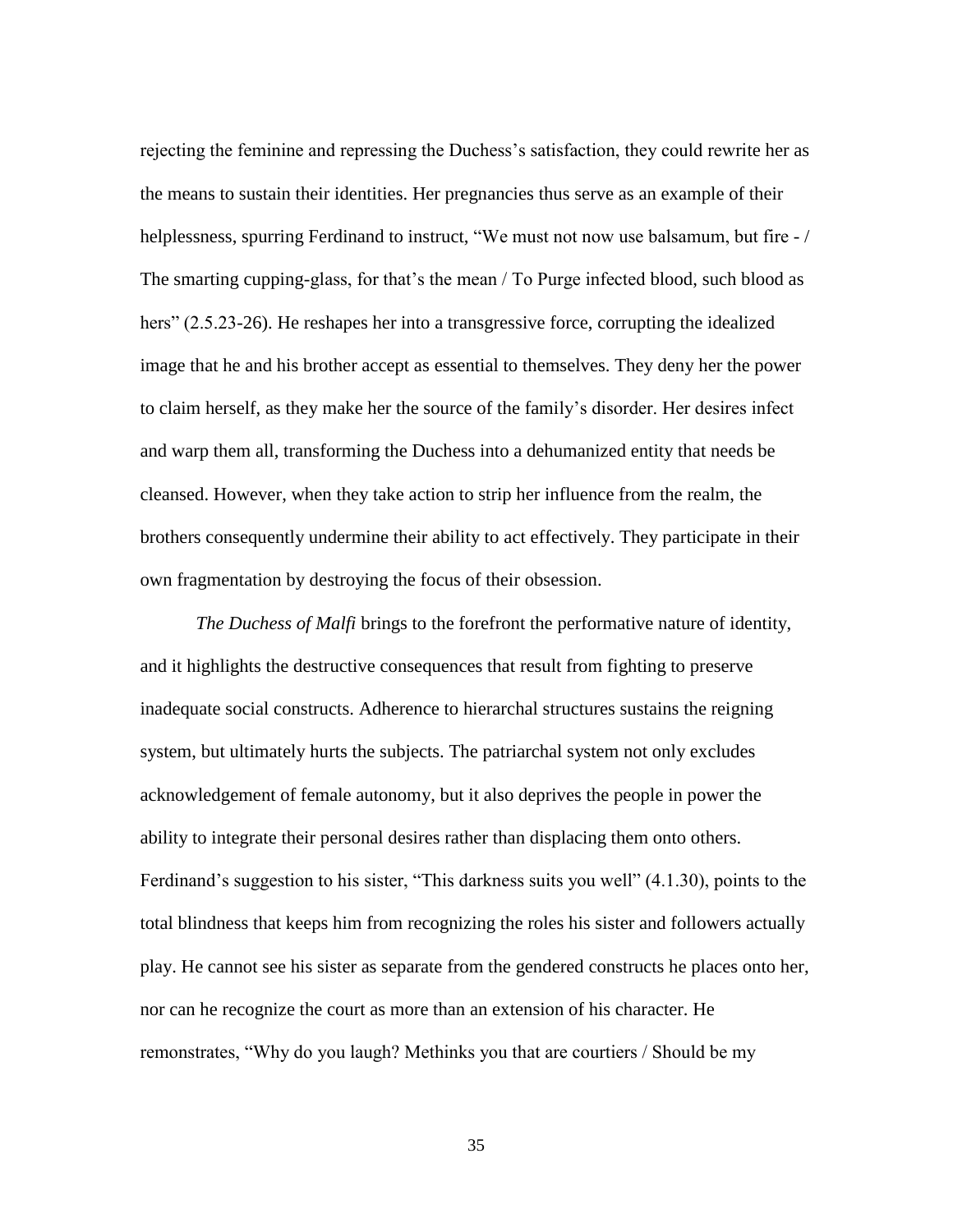rejecting the feminine and repressing the Duchess's satisfaction, they could rewrite her as the means to sustain their identities. Her pregnancies thus serve as an example of their helplessness, spurring Ferdinand to instruct, "We must not now use balsamum, but fire - / The smarting cupping-glass, for that's the mean / To Purge infected blood, such blood as hers" (2.5.23-26). He reshapes her into a transgressive force, corrupting the idealized image that he and his brother accept as essential to themselves. They deny her the power to claim herself, as they make her the source of the family's disorder. Her desires infect and warp them all, transforming the Duchess into a dehumanized entity that needs be cleansed. However, when they take action to strip her influence from the realm, the brothers consequently undermine their ability to act effectively. They participate in their own fragmentation by destroying the focus of their obsession.

*The Duchess of Malfi* brings to the forefront the performative nature of identity, and it highlights the destructive consequences that result from fighting to preserve inadequate social constructs. Adherence to hierarchal structures sustains the reigning system, but ultimately hurts the subjects. The patriarchal system not only excludes acknowledgement of female autonomy, but it also deprives the people in power the ability to integrate their personal desires rather than displacing them onto others. Ferdinand's suggestion to his sister, "This darkness suits you well" (4.1.30), points to the total blindness that keeps him from recognizing the roles his sister and followers actually play. He cannot see his sister as separate from the gendered constructs he places onto her, nor can he recognize the court as more than an extension of his character. He remonstrates, "Why do you laugh? Methinks you that are courtiers / Should be my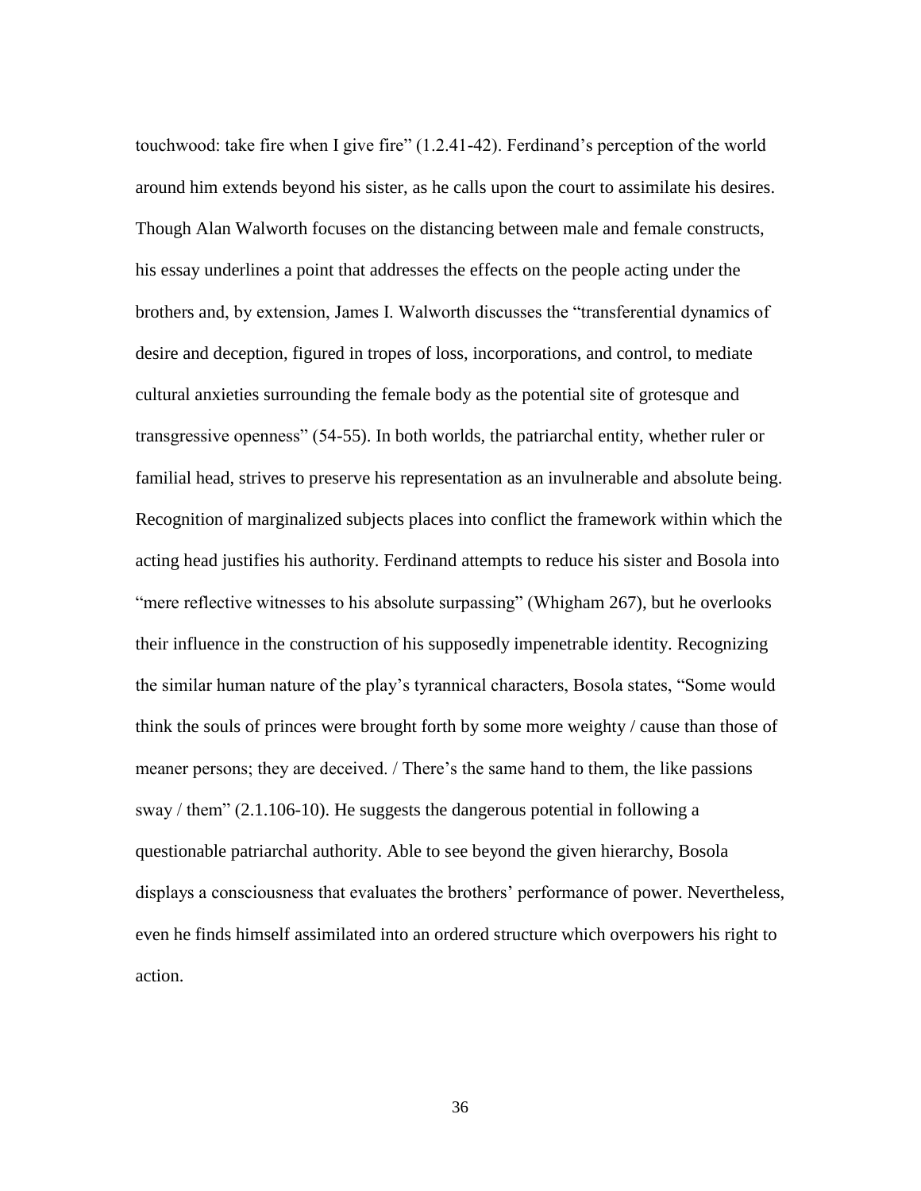touchwood: take fire when I give fire" (1.2.41-42). Ferdinand's perception of the world around him extends beyond his sister, as he calls upon the court to assimilate his desires. Though Alan Walworth focuses on the distancing between male and female constructs, his essay underlines a point that addresses the effects on the people acting under the brothers and, by extension, James I. Walworth discusses the "transferential dynamics of desire and deception, figured in tropes of loss, incorporations, and control, to mediate cultural anxieties surrounding the female body as the potential site of grotesque and transgressive openness" (54-55). In both worlds, the patriarchal entity, whether ruler or familial head, strives to preserve his representation as an invulnerable and absolute being. Recognition of marginalized subjects places into conflict the framework within which the acting head justifies his authority. Ferdinand attempts to reduce his sister and Bosola into "mere reflective witnesses to his absolute surpassing" (Whigham 267), but he overlooks their influence in the construction of his supposedly impenetrable identity. Recognizing the similar human nature of the play's tyrannical characters, Bosola states, "Some would think the souls of princes were brought forth by some more weighty / cause than those of meaner persons; they are deceived. / There's the same hand to them, the like passions sway / them" (2.1.106-10). He suggests the dangerous potential in following a questionable patriarchal authority. Able to see beyond the given hierarchy, Bosola displays a consciousness that evaluates the brothers' performance of power. Nevertheless, even he finds himself assimilated into an ordered structure which overpowers his right to action.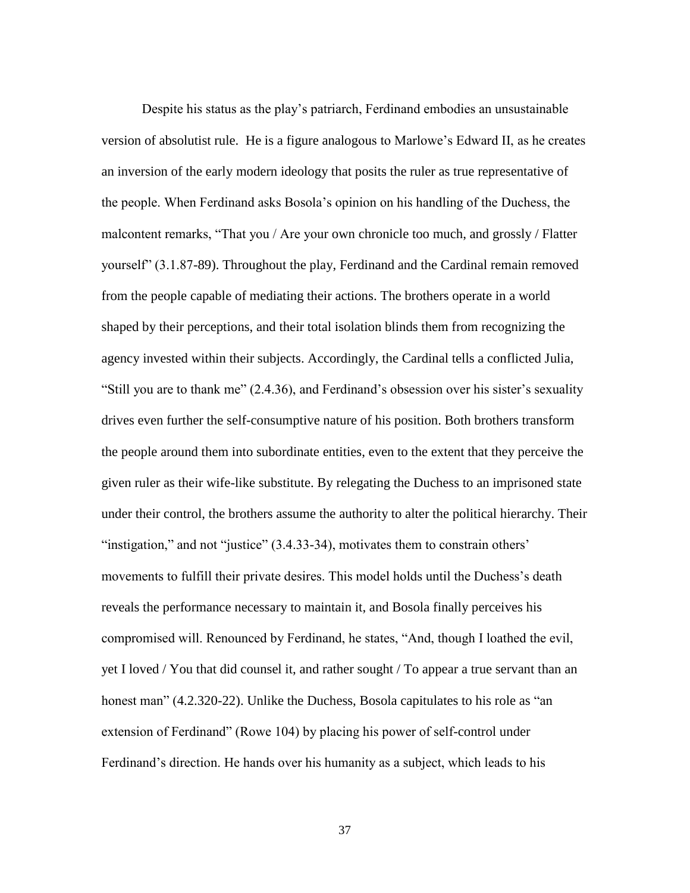Despite his status as the play's patriarch, Ferdinand embodies an unsustainable version of absolutist rule. He is a figure analogous to Marlowe's Edward II, as he creates an inversion of the early modern ideology that posits the ruler as true representative of the people. When Ferdinand asks Bosola's opinion on his handling of the Duchess, the malcontent remarks, "That you / Are your own chronicle too much, and grossly / Flatter yourself" (3.1.87-89). Throughout the play, Ferdinand and the Cardinal remain removed from the people capable of mediating their actions. The brothers operate in a world shaped by their perceptions, and their total isolation blinds them from recognizing the agency invested within their subjects. Accordingly, the Cardinal tells a conflicted Julia, "Still you are to thank me" (2.4.36), and Ferdinand's obsession over his sister's sexuality drives even further the self-consumptive nature of his position. Both brothers transform the people around them into subordinate entities, even to the extent that they perceive the given ruler as their wife-like substitute. By relegating the Duchess to an imprisoned state under their control, the brothers assume the authority to alter the political hierarchy. Their "instigation," and not "justice" (3.4.33-34), motivates them to constrain others' movements to fulfill their private desires. This model holds until the Duchess's death reveals the performance necessary to maintain it, and Bosola finally perceives his compromised will. Renounced by Ferdinand, he states, "And, though I loathed the evil, yet I loved / You that did counsel it, and rather sought / To appear a true servant than an honest man" (4.2.320-22). Unlike the Duchess, Bosola capitulates to his role as "an extension of Ferdinand" (Rowe 104) by placing his power of self-control under Ferdinand's direction. He hands over his humanity as a subject, which leads to his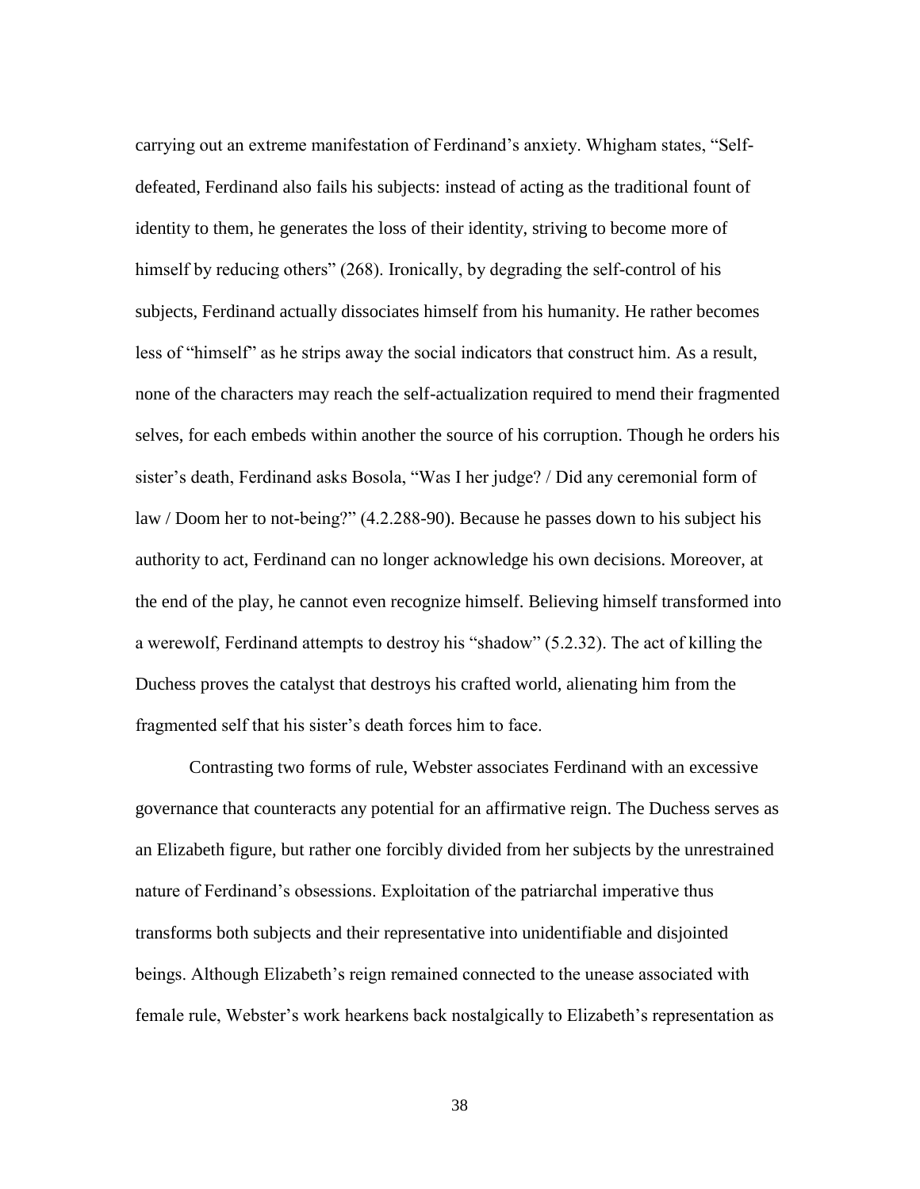carrying out an extreme manifestation of Ferdinand's anxiety. Whigham states, "Self-defeated, Ferdinand also fails his subjects: instead of acting as the traditional fount of identity to them, he generates the loss of their identity, striving to become more of himself by reducing others" (268). Ironically, by degrading the self-control of his subjects, Ferdinand actually dissociates himself from his humanity. He rather becomes less of "himself" as he strips away the social indicators that construct him. As a result, none of the characters may reach the self-actualization required to mend their fragmented selves, for each embeds within another the source of his corruption. Though he orders his sister's death, Ferdinand asks Bosola, "Was I her judge? / Did any ceremonial form of law / Doom her to not-being?" (4.2.288-90). Because he passes down to his subject his authority to act, Ferdinand can no longer acknowledge his own decisions. Moreover, at the end of the play, he cannot even recognize himself. Believing himself transformed into a werewolf, Ferdinand attempts to destroy his "shadow" (5.2.32). The act of killing the Duchess proves the catalyst that destroys his crafted world, alienating him from the fragmented self that his sister's death forces him to face.

Contrasting two forms of rule, Webster associates Ferdinand with an excessive governance that counteracts any potential for an affirmative reign. The Duchess serves as an Elizabeth figure, but rather one forcibly divided from her subjects by the unrestrained nature of Ferdinand's obsessions. Exploitation of the patriarchal imperative thus transforms both subjects and their representative into unidentifiable and disjointed beings. Although Elizabeth's reign remained connected to the unease associated with female rule, Webster's work hearkens back nostalgically to Elizabeth's representation as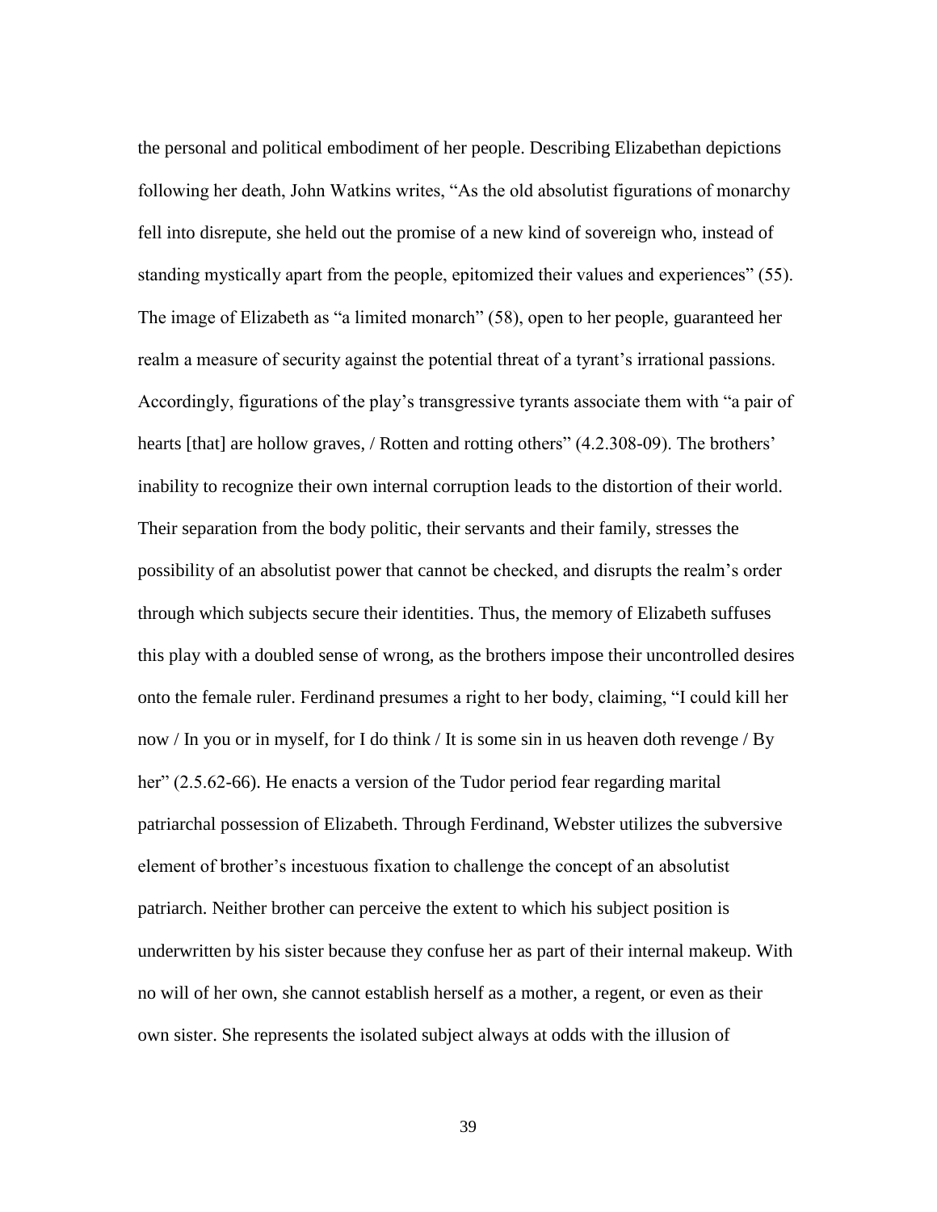the personal and political embodiment of her people. Describing Elizabethan depictions following her death, John Watkins writes, "As the old absolutist figurations of monarchy fell into disrepute, she held out the promise of a new kind of sovereign who, instead of standing mystically apart from the people, epitomized their values and experiences" (55). The image of Elizabeth as "a limited monarch" (58), open to her people, guaranteed her realm a measure of security against the potential threat of a tyrant's irrational passions. Accordingly, figurations of the play's transgressive tyrants associate them with "a pair of hearts [that] are hollow graves, / Rotten and rotting others" (4.2.308-09). The brothers' inability to recognize their own internal corruption leads to the distortion of their world. Their separation from the body politic, their servants and their family, stresses the possibility of an absolutist power that cannot be checked, and disrupts the realm's order through which subjects secure their identities. Thus, the memory of Elizabeth suffuses this play with a doubled sense of wrong, as the brothers impose their uncontrolled desires onto the female ruler. Ferdinand presumes a right to her body, claiming, "I could kill her now / In you or in myself, for I do think / It is some sin in us heaven doth revenge / By her" (2.5.62-66). He enacts a version of the Tudor period fear regarding marital patriarchal possession of Elizabeth. Through Ferdinand, Webster utilizes the subversive element of brother's incestuous fixation to challenge the concept of an absolutist patriarch. Neither brother can perceive the extent to which his subject position is underwritten by his sister because they confuse her as part of their internal makeup. With no will of her own, she cannot establish herself as a mother, a regent, or even as their own sister. She represents the isolated subject always at odds with the illusion of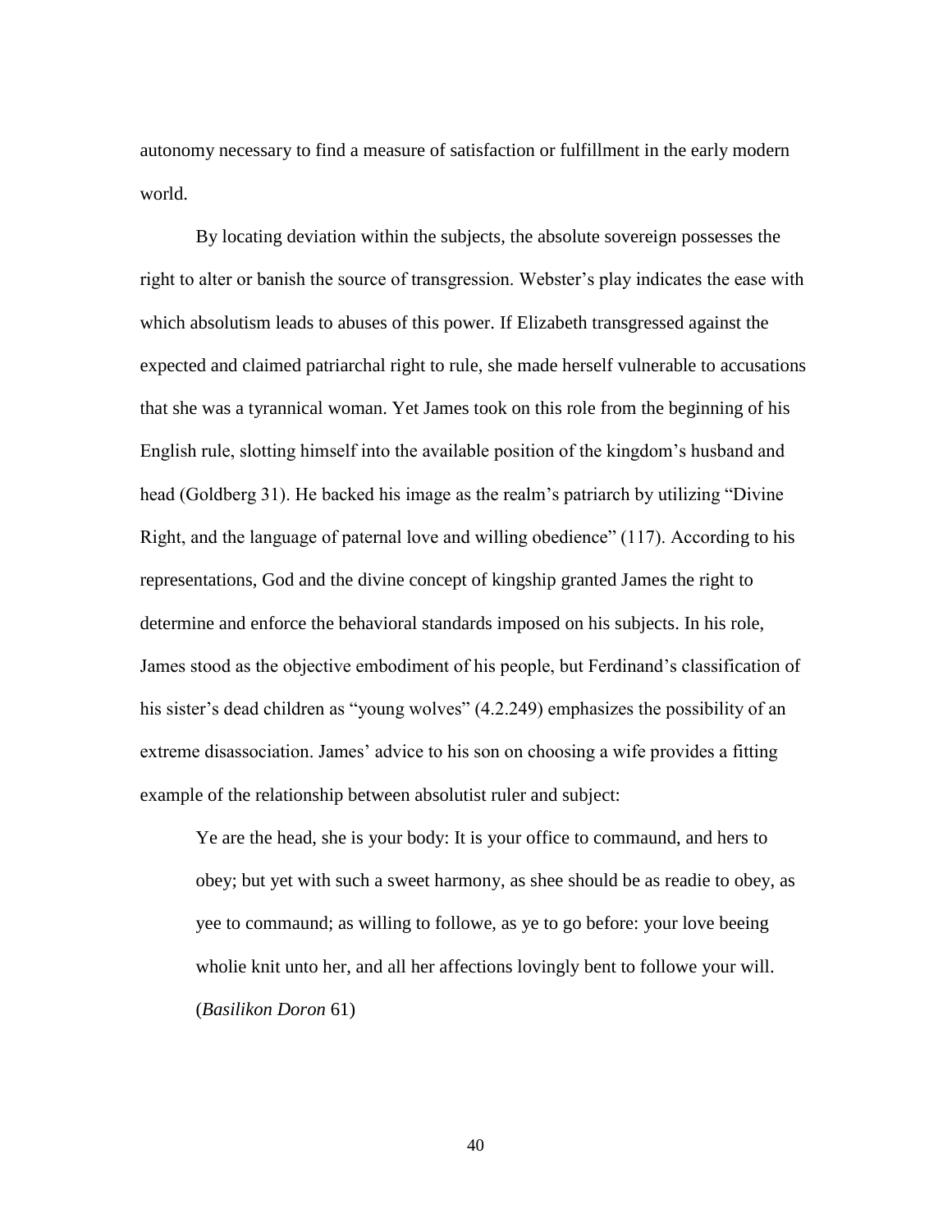autonomy necessary to find a measure of satisfaction or fulfillment in the early modern world.

By locating deviation within the subjects, the absolute sovereign possesses the right to alter or banish the source of transgression. Webster's play indicates the ease with which absolutism leads to abuses of this power. If Elizabeth transgressed against the expected and claimed patriarchal right to rule, she made herself vulnerable to accusations that she was a tyrannical woman. Yet James took on this role from the beginning of his English rule, slotting himself into the available position of the kingdom's husband and head (Goldberg 31). He backed his image as the realm's patriarch by utilizing "Divine Right, and the language of paternal love and willing obedience" (117). According to his representations, God and the divine concept of kingship granted James the right to determine and enforce the behavioral standards imposed on his subjects. In his role, James stood as the objective embodiment of his people, but Ferdinand's classification of his sister's dead children as "young wolves" (4.2.249) emphasizes the possibility of an extreme disassociation. James' advice to his son on choosing a wife provides a fitting example of the relationship between absolutist ruler and subject:

> Ye are the head, she is your body: It is your office to commaund, and hers to obey; but yet with such a sweet harmony, as shee should be as readie to obey, as yee to commaund; as willing to followe, as ye to go before: your love beeing wholie knit unto her, and all her affections lovingly bent to followe your will. (*Basilikon Doron* 61)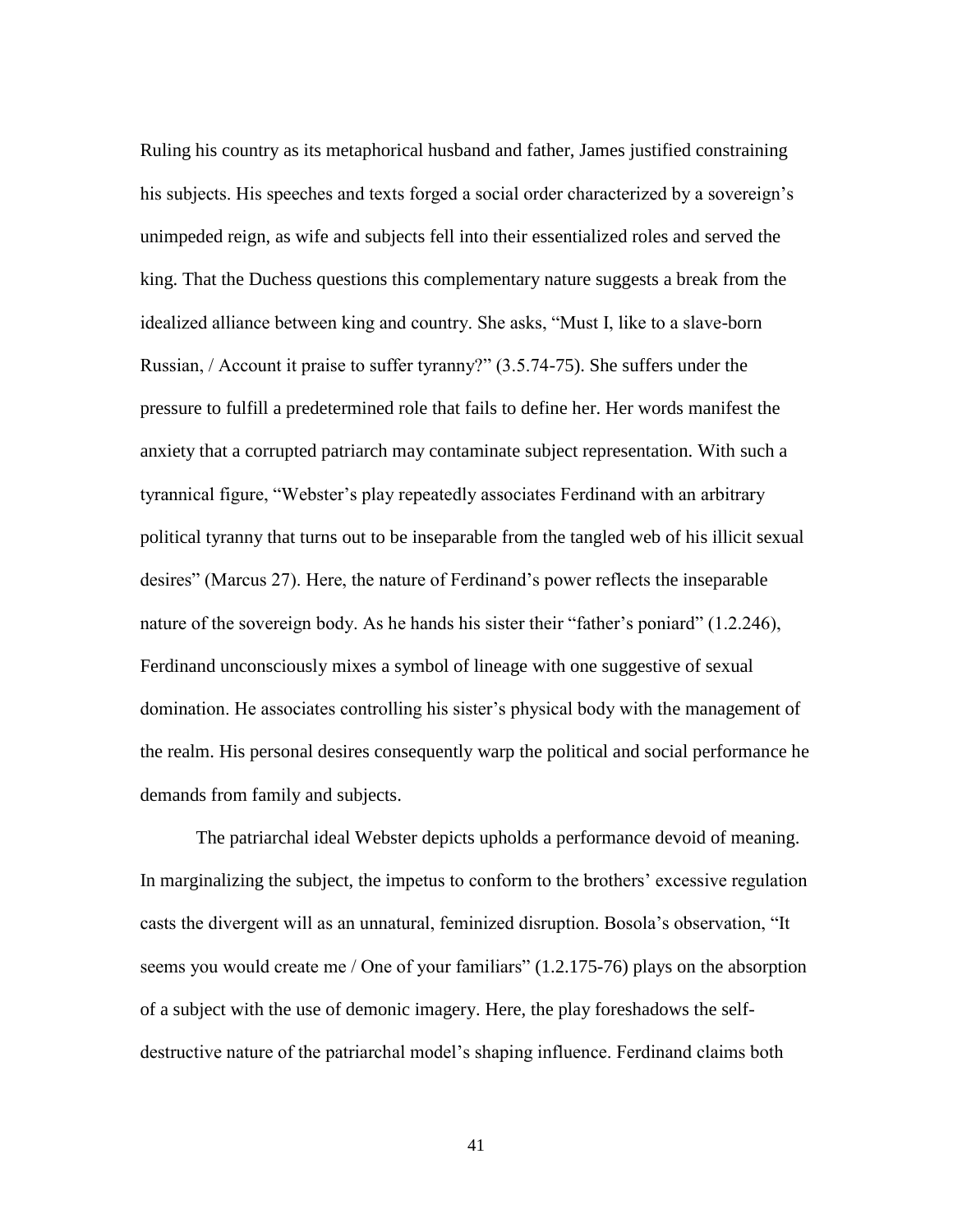Ruling his country as its metaphorical husband and father, James justified constraining his subjects. His speeches and texts forged a social order characterized by a sovereign's unimpeded reign, as wife and subjects fell into their essentialized roles and served the king. That the Duchess questions this complementary nature suggests a break from the idealized alliance between king and country. She asks, "Must I, like to a slave-born Russian, / Account it praise to suffer tyranny?" (3.5.74-75). She suffers under the pressure to fulfill a predetermined role that fails to define her. Her words manifest the anxiety that a corrupted patriarch may contaminate subject representation. With such a tyrannical figure, "Webster's play repeatedly associates Ferdinand with an arbitrary political tyranny that turns out to be inseparable from the tangled web of his illicit sexual desires" (Marcus 27). Here, the nature of Ferdinand's power reflects the inseparable nature of the sovereign body. As he hands his sister their "father's poniard" (1.2.246), Ferdinand unconsciously mixes a symbol of lineage with one suggestive of sexual domination. He associates controlling his sister's physical body with the management of the realm. His personal desires consequently warp the political and social performance he demands from family and subjects.

The patriarchal ideal Webster depicts upholds a performance devoid of meaning. In marginalizing the subject, the impetus to conform to the brothers' excessive regulation casts the divergent will as an unnatural, feminized disruption. Bosola's observation, "It seems you would create me / One of your familiars" (1.2.175-76) plays on the absorption of a subject with the use of demonic imagery. Here, the play foreshadows the self-destructive nature of the patriarchal model's shaping influence. Ferdinand claims both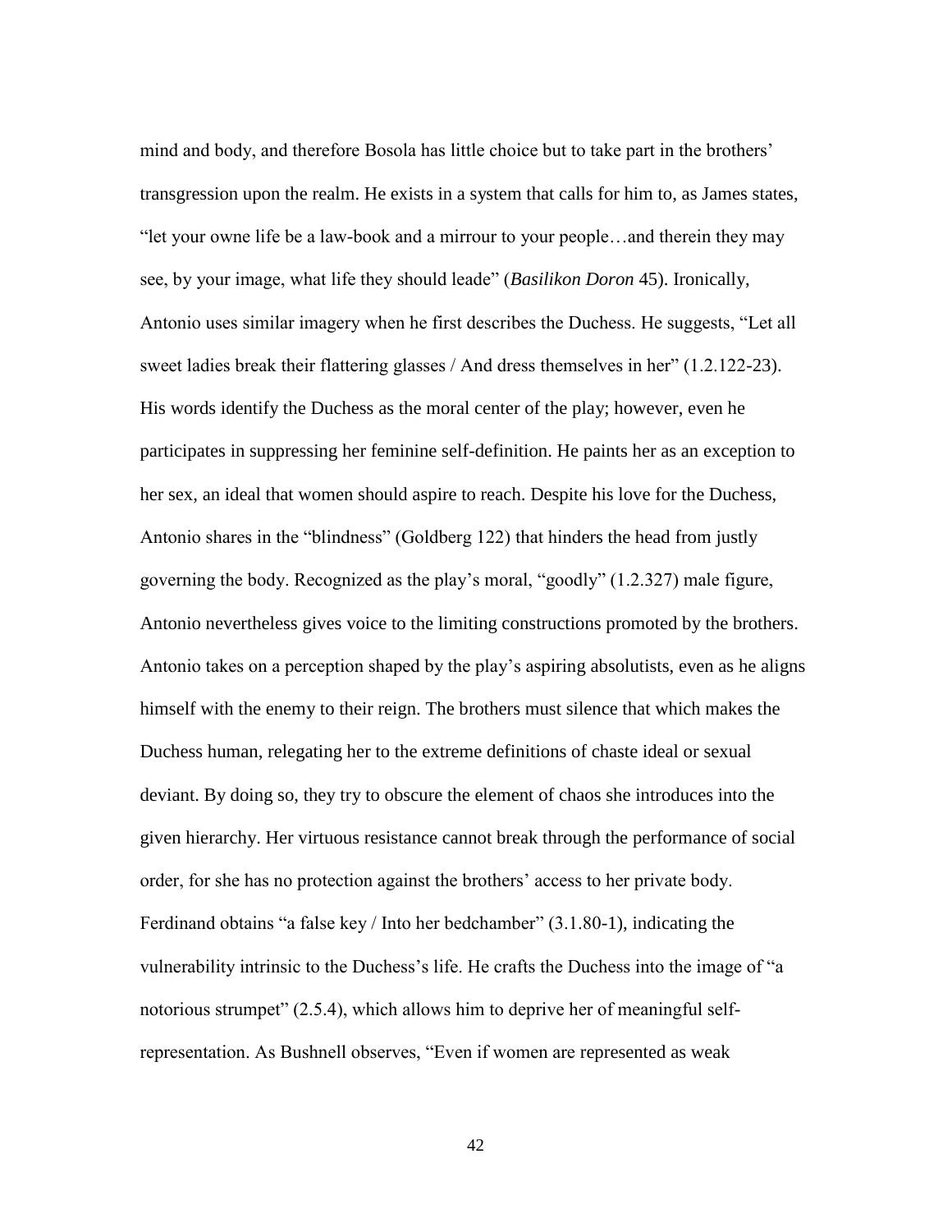mind and body, and therefore Bosola has little choice but to take part in the brothers' transgression upon the realm. He exists in a system that calls for him to, as James states, "let your owne life be a law-book and a mirrour to your people…and therein they may see, by your image, what life they should leade" (*Basilikon Doron* 45). Ironically, Antonio uses similar imagery when he first describes the Duchess. He suggests, "Let all sweet ladies break their flattering glasses / And dress themselves in her" (1.2.122-23). His words identify the Duchess as the moral center of the play; however, even he participates in suppressing her feminine self-definition. He paints her as an exception to her sex, an ideal that women should aspire to reach. Despite his love for the Duchess, Antonio shares in the "blindness" (Goldberg 122) that hinders the head from justly governing the body. Recognized as the play's moral, "goodly" (1.2.327) male figure, Antonio nevertheless gives voice to the limiting constructions promoted by the brothers. Antonio takes on a perception shaped by the play's aspiring absolutists, even as he aligns himself with the enemy to their reign. The brothers must silence that which makes the Duchess human, relegating her to the extreme definitions of chaste ideal or sexual deviant. By doing so, they try to obscure the element of chaos she introduces into the given hierarchy. Her virtuous resistance cannot break through the performance of social order, for she has no protection against the brothers' access to her private body. Ferdinand obtains "a false key / Into her bedchamber" (3.1.80-1), indicating the vulnerability intrinsic to the Duchess's life. He crafts the Duchess into the image of "a notorious strumpet" (2.5.4), which allows him to deprive her of meaningful self-representation. As Bushnell observes, "Even if women are represented as weak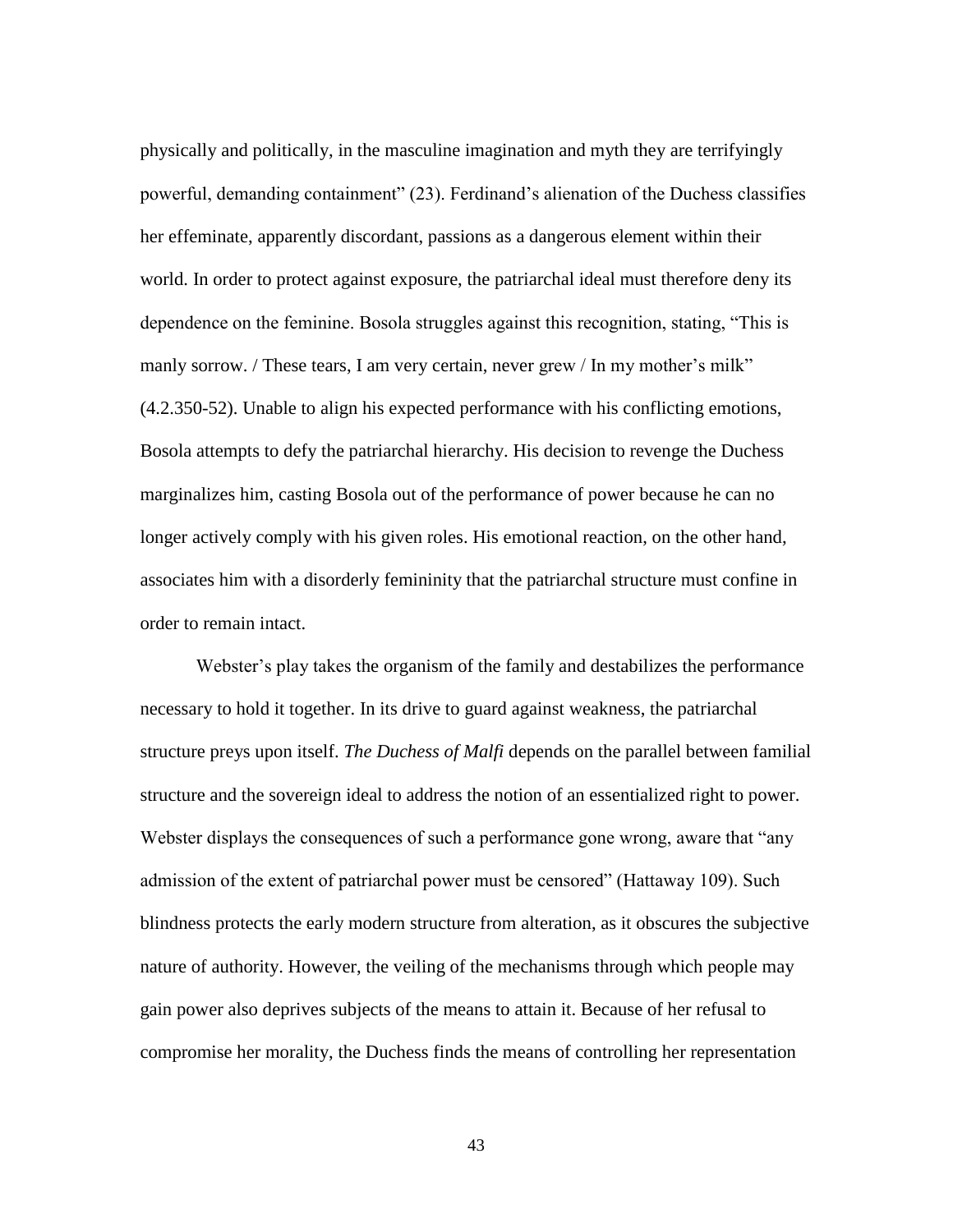physically and politically, in the masculine imagination and myth they are terrifyingly powerful, demanding containment" (23). Ferdinand's alienation of the Duchess classifies her effeminate, apparently discordant, passions as a dangerous element within their world. In order to protect against exposure, the patriarchal ideal must therefore deny its dependence on the feminine. Bosola struggles against this recognition, stating, "This is manly sorrow. / These tears, I am very certain, never grew / In my mother's milk" (4.2.350-52). Unable to align his expected performance with his conflicting emotions, Bosola attempts to defy the patriarchal hierarchy. His decision to revenge the Duchess marginalizes him, casting Bosola out of the performance of power because he can no longer actively comply with his given roles. His emotional reaction, on the other hand, associates him with a disorderly femininity that the patriarchal structure must confine in order to remain intact.

Webster's play takes the organism of the family and destabilizes the performance necessary to hold it together. In its drive to guard against weakness, the patriarchal structure preys upon itself. *The Duchess of Malfi* depends on the parallel between familial structure and the sovereign ideal to address the notion of an essentialized right to power. Webster displays the consequences of such a performance gone wrong, aware that "any admission of the extent of patriarchal power must be censored" (Hattaway 109). Such blindness protects the early modern structure from alteration, as it obscures the subjective nature of authority. However, the veiling of the mechanisms through which people may gain power also deprives subjects of the means to attain it. Because of her refusal to compromise her morality, the Duchess finds the means of controlling her representation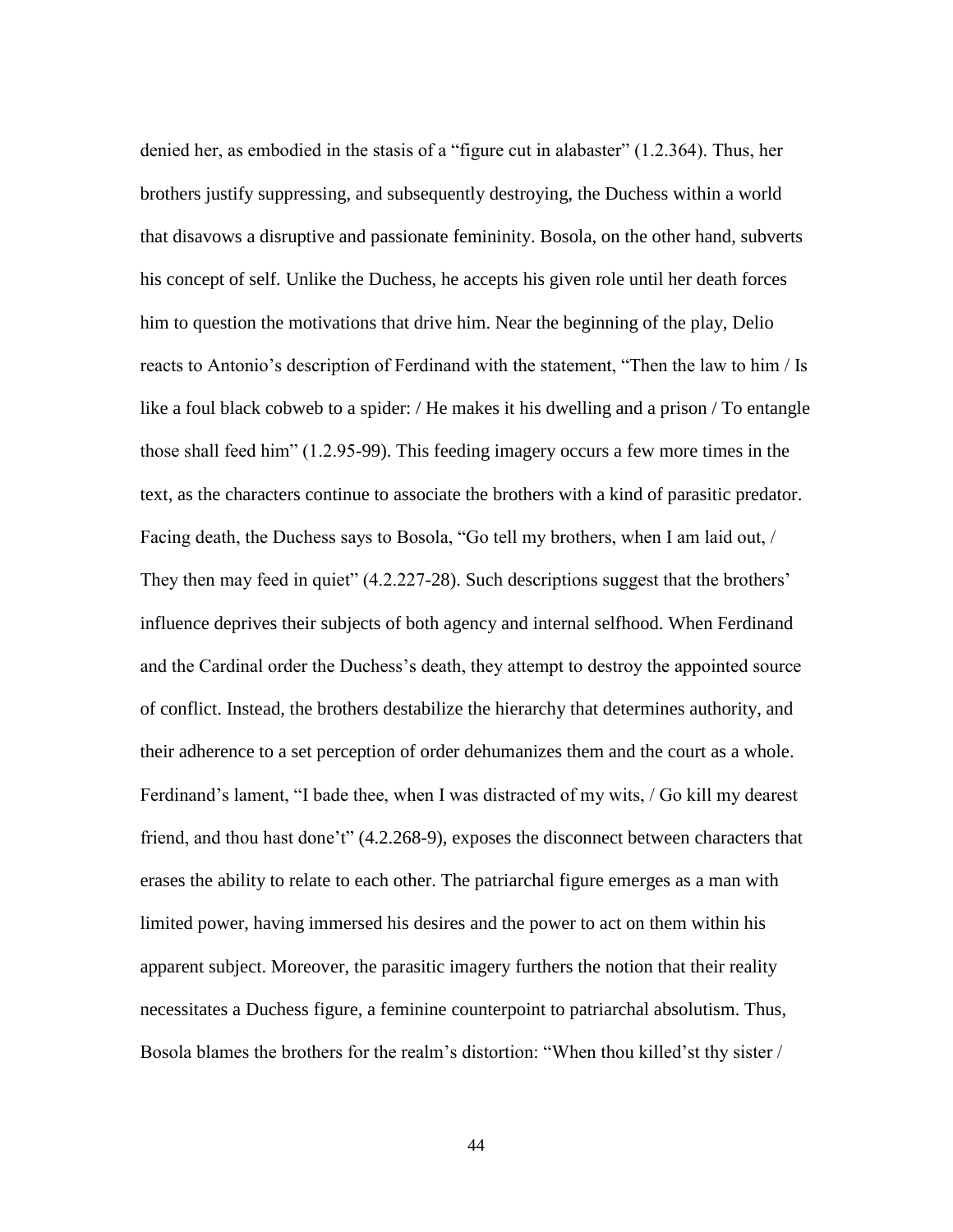denied her, as embodied in the stasis of a "figure cut in alabaster" (1.2.364). Thus, her brothers justify suppressing, and subsequently destroying, the Duchess within a world that disavows a disruptive and passionate femininity. Bosola, on the other hand, subverts his concept of self. Unlike the Duchess, he accepts his given role until her death forces him to question the motivations that drive him. Near the beginning of the play, Delio reacts to Antonio's description of Ferdinand with the statement, "Then the law to him / Is like a foul black cobweb to a spider: / He makes it his dwelling and a prison / To entangle those shall feed him" (1.2.95-99). This feeding imagery occurs a few more times in the text, as the characters continue to associate the brothers with a kind of parasitic predator. Facing death, the Duchess says to Bosola, "Go tell my brothers, when I am laid out, / They then may feed in quiet" (4.2.227-28). Such descriptions suggest that the brothers' influence deprives their subjects of both agency and internal selfhood. When Ferdinand and the Cardinal order the Duchess's death, they attempt to destroy the appointed source of conflict. Instead, the brothers destabilize the hierarchy that determines authority, and their adherence to a set perception of order dehumanizes them and the court as a whole. Ferdinand's lament, "I bade thee, when I was distracted of my wits, / Go kill my dearest friend, and thou hast done't" (4.2.268-9), exposes the disconnect between characters that erases the ability to relate to each other. The patriarchal figure emerges as a man with limited power, having immersed his desires and the power to act on them within his apparent subject. Moreover, the parasitic imagery furthers the notion that their reality necessitates a Duchess figure, a feminine counterpoint to patriarchal absolutism. Thus, Bosola blames the brothers for the realm's distortion: "When thou killed'st thy sister /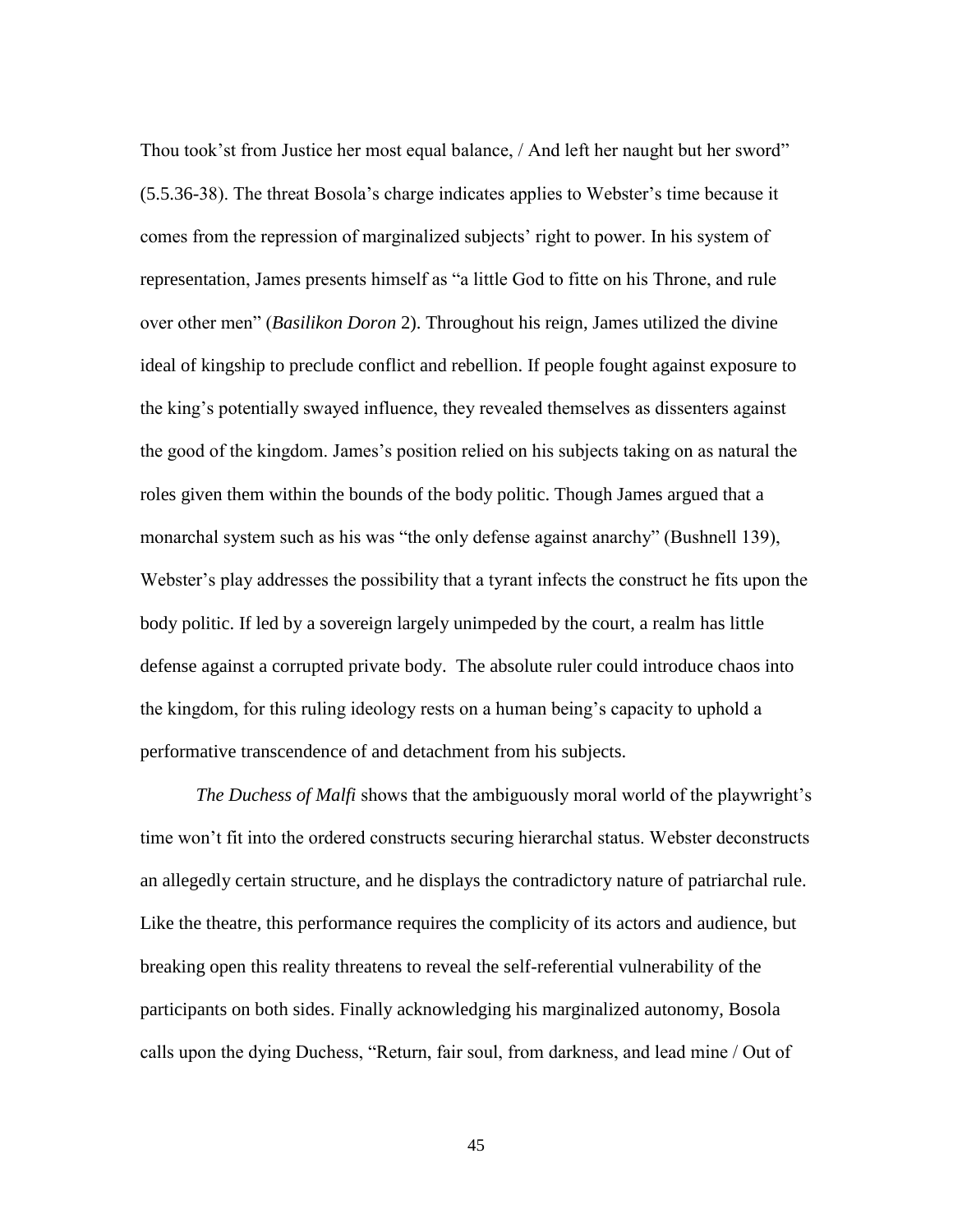Thou took'st from Justice her most equal balance, / And left her naught but her sword" (5.5.36-38). The threat Bosola's charge indicates applies to Webster's time because it comes from the repression of marginalized subjects' right to power. In his system of representation, James presents himself as "a little God to fitte on his Throne, and rule over other men" (*Basilikon Doron* 2). Throughout his reign, James utilized the divine ideal of kingship to preclude conflict and rebellion. If people fought against exposure to the king's potentially swayed influence, they revealed themselves as dissenters against the good of the kingdom. James's position relied on his subjects taking on as natural the roles given them within the bounds of the body politic. Though James argued that a monarchal system such as his was "the only defense against anarchy" (Bushnell 139), Webster's play addresses the possibility that a tyrant infects the construct he fits upon the body politic. If led by a sovereign largely unimpeded by the court, a realm has little defense against a corrupted private body. The absolute ruler could introduce chaos into the kingdom, for this ruling ideology rests on a human being's capacity to uphold a performative transcendence of and detachment from his subjects.

*The Duchess of Malfi* shows that the ambiguously moral world of the playwright's time won't fit into the ordered constructs securing hierarchal status. Webster deconstructs an allegedly certain structure, and he displays the contradictory nature of patriarchal rule. Like the theatre, this performance requires the complicity of its actors and audience, but breaking open this reality threatens to reveal the self-referential vulnerability of the participants on both sides. Finally acknowledging his marginalized autonomy, Bosola calls upon the dying Duchess, "Return, fair soul, from darkness, and lead mine / Out of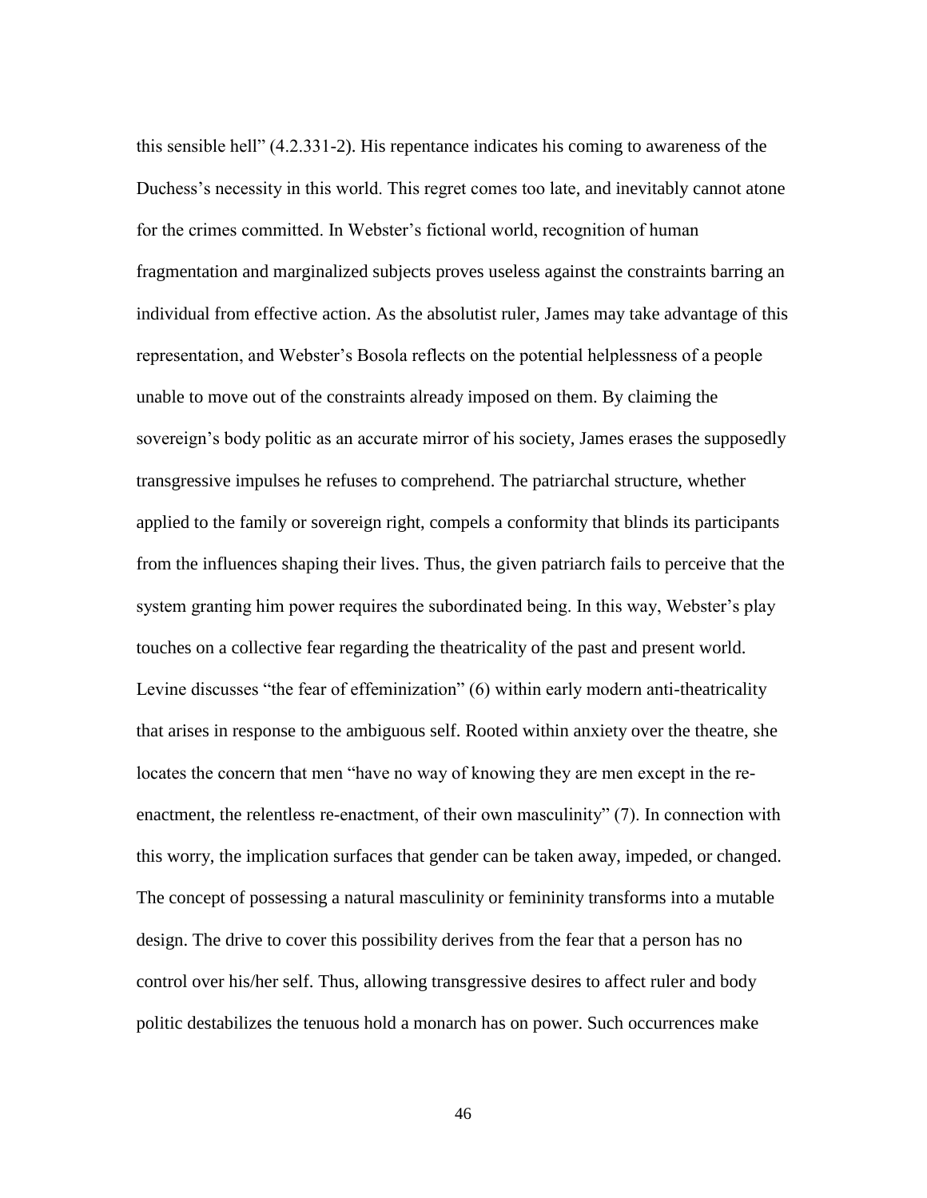this sensible hell" (4.2.331-2). His repentance indicates his coming to awareness of the Duchess's necessity in this world. This regret comes too late, and inevitably cannot atone for the crimes committed. In Webster's fictional world, recognition of human fragmentation and marginalized subjects proves useless against the constraints barring an individual from effective action. As the absolutist ruler, James may take advantage of this representation, and Webster's Bosola reflects on the potential helplessness of a people unable to move out of the constraints already imposed on them. By claiming the sovereign's body politic as an accurate mirror of his society, James erases the supposedly transgressive impulses he refuses to comprehend. The patriarchal structure, whether applied to the family or sovereign right, compels a conformity that blinds its participants from the influences shaping their lives. Thus, the given patriarch fails to perceive that the system granting him power requires the subordinated being. In this way, Webster's play touches on a collective fear regarding the theatricality of the past and present world. Levine discusses "the fear of effeminization" (6) within early modern anti-theatricality that arises in response to the ambiguous self. Rooted within anxiety over the theatre, she locates the concern that men "have no way of knowing they are men except in the re-enactment, the relentless re-enactment, of their own masculinity" (7). In connection with this worry, the implication surfaces that gender can be taken away, impeded, or changed. The concept of possessing a natural masculinity or femininity transforms into a mutable design. The drive to cover this possibility derives from the fear that a person has no control over his/her self. Thus, allowing transgressive desires to affect ruler and body politic destabilizes the tenuous hold a monarch has on power. Such occurrences make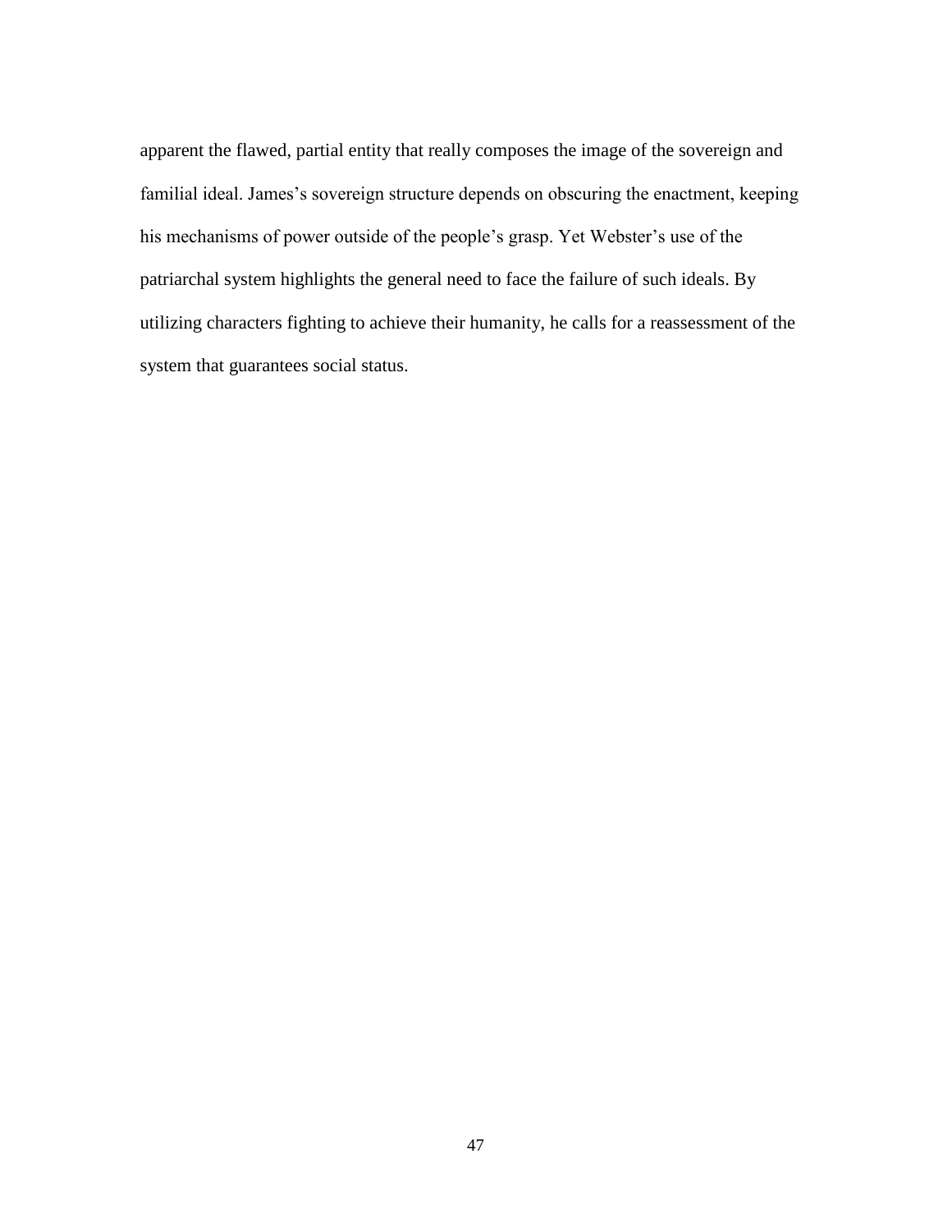apparent the flawed, partial entity that really composes the image of the sovereign and familial ideal. James's sovereign structure depends on obscuring the enactment, keeping his mechanisms of power outside of the people's grasp. Yet Webster's use of the patriarchal system highlights the general need to face the failure of such ideals. By utilizing characters fighting to achieve their humanity, he calls for a reassessment of the system that guarantees social status.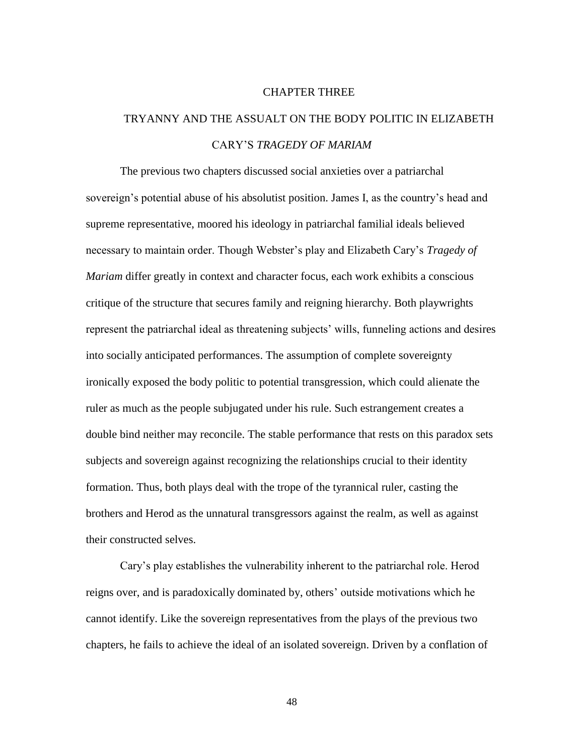# CHAPTER THREE

## TRYANNY AND THE ASSUALT ON THE BODY POLITIC IN ELIZABETH CARY'S *TRAGEDY OF MARIAM*

The previous two chapters discussed social anxieties over a patriarchal sovereign's potential abuse of his absolutist position. James I, as the country's head and supreme representative, moored his ideology in patriarchal familial ideals believed necessary to maintain order. Though Webster's play and Elizabeth Cary's *Tragedy of Mariam* differ greatly in context and character focus, each work exhibits a conscious critique of the structure that secures family and reigning hierarchy. Both playwrights represent the patriarchal ideal as threatening subjects' wills, funneling actions and desires into socially anticipated performances. The assumption of complete sovereignty ironically exposed the body politic to potential transgression, which could alienate the ruler as much as the people subjugated under his rule. Such estrangement creates a double bind neither may reconcile. The stable performance that rests on this paradox sets subjects and sovereign against recognizing the relationships crucial to their identity formation. Thus, both plays deal with the trope of the tyrannical ruler, casting the brothers and Herod as the unnatural transgressors against the realm, as well as against their constructed selves.

Cary's play establishes the vulnerability inherent to the patriarchal role. Herod reigns over, and is paradoxically dominated by, others' outside motivations which he cannot identify. Like the sovereign representatives from the plays of the previous two chapters, he fails to achieve the ideal of an isolated sovereign. Driven by a conflation of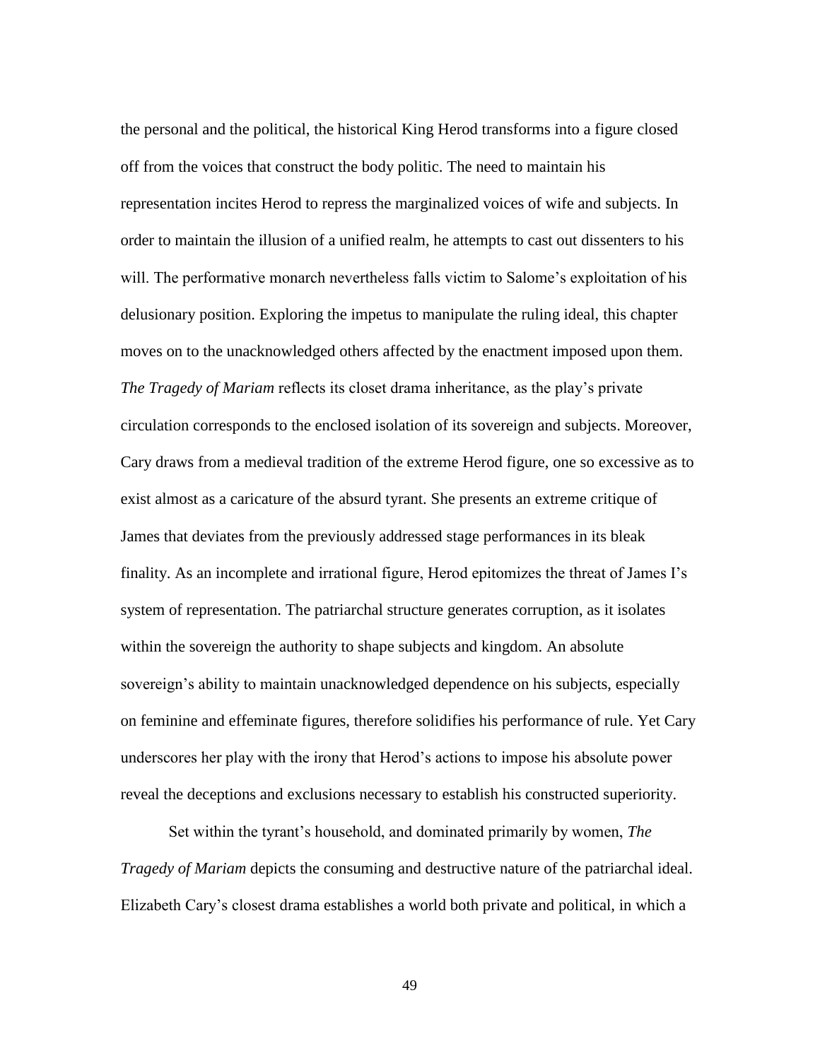the personal and the political, the historical King Herod transforms into a figure closed off from the voices that construct the body politic. The need to maintain his representation incites Herod to repress the marginalized voices of wife and subjects. In order to maintain the illusion of a unified realm, he attempts to cast out dissenters to his will. The performative monarch nevertheless falls victim to Salome's exploitation of his delusionary position. Exploring the impetus to manipulate the ruling ideal, this chapter moves on to the unacknowledged others affected by the enactment imposed upon them. *The Tragedy of Mariam* reflects its closet drama inheritance, as the play's private circulation corresponds to the enclosed isolation of its sovereign and subjects. Moreover, Cary draws from a medieval tradition of the extreme Herod figure, one so excessive as to exist almost as a caricature of the absurd tyrant. She presents an extreme critique of James that deviates from the previously addressed stage performances in its bleak finality. As an incomplete and irrational figure, Herod epitomizes the threat of James I's system of representation. The patriarchal structure generates corruption, as it isolates within the sovereign the authority to shape subjects and kingdom. An absolute sovereign's ability to maintain unacknowledged dependence on his subjects, especially on feminine and effeminate figures, therefore solidifies his performance of rule. Yet Cary underscores her play with the irony that Herod's actions to impose his absolute power reveal the deceptions and exclusions necessary to establish his constructed superiority.

Set within the tyrant's household, and dominated primarily by women, *The Tragedy of Mariam* depicts the consuming and destructive nature of the patriarchal ideal. Elizabeth Cary's closest drama establishes a world both private and political, in which a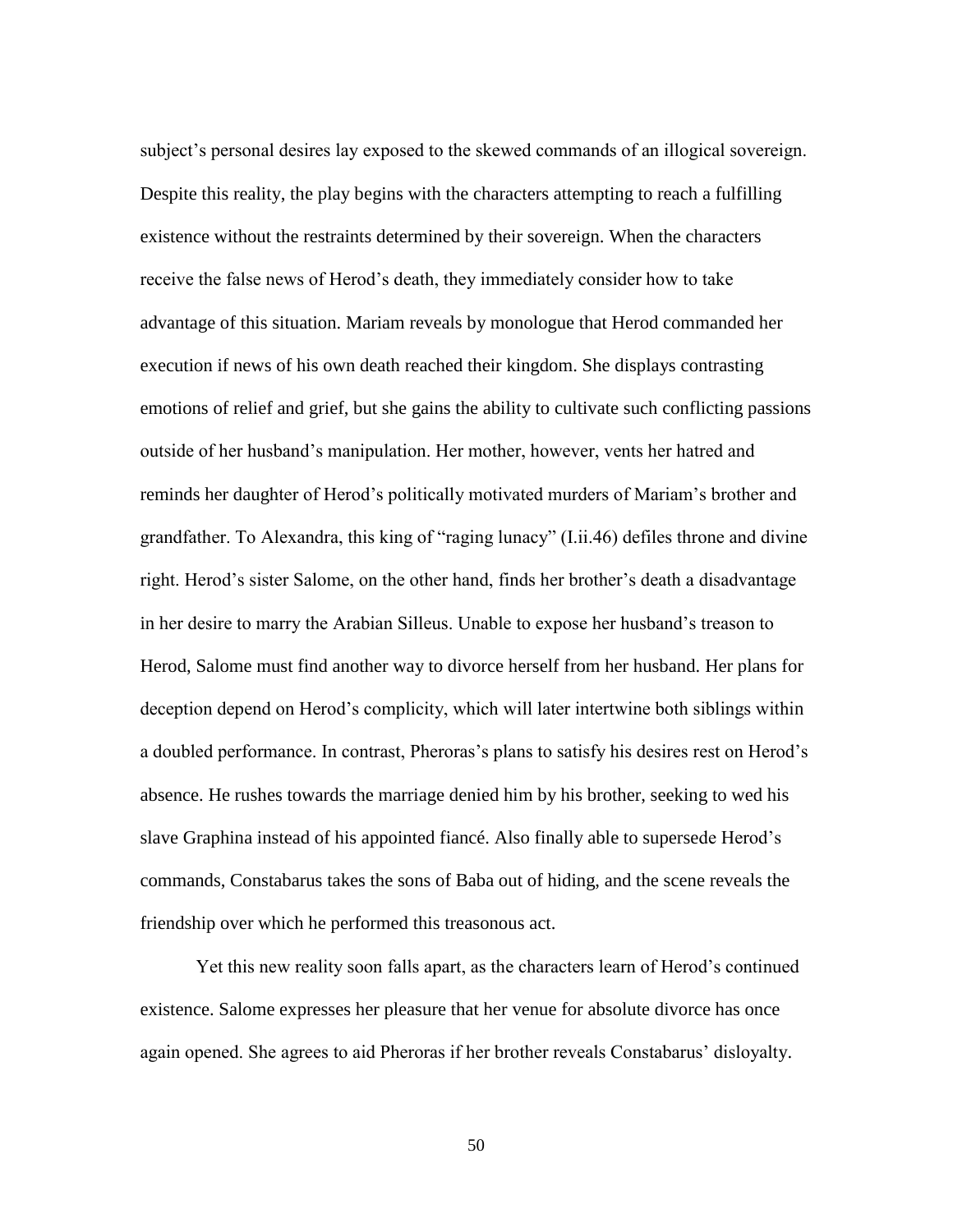subject's personal desires lay exposed to the skewed commands of an illogical sovereign. Despite this reality, the play begins with the characters attempting to reach a fulfilling existence without the restraints determined by their sovereign. When the characters receive the false news of Herod's death, they immediately consider how to take advantage of this situation. Mariam reveals by monologue that Herod commanded her execution if news of his own death reached their kingdom. She displays contrasting emotions of relief and grief, but she gains the ability to cultivate such conflicting passions outside of her husband's manipulation. Her mother, however, vents her hatred and reminds her daughter of Herod's politically motivated murders of Mariam's brother and grandfather. To Alexandra, this king of "raging lunacy" (I.ii.46) defiles throne and divine right. Herod's sister Salome, on the other hand, finds her brother's death a disadvantage in her desire to marry the Arabian Silleus. Unable to expose her husband's treason to Herod, Salome must find another way to divorce herself from her husband. Her plans for deception depend on Herod's complicity, which will later intertwine both siblings within a doubled performance. In contrast, Pheroras's plans to satisfy his desires rest on Herod's absence. He rushes towards the marriage denied him by his brother, seeking to wed his slave Graphina instead of his appointed fiancé. Also finally able to supersede Herod's commands, Constabarus takes the sons of Baba out of hiding, and the scene reveals the friendship over which he performed this treasonous act.

Yet this new reality soon falls apart, as the characters learn of Herod's continued existence. Salome expresses her pleasure that her venue for absolute divorce has once again opened. She agrees to aid Pheroras if her brother reveals Constabarus' disloyalty.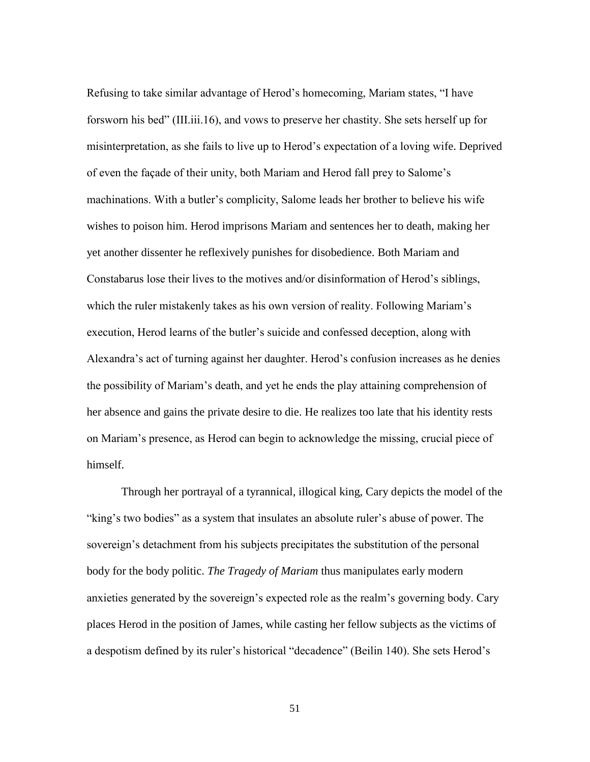Refusing to take similar advantage of Herod's homecoming, Mariam states, "I have forsworn his bed" (III.iii.16), and vows to preserve her chastity. She sets herself up for misinterpretation, as she fails to live up to Herod's expectation of a loving wife. Deprived of even the façade of their unity, both Mariam and Herod fall prey to Salome's machinations. With a butler's complicity, Salome leads her brother to believe his wife wishes to poison him. Herod imprisons Mariam and sentences her to death, making her yet another dissenter he reflexively punishes for disobedience. Both Mariam and Constabarus lose their lives to the motives and/or disinformation of Herod's siblings, which the ruler mistakenly takes as his own version of reality. Following Mariam's execution, Herod learns of the butler's suicide and confessed deception, along with Alexandra's act of turning against her daughter. Herod's confusion increases as he denies the possibility of Mariam's death, and yet he ends the play attaining comprehension of her absence and gains the private desire to die. He realizes too late that his identity rests on Mariam's presence, as Herod can begin to acknowledge the missing, crucial piece of himself.

Through her portrayal of a tyrannical, illogical king, Cary depicts the model of the "king's two bodies" as a system that insulates an absolute ruler's abuse of power. The sovereign's detachment from his subjects precipitates the substitution of the personal body for the body politic. *The Tragedy of Mariam* thus manipulates early modern anxieties generated by the sovereign's expected role as the realm's governing body. Cary places Herod in the position of James, while casting her fellow subjects as the victims of a despotism defined by its ruler's historical "decadence" (Beilin 140). She sets Herod's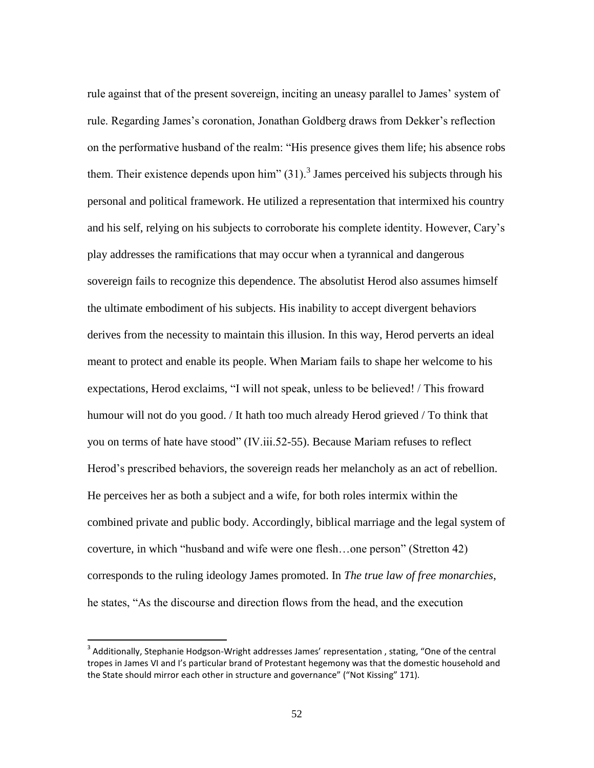rule against that of the present sovereign, inciting an uneasy parallel to James' system of rule. Regarding James's coronation, Jonathan Goldberg draws from Dekker's reflection on the performative husband of the realm: "His presence gives them life; his absence robs them. Their existence depends upon him" (31).[3] James perceived his subjects through his personal and political framework. He utilized a representation that intermixed his country and his self, relying on his subjects to corroborate his complete identity. However, Cary's play addresses the ramifications that may occur when a tyrannical and dangerous sovereign fails to recognize this dependence. The absolutist Herod also assumes himself the ultimate embodiment of his subjects. His inability to accept divergent behaviors derives from the necessity to maintain this illusion. In this way, Herod perverts an ideal meant to protect and enable its people. When Mariam fails to shape her welcome to his expectations, Herod exclaims, "I will not speak, unless to be believed! / This froward humour will not do you good. / It hath too much already Herod grieved / To think that you on terms of hate have stood" (IV.iii.52-55). Because Mariam refuses to reflect Herod's prescribed behaviors, the sovereign reads her melancholy as an act of rebellion. He perceives her as both a subject and a wife, for both roles intermix within the combined private and public body. Accordingly, biblical marriage and the legal system of coverture, in which "husband and wife were one flesh…one person" (Stretton 42) corresponds to the ruling ideology James promoted. In *The true law of free monarchies*, he states, "As the discourse and direction flows from the head, and the execution

[3] Additionally, Stephanie Hodgson-Wright addresses James' representation , stating, "One of the central tropes in James VI and I's particular brand of Protestant hegemony was that the domestic household and the State should mirror each other in structure and governance" ("Not Kissing" 171).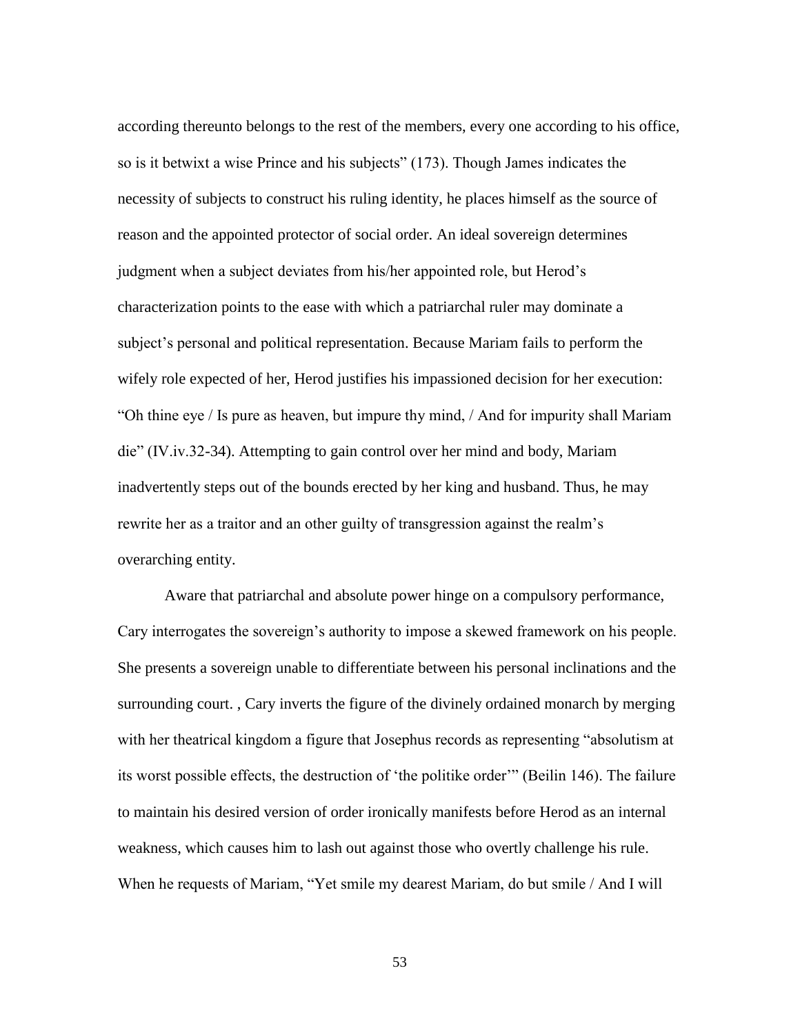according thereunto belongs to the rest of the members, every one according to his office, so is it betwixt a wise Prince and his subjects" (173). Though James indicates the necessity of subjects to construct his ruling identity, he places himself as the source of reason and the appointed protector of social order. An ideal sovereign determines judgment when a subject deviates from his/her appointed role, but Herod's characterization points to the ease with which a patriarchal ruler may dominate a subject's personal and political representation. Because Mariam fails to perform the wifely role expected of her, Herod justifies his impassioned decision for her execution: "Oh thine eye / Is pure as heaven, but impure thy mind, / And for impurity shall Mariam die" (IV.iv.32-34). Attempting to gain control over her mind and body, Mariam inadvertently steps out of the bounds erected by her king and husband. Thus, he may rewrite her as a traitor and an other guilty of transgression against the realm's overarching entity.

Aware that patriarchal and absolute power hinge on a compulsory performance, Cary interrogates the sovereign's authority to impose a skewed framework on his people. She presents a sovereign unable to differentiate between his personal inclinations and the surrounding court. , Cary inverts the figure of the divinely ordained monarch by merging with her theatrical kingdom a figure that Josephus records as representing "absolutism at its worst possible effects, the destruction of 'the politike order'" (Beilin 146). The failure to maintain his desired version of order ironically manifests before Herod as an internal weakness, which causes him to lash out against those who overtly challenge his rule. When he requests of Mariam, "Yet smile my dearest Mariam, do but smile / And I will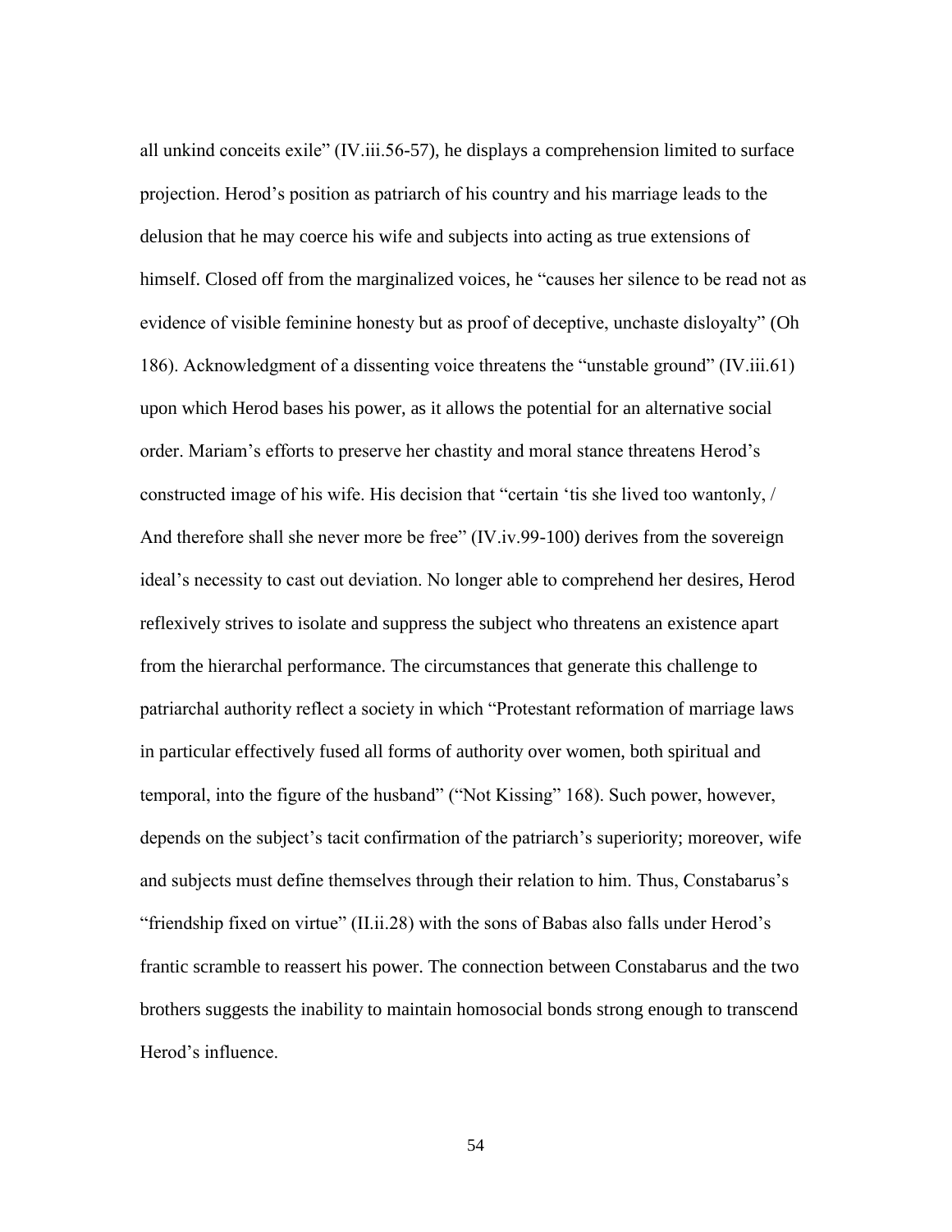all unkind conceits exile" (IV.iii.56-57), he displays a comprehension limited to surface projection. Herod's position as patriarch of his country and his marriage leads to the delusion that he may coerce his wife and subjects into acting as true extensions of himself. Closed off from the marginalized voices, he "causes her silence to be read not as evidence of visible feminine honesty but as proof of deceptive, unchaste disloyalty" (Oh 186). Acknowledgment of a dissenting voice threatens the "unstable ground" (IV.iii.61) upon which Herod bases his power, as it allows the potential for an alternative social order. Mariam's efforts to preserve her chastity and moral stance threatens Herod's constructed image of his wife. His decision that "certain 'tis she lived too wantonly, / And therefore shall she never more be free" (IV.iv.99-100) derives from the sovereign ideal's necessity to cast out deviation. No longer able to comprehend her desires, Herod reflexively strives to isolate and suppress the subject who threatens an existence apart from the hierarchal performance. The circumstances that generate this challenge to patriarchal authority reflect a society in which "Protestant reformation of marriage laws in particular effectively fused all forms of authority over women, both spiritual and temporal, into the figure of the husband" ("Not Kissing" 168). Such power, however, depends on the subject's tacit confirmation of the patriarch's superiority; moreover, wife and subjects must define themselves through their relation to him. Thus, Constabarus's "friendship fixed on virtue" (II.ii.28) with the sons of Babas also falls under Herod's frantic scramble to reassert his power. The connection between Constabarus and the two brothers suggests the inability to maintain homosocial bonds strong enough to transcend Herod's influence.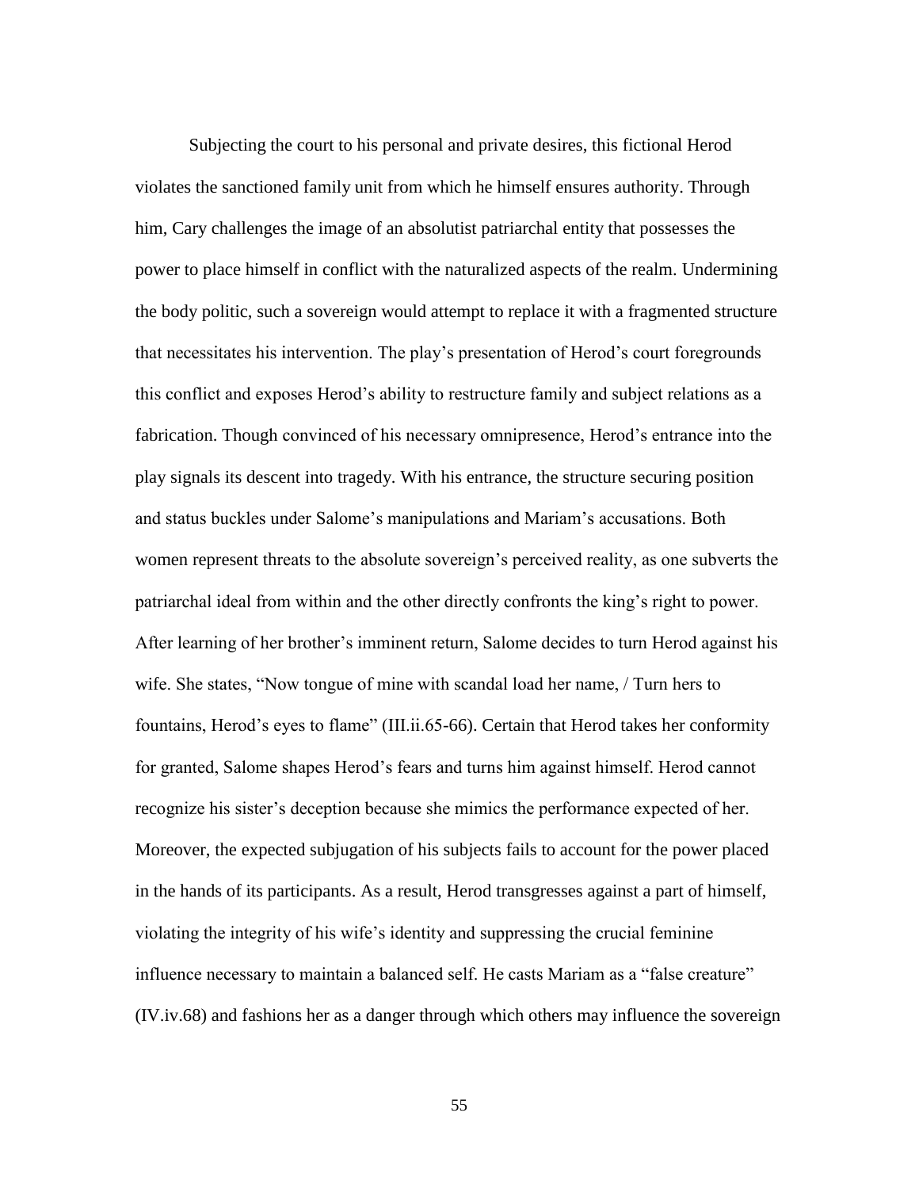Subjecting the court to his personal and private desires, this fictional Herod violates the sanctioned family unit from which he himself ensures authority. Through him, Cary challenges the image of an absolutist patriarchal entity that possesses the power to place himself in conflict with the naturalized aspects of the realm. Undermining the body politic, such a sovereign would attempt to replace it with a fragmented structure that necessitates his intervention. The play's presentation of Herod's court foregrounds this conflict and exposes Herod's ability to restructure family and subject relations as a fabrication. Though convinced of his necessary omnipresence, Herod's entrance into the play signals its descent into tragedy. With his entrance, the structure securing position and status buckles under Salome's manipulations and Mariam's accusations. Both women represent threats to the absolute sovereign's perceived reality, as one subverts the patriarchal ideal from within and the other directly confronts the king's right to power. After learning of her brother's imminent return, Salome decides to turn Herod against his wife. She states, "Now tongue of mine with scandal load her name, / Turn hers to fountains, Herod's eyes to flame" (III.ii.65-66). Certain that Herod takes her conformity for granted, Salome shapes Herod's fears and turns him against himself. Herod cannot recognize his sister's deception because she mimics the performance expected of her. Moreover, the expected subjugation of his subjects fails to account for the power placed in the hands of its participants. As a result, Herod transgresses against a part of himself, violating the integrity of his wife's identity and suppressing the crucial feminine influence necessary to maintain a balanced self. He casts Mariam as a "false creature" (IV.iv.68) and fashions her as a danger through which others may influence the sovereign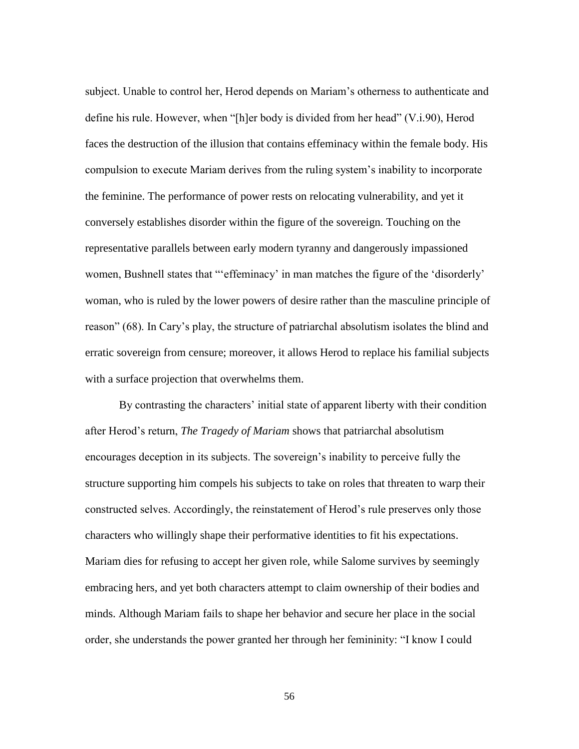subject. Unable to control her, Herod depends on Mariam's otherness to authenticate and define his rule. However, when "[h]er body is divided from her head" (V.i.90), Herod faces the destruction of the illusion that contains effeminacy within the female body. His compulsion to execute Mariam derives from the ruling system's inability to incorporate the feminine. The performance of power rests on relocating vulnerability, and yet it conversely establishes disorder within the figure of the sovereign. Touching on the representative parallels between early modern tyranny and dangerously impassioned women, Bushnell states that "'effeminacy' in man matches the figure of the 'disorderly' woman, who is ruled by the lower powers of desire rather than the masculine principle of reason" (68). In Cary's play, the structure of patriarchal absolutism isolates the blind and erratic sovereign from censure; moreover, it allows Herod to replace his familial subjects with a surface projection that overwhelms them.

By contrasting the characters' initial state of apparent liberty with their condition after Herod's return, *The Tragedy of Mariam* shows that patriarchal absolutism encourages deception in its subjects. The sovereign's inability to perceive fully the structure supporting him compels his subjects to take on roles that threaten to warp their constructed selves. Accordingly, the reinstatement of Herod's rule preserves only those characters who willingly shape their performative identities to fit his expectations. Mariam dies for refusing to accept her given role, while Salome survives by seemingly embracing hers, and yet both characters attempt to claim ownership of their bodies and minds. Although Mariam fails to shape her behavior and secure her place in the social order, she understands the power granted her through her femininity: "I know I could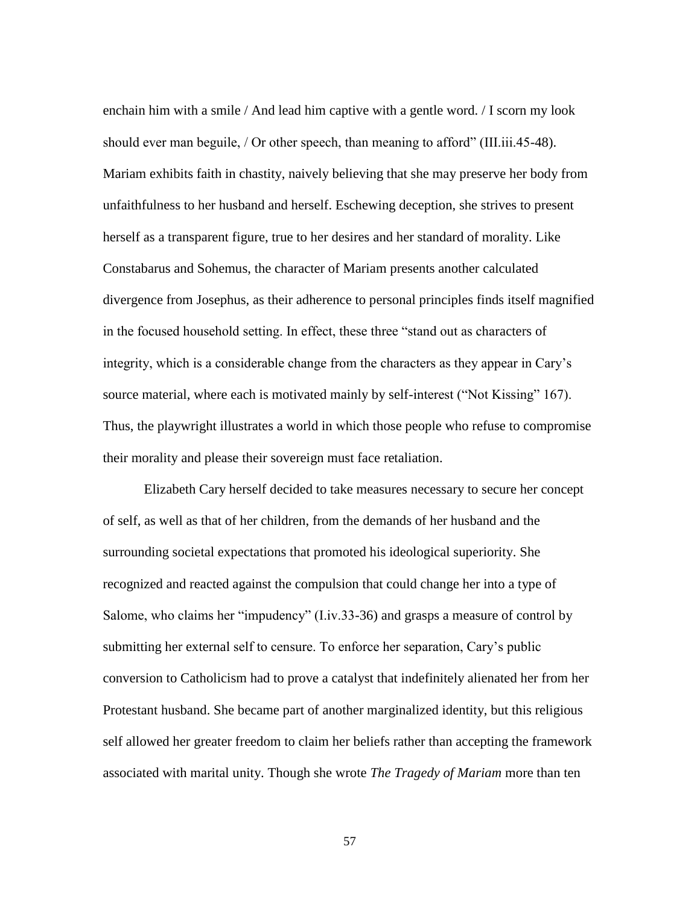enchain him with a smile / And lead him captive with a gentle word. / I scorn my look should ever man beguile, / Or other speech, than meaning to afford" (III.iii.45-48). Mariam exhibits faith in chastity, naively believing that she may preserve her body from unfaithfulness to her husband and herself. Eschewing deception, she strives to present herself as a transparent figure, true to her desires and her standard of morality. Like Constabarus and Sohemus, the character of Mariam presents another calculated divergence from Josephus, as their adherence to personal principles finds itself magnified in the focused household setting. In effect, these three "stand out as characters of integrity, which is a considerable change from the characters as they appear in Cary's source material, where each is motivated mainly by self-interest ("Not Kissing" 167). Thus, the playwright illustrates a world in which those people who refuse to compromise their morality and please their sovereign must face retaliation.

Elizabeth Cary herself decided to take measures necessary to secure her concept of self, as well as that of her children, from the demands of her husband and the surrounding societal expectations that promoted his ideological superiority. She recognized and reacted against the compulsion that could change her into a type of Salome, who claims her "impudency" (I.iv.33-36) and grasps a measure of control by submitting her external self to censure. To enforce her separation, Cary's public conversion to Catholicism had to prove a catalyst that indefinitely alienated her from her Protestant husband. She became part of another marginalized identity, but this religious self allowed her greater freedom to claim her beliefs rather than accepting the framework associated with marital unity. Though she wrote *The Tragedy of Mariam* more than ten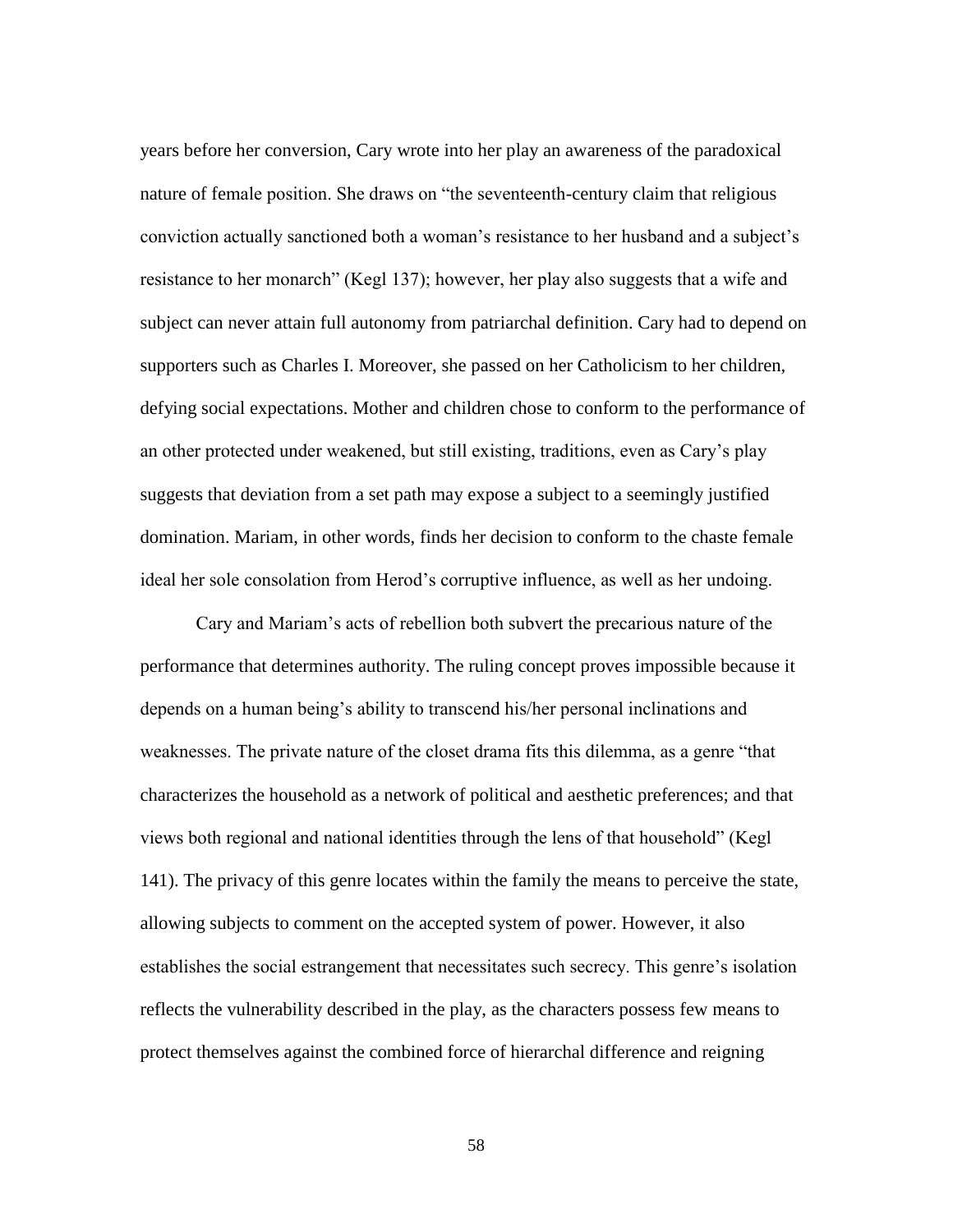years before her conversion, Cary wrote into her play an awareness of the paradoxical nature of female position. She draws on "the seventeenth-century claim that religious conviction actually sanctioned both a woman's resistance to her husband and a subject's resistance to her monarch" (Kegl 137); however, her play also suggests that a wife and subject can never attain full autonomy from patriarchal definition. Cary had to depend on supporters such as Charles I. Moreover, she passed on her Catholicism to her children, defying social expectations. Mother and children chose to conform to the performance of an other protected under weakened, but still existing, traditions, even as Cary's play suggests that deviation from a set path may expose a subject to a seemingly justified domination. Mariam, in other words, finds her decision to conform to the chaste female ideal her sole consolation from Herod's corruptive influence, as well as her undoing.

Cary and Mariam's acts of rebellion both subvert the precarious nature of the performance that determines authority. The ruling concept proves impossible because it depends on a human being's ability to transcend his/her personal inclinations and weaknesses. The private nature of the closet drama fits this dilemma, as a genre "that characterizes the household as a network of political and aesthetic preferences; and that views both regional and national identities through the lens of that household" (Kegl 141). The privacy of this genre locates within the family the means to perceive the state, allowing subjects to comment on the accepted system of power. However, it also establishes the social estrangement that necessitates such secrecy. This genre's isolation reflects the vulnerability described in the play, as the characters possess few means to protect themselves against the combined force of hierarchal difference and reigning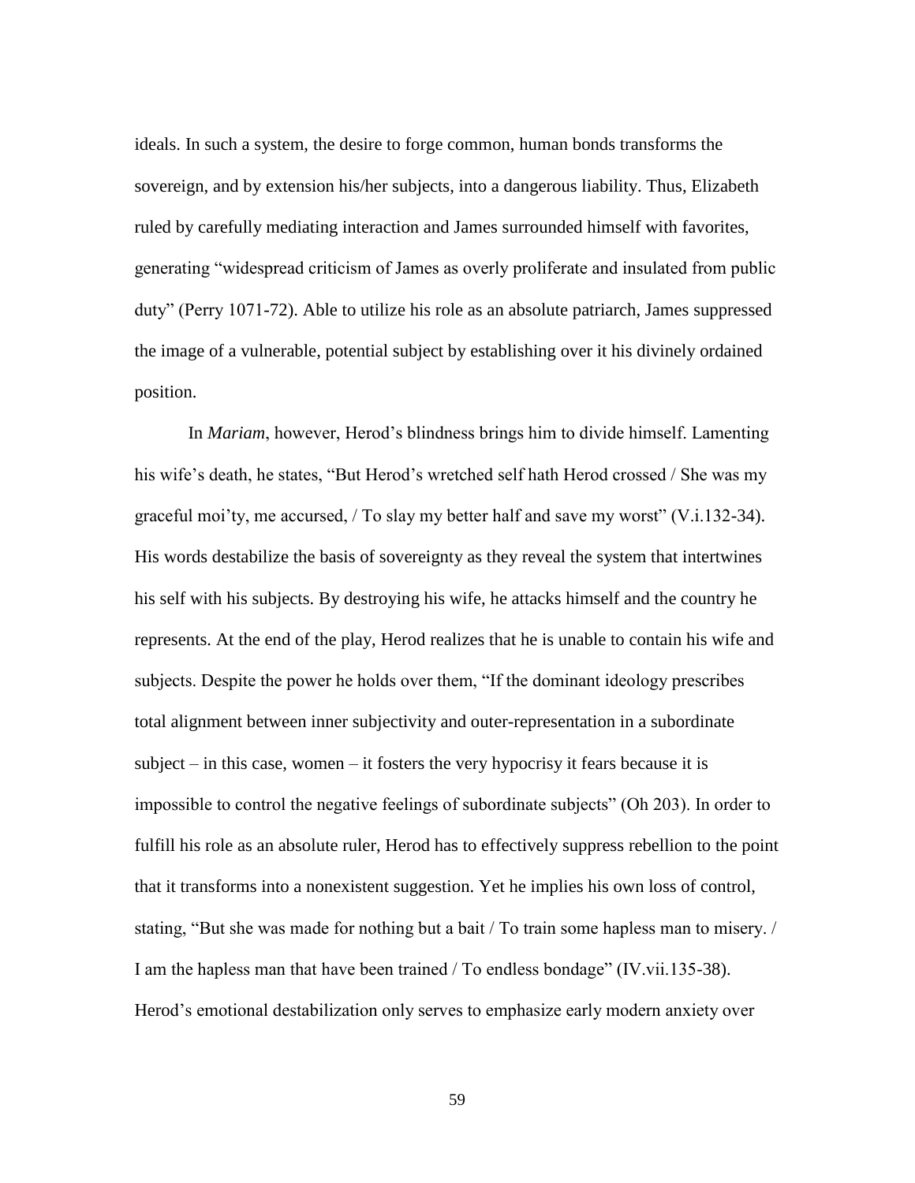ideals. In such a system, the desire to forge common, human bonds transforms the sovereign, and by extension his/her subjects, into a dangerous liability. Thus, Elizabeth ruled by carefully mediating interaction and James surrounded himself with favorites, generating "widespread criticism of James as overly proliferate and insulated from public duty" (Perry 1071-72). Able to utilize his role as an absolute patriarch, James suppressed the image of a vulnerable, potential subject by establishing over it his divinely ordained position.

In *Mariam*, however, Herod's blindness brings him to divide himself. Lamenting his wife's death, he states, "But Herod's wretched self hath Herod crossed / She was my graceful moi'ty, me accursed, / To slay my better half and save my worst" (V.i.132-34). His words destabilize the basis of sovereignty as they reveal the system that intertwines his self with his subjects. By destroying his wife, he attacks himself and the country he represents. At the end of the play, Herod realizes that he is unable to contain his wife and subjects. Despite the power he holds over them, "If the dominant ideology prescribes total alignment between inner subjectivity and outer-representation in a subordinate subject – in this case, women – it fosters the very hypocrisy it fears because it is impossible to control the negative feelings of subordinate subjects" (Oh 203). In order to fulfill his role as an absolute ruler, Herod has to effectively suppress rebellion to the point that it transforms into a nonexistent suggestion. Yet he implies his own loss of control, stating, "But she was made for nothing but a bait / To train some hapless man to misery. / I am the hapless man that have been trained / To endless bondage" (IV.vii.135-38). Herod's emotional destabilization only serves to emphasize early modern anxiety over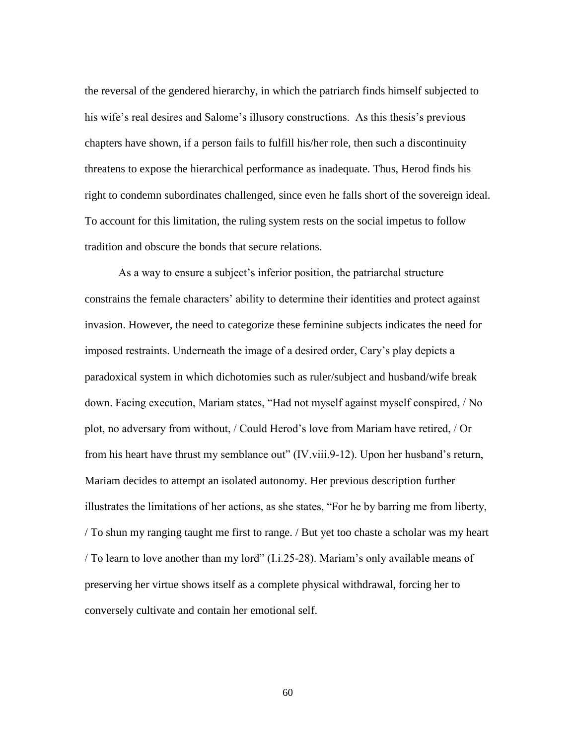the reversal of the gendered hierarchy, in which the patriarch finds himself subjected to his wife's real desires and Salome's illusory constructions. As this thesis's previous chapters have shown, if a person fails to fulfill his/her role, then such a discontinuity threatens to expose the hierarchical performance as inadequate. Thus, Herod finds his right to condemn subordinates challenged, since even he falls short of the sovereign ideal. To account for this limitation, the ruling system rests on the social impetus to follow tradition and obscure the bonds that secure relations.

As a way to ensure a subject's inferior position, the patriarchal structure constrains the female characters' ability to determine their identities and protect against invasion. However, the need to categorize these feminine subjects indicates the need for imposed restraints. Underneath the image of a desired order, Cary's play depicts a paradoxical system in which dichotomies such as ruler/subject and husband/wife break down. Facing execution, Mariam states, "Had not myself against myself conspired, / No plot, no adversary from without, / Could Herod's love from Mariam have retired, / Or from his heart have thrust my semblance out" (IV.viii.9-12). Upon her husband's return, Mariam decides to attempt an isolated autonomy. Her previous description further illustrates the limitations of her actions, as she states, "For he by barring me from liberty, / To shun my ranging taught me first to range. / But yet too chaste a scholar was my heart / To learn to love another than my lord" (I.i.25-28). Mariam's only available means of preserving her virtue shows itself as a complete physical withdrawal, forcing her to conversely cultivate and contain her emotional self.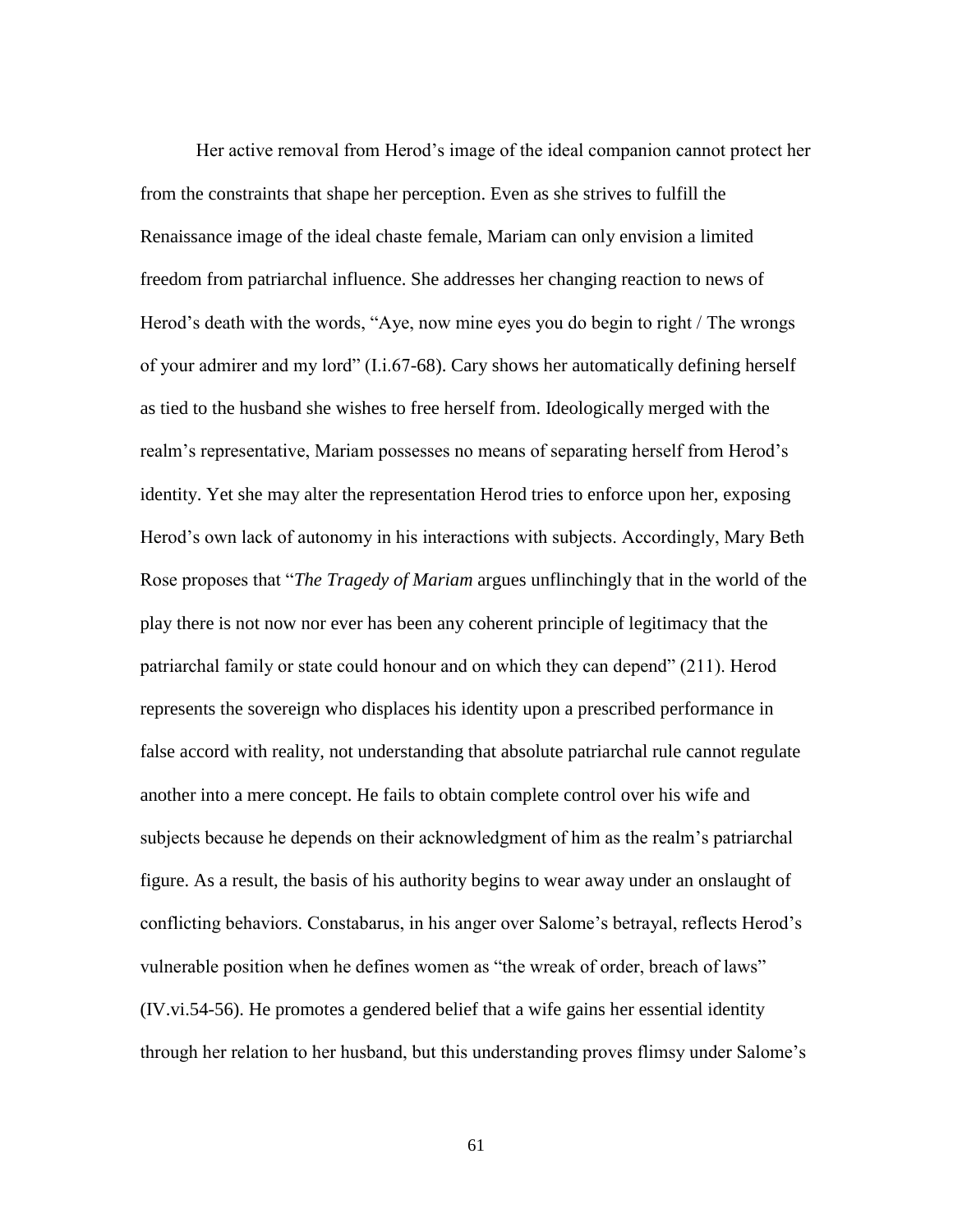Her active removal from Herod's image of the ideal companion cannot protect her from the constraints that shape her perception. Even as she strives to fulfill the Renaissance image of the ideal chaste female, Mariam can only envision a limited freedom from patriarchal influence. She addresses her changing reaction to news of Herod's death with the words, "Aye, now mine eyes you do begin to right / The wrongs of your admirer and my lord" (I.i.67-68). Cary shows her automatically defining herself as tied to the husband she wishes to free herself from. Ideologically merged with the realm's representative, Mariam possesses no means of separating herself from Herod's identity. Yet she may alter the representation Herod tries to enforce upon her, exposing Herod's own lack of autonomy in his interactions with subjects. Accordingly, Mary Beth Rose proposes that "*The Tragedy of Mariam* argues unflinchingly that in the world of the play there is not now nor ever has been any coherent principle of legitimacy that the patriarchal family or state could honour and on which they can depend" (211). Herod represents the sovereign who displaces his identity upon a prescribed performance in false accord with reality, not understanding that absolute patriarchal rule cannot regulate another into a mere concept. He fails to obtain complete control over his wife and subjects because he depends on their acknowledgment of him as the realm's patriarchal figure. As a result, the basis of his authority begins to wear away under an onslaught of conflicting behaviors. Constabarus, in his anger over Salome's betrayal, reflects Herod's vulnerable position when he defines women as "the wreak of order, breach of laws" (IV.vi.54-56). He promotes a gendered belief that a wife gains her essential identity through her relation to her husband, but this understanding proves flimsy under Salome's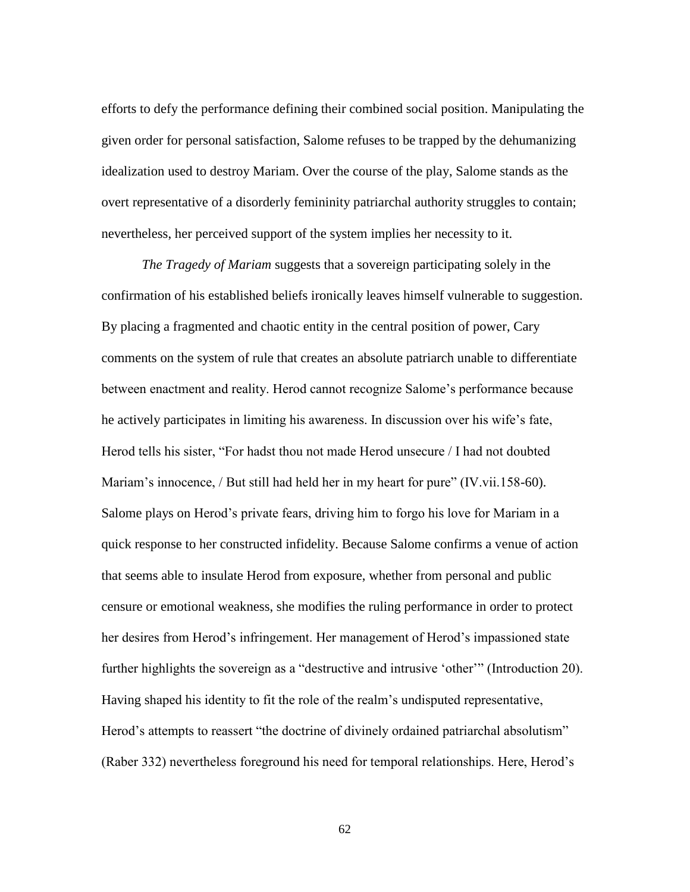efforts to defy the performance defining their combined social position. Manipulating the given order for personal satisfaction, Salome refuses to be trapped by the dehumanizing idealization used to destroy Mariam. Over the course of the play, Salome stands as the overt representative of a disorderly femininity patriarchal authority struggles to contain; nevertheless, her perceived support of the system implies her necessity to it.

*The Tragedy of Mariam* suggests that a sovereign participating solely in the confirmation of his established beliefs ironically leaves himself vulnerable to suggestion. By placing a fragmented and chaotic entity in the central position of power, Cary comments on the system of rule that creates an absolute patriarch unable to differentiate between enactment and reality. Herod cannot recognize Salome's performance because he actively participates in limiting his awareness. In discussion over his wife's fate, Herod tells his sister, "For hadst thou not made Herod unsecure / I had not doubted Mariam's innocence, / But still had held her in my heart for pure" (IV.vii.158-60). Salome plays on Herod's private fears, driving him to forgo his love for Mariam in a quick response to her constructed infidelity. Because Salome confirms a venue of action that seems able to insulate Herod from exposure, whether from personal and public censure or emotional weakness, she modifies the ruling performance in order to protect her desires from Herod's infringement. Her management of Herod's impassioned state further highlights the sovereign as a "destructive and intrusive 'other'" (Introduction 20). Having shaped his identity to fit the role of the realm's undisputed representative, Herod's attempts to reassert "the doctrine of divinely ordained patriarchal absolutism" (Raber 332) nevertheless foreground his need for temporal relationships. Here, Herod's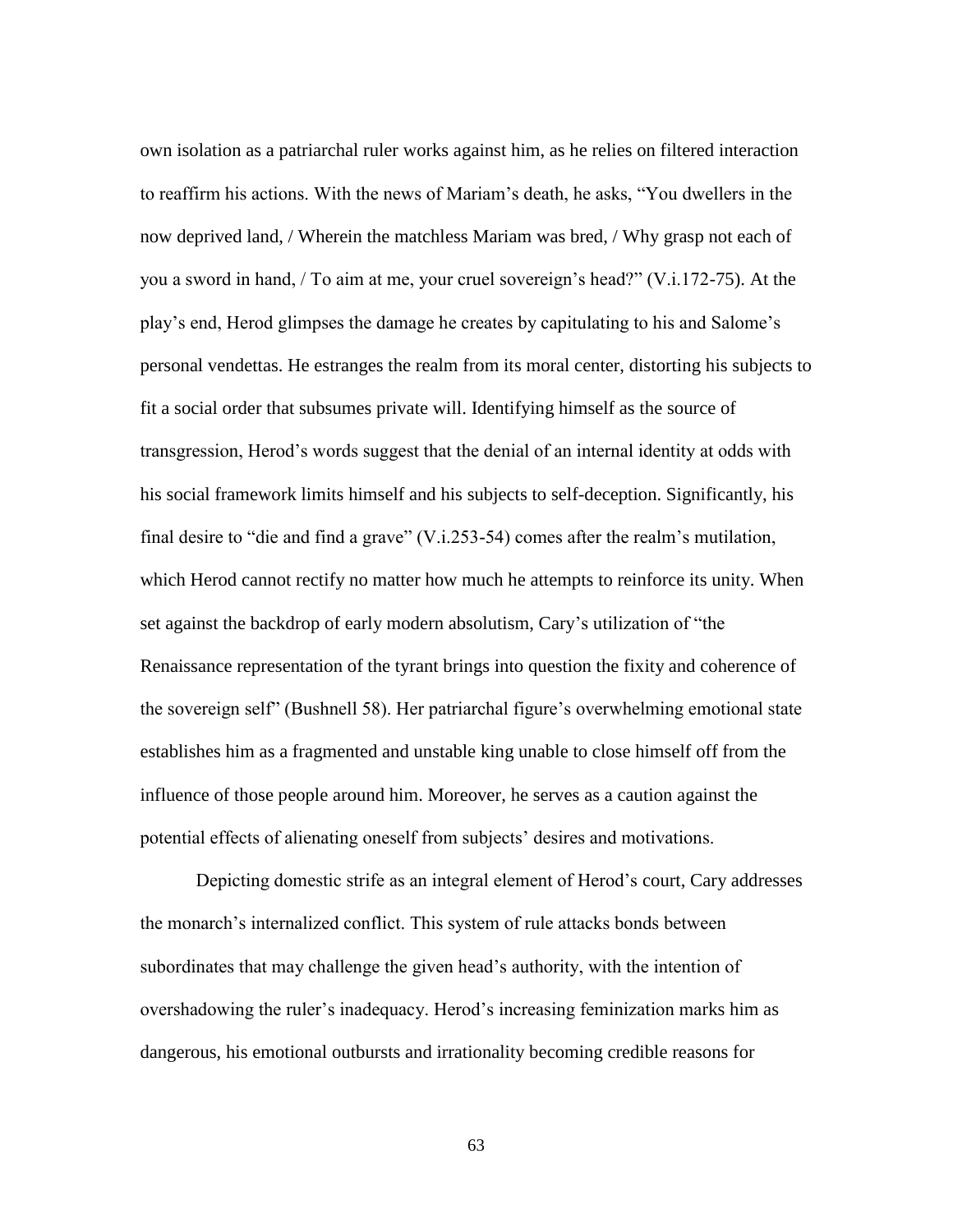own isolation as a patriarchal ruler works against him, as he relies on filtered interaction to reaffirm his actions. With the news of Mariam's death, he asks, "You dwellers in the now deprived land, / Wherein the matchless Mariam was bred, / Why grasp not each of you a sword in hand, / To aim at me, your cruel sovereign's head?" (V.i.172-75). At the play's end, Herod glimpses the damage he creates by capitulating to his and Salome's personal vendettas. He estranges the realm from its moral center, distorting his subjects to fit a social order that subsumes private will. Identifying himself as the source of transgression, Herod's words suggest that the denial of an internal identity at odds with his social framework limits himself and his subjects to self-deception. Significantly, his final desire to "die and find a grave" (V.i.253-54) comes after the realm's mutilation, which Herod cannot rectify no matter how much he attempts to reinforce its unity. When set against the backdrop of early modern absolutism, Cary's utilization of "the Renaissance representation of the tyrant brings into question the fixity and coherence of the sovereign self" (Bushnell 58). Her patriarchal figure's overwhelming emotional state establishes him as a fragmented and unstable king unable to close himself off from the influence of those people around him. Moreover, he serves as a caution against the potential effects of alienating oneself from subjects' desires and motivations.

Depicting domestic strife as an integral element of Herod's court, Cary addresses the monarch's internalized conflict. This system of rule attacks bonds between subordinates that may challenge the given head's authority, with the intention of overshadowing the ruler's inadequacy. Herod's increasing feminization marks him as dangerous, his emotional outbursts and irrationality becoming credible reasons for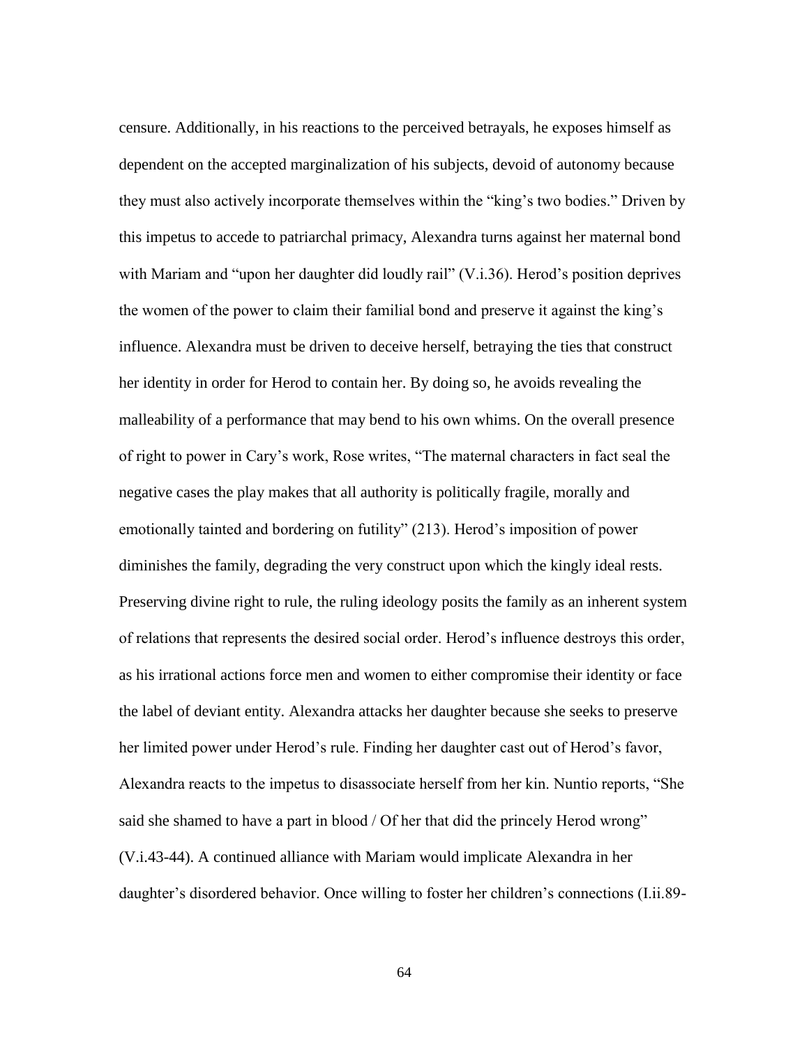censure. Additionally, in his reactions to the perceived betrayals, he exposes himself as dependent on the accepted marginalization of his subjects, devoid of autonomy because they must also actively incorporate themselves within the "king's two bodies." Driven by this impetus to accede to patriarchal primacy, Alexandra turns against her maternal bond with Mariam and "upon her daughter did loudly rail" (V.i.36). Herod's position deprives the women of the power to claim their familial bond and preserve it against the king's influence. Alexandra must be driven to deceive herself, betraying the ties that construct her identity in order for Herod to contain her. By doing so, he avoids revealing the malleability of a performance that may bend to his own whims. On the overall presence of right to power in Cary's work, Rose writes, "The maternal characters in fact seal the negative cases the play makes that all authority is politically fragile, morally and emotionally tainted and bordering on futility" (213). Herod's imposition of power diminishes the family, degrading the very construct upon which the kingly ideal rests. Preserving divine right to rule, the ruling ideology posits the family as an inherent system of relations that represents the desired social order. Herod's influence destroys this order, as his irrational actions force men and women to either compromise their identity or face the label of deviant entity. Alexandra attacks her daughter because she seeks to preserve her limited power under Herod's rule. Finding her daughter cast out of Herod's favor, Alexandra reacts to the impetus to disassociate herself from her kin. Nuntio reports, "She said she shamed to have a part in blood / Of her that did the princely Herod wrong" (V.i.43-44). A continued alliance with Mariam would implicate Alexandra in her daughter's disordered behavior. Once willing to foster her children's connections (I.ii.89-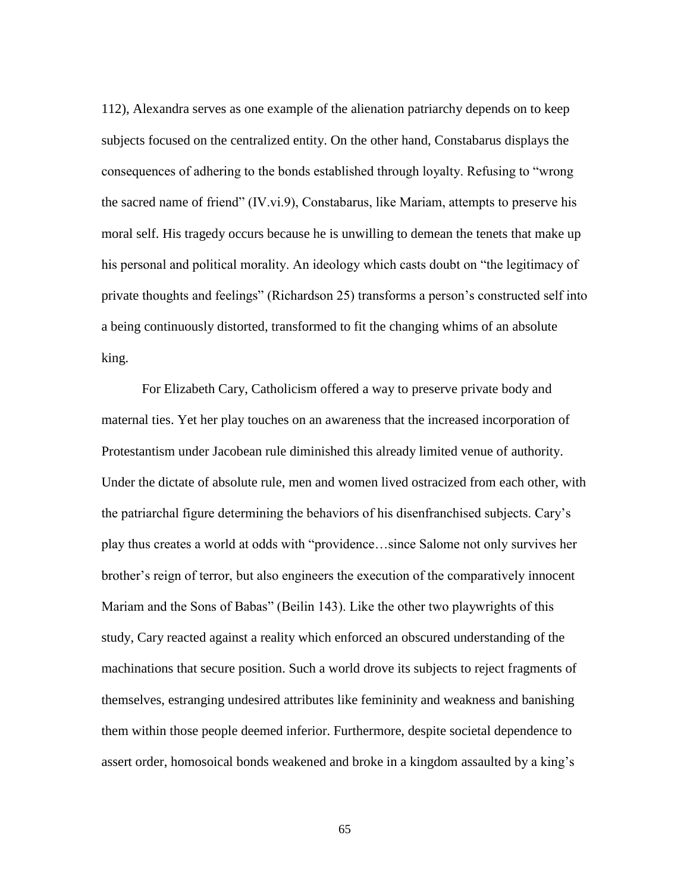112), Alexandra serves as one example of the alienation patriarchy depends on to keep subjects focused on the centralized entity. On the other hand, Constabarus displays the consequences of adhering to the bonds established through loyalty. Refusing to "wrong the sacred name of friend" (IV.vi.9), Constabarus, like Mariam, attempts to preserve his moral self. His tragedy occurs because he is unwilling to demean the tenets that make up his personal and political morality. An ideology which casts doubt on "the legitimacy of private thoughts and feelings" (Richardson 25) transforms a person's constructed self into a being continuously distorted, transformed to fit the changing whims of an absolute king.

For Elizabeth Cary, Catholicism offered a way to preserve private body and maternal ties. Yet her play touches on an awareness that the increased incorporation of Protestantism under Jacobean rule diminished this already limited venue of authority. Under the dictate of absolute rule, men and women lived ostracized from each other, with the patriarchal figure determining the behaviors of his disenfranchised subjects. Cary's play thus creates a world at odds with "providence…since Salome not only survives her brother's reign of terror, but also engineers the execution of the comparatively innocent Mariam and the Sons of Babas" (Beilin 143). Like the other two playwrights of this study, Cary reacted against a reality which enforced an obscured understanding of the machinations that secure position. Such a world drove its subjects to reject fragments of themselves, estranging undesired attributes like femininity and weakness and banishing them within those people deemed inferior. Furthermore, despite societal dependence to assert order, homosoical bonds weakened and broke in a kingdom assaulted by a king's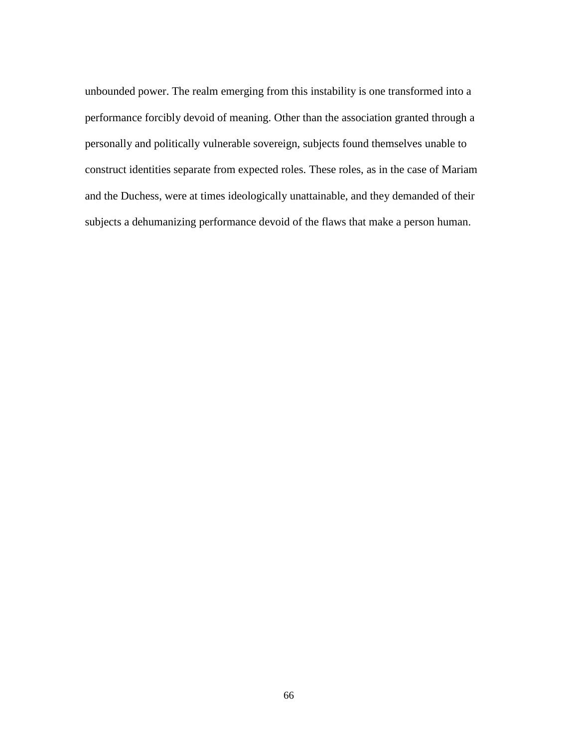unbounded power. The realm emerging from this instability is one transformed into a performance forcibly devoid of meaning. Other than the association granted through a personally and politically vulnerable sovereign, subjects found themselves unable to construct identities separate from expected roles. These roles, as in the case of Mariam and the Duchess, were at times ideologically unattainable, and they demanded of their subjects a dehumanizing performance devoid of the flaws that make a person human.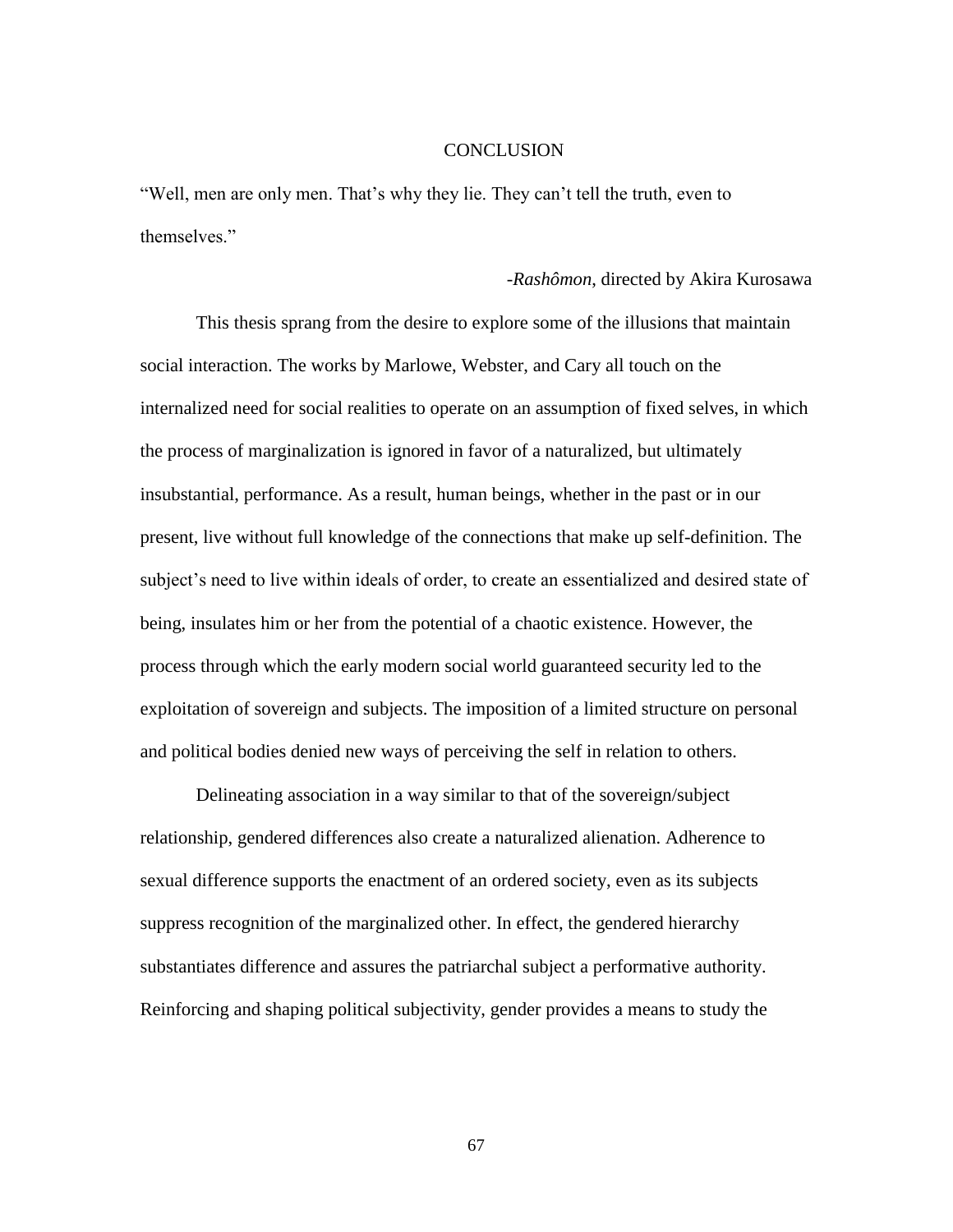# CONCLUSION

"Well, men are only men. That's why they lie. They can't tell the truth, even to themselves."

-*Rashômon*, directed by Akira Kurosawa

This thesis sprang from the desire to explore some of the illusions that maintain social interaction. The works by Marlowe, Webster, and Cary all touch on the internalized need for social realities to operate on an assumption of fixed selves, in which the process of marginalization is ignored in favor of a naturalized, but ultimately insubstantial, performance. As a result, human beings, whether in the past or in our present, live without full knowledge of the connections that make up self-definition. The subject's need to live within ideals of order, to create an essentialized and desired state of being, insulates him or her from the potential of a chaotic existence. However, the process through which the early modern social world guaranteed security led to the exploitation of sovereign and subjects. The imposition of a limited structure on personal and political bodies denied new ways of perceiving the self in relation to others.

Delineating association in a way similar to that of the sovereign/subject relationship, gendered differences also create a naturalized alienation. Adherence to sexual difference supports the enactment of an ordered society, even as its subjects suppress recognition of the marginalized other. In effect, the gendered hierarchy substantiates difference and assures the patriarchal subject a performative authority. Reinforcing and shaping political subjectivity, gender provides a means to study the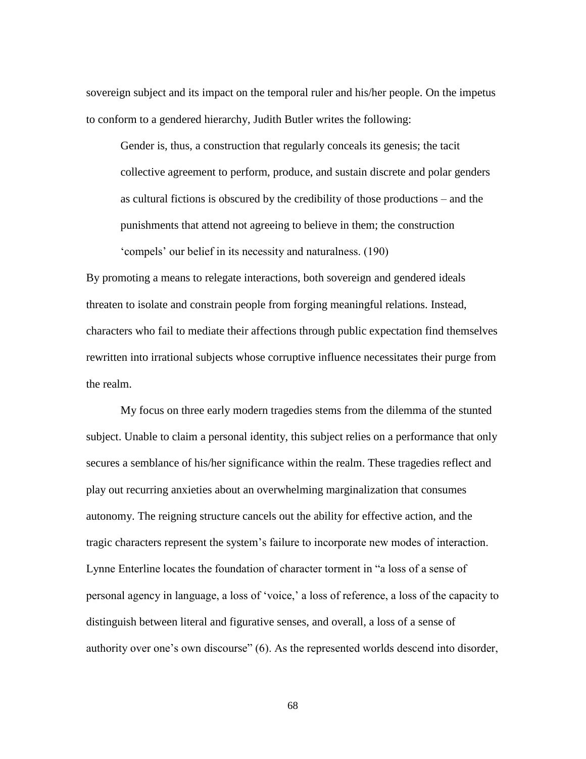sovereign subject and its impact on the temporal ruler and his/her people. On the impetus to conform to a gendered hierarchy, Judith Butler writes the following:

> Gender is, thus, a construction that regularly conceals its genesis; the tacit collective agreement to perform, produce, and sustain discrete and polar genders as cultural fictions is obscured by the credibility of those productions – and the punishments that attend not agreeing to believe in them; the construction 'compels' our belief in its necessity and naturalness. (190)

By promoting a means to relegate interactions, both sovereign and gendered ideals threaten to isolate and constrain people from forging meaningful relations. Instead, characters who fail to mediate their affections through public expectation find themselves rewritten into irrational subjects whose corruptive influence necessitates their purge from the realm.

My focus on three early modern tragedies stems from the dilemma of the stunted subject. Unable to claim a personal identity, this subject relies on a performance that only secures a semblance of his/her significance within the realm. These tragedies reflect and play out recurring anxieties about an overwhelming marginalization that consumes autonomy. The reigning structure cancels out the ability for effective action, and the tragic characters represent the system's failure to incorporate new modes of interaction. Lynne Enterline locates the foundation of character torment in "a loss of a sense of personal agency in language, a loss of 'voice,' a loss of reference, a loss of the capacity to distinguish between literal and figurative senses, and overall, a loss of a sense of authority over one's own discourse" (6). As the represented worlds descend into disorder,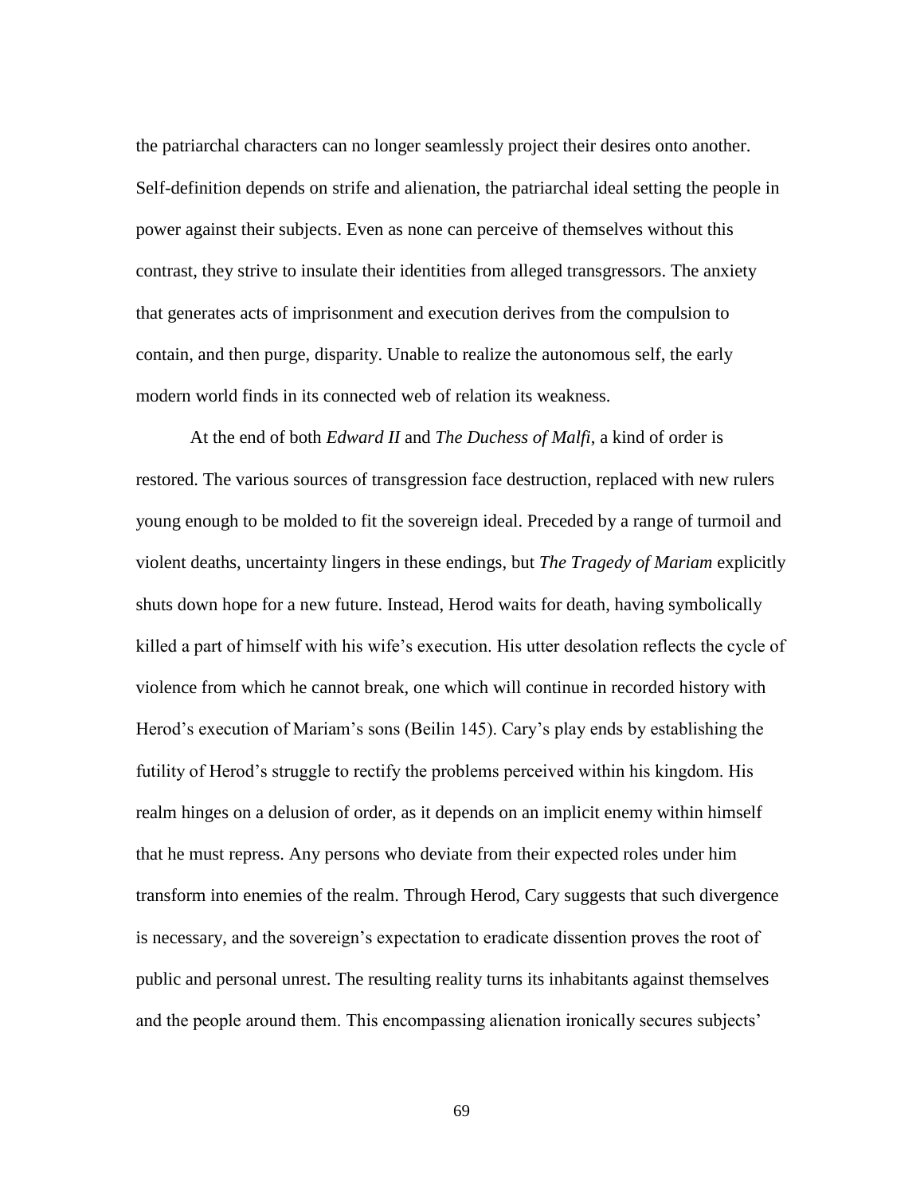the patriarchal characters can no longer seamlessly project their desires onto another. Self-definition depends on strife and alienation, the patriarchal ideal setting the people in power against their subjects. Even as none can perceive of themselves without this contrast, they strive to insulate their identities from alleged transgressors. The anxiety that generates acts of imprisonment and execution derives from the compulsion to contain, and then purge, disparity. Unable to realize the autonomous self, the early modern world finds in its connected web of relation its weakness.

At the end of both *Edward II* and *The Duchess of Malfi*, a kind of order is restored. The various sources of transgression face destruction, replaced with new rulers young enough to be molded to fit the sovereign ideal. Preceded by a range of turmoil and violent deaths, uncertainty lingers in these endings, but *The Tragedy of Mariam* explicitly shuts down hope for a new future. Instead, Herod waits for death, having symbolically killed a part of himself with his wife's execution. His utter desolation reflects the cycle of violence from which he cannot break, one which will continue in recorded history with Herod's execution of Mariam's sons (Beilin 145). Cary's play ends by establishing the futility of Herod's struggle to rectify the problems perceived within his kingdom. His realm hinges on a delusion of order, as it depends on an implicit enemy within himself that he must repress. Any persons who deviate from their expected roles under him transform into enemies of the realm. Through Herod, Cary suggests that such divergence is necessary, and the sovereign's expectation to eradicate dissention proves the root of public and personal unrest. The resulting reality turns its inhabitants against themselves and the people around them. This encompassing alienation ironically secures subjects'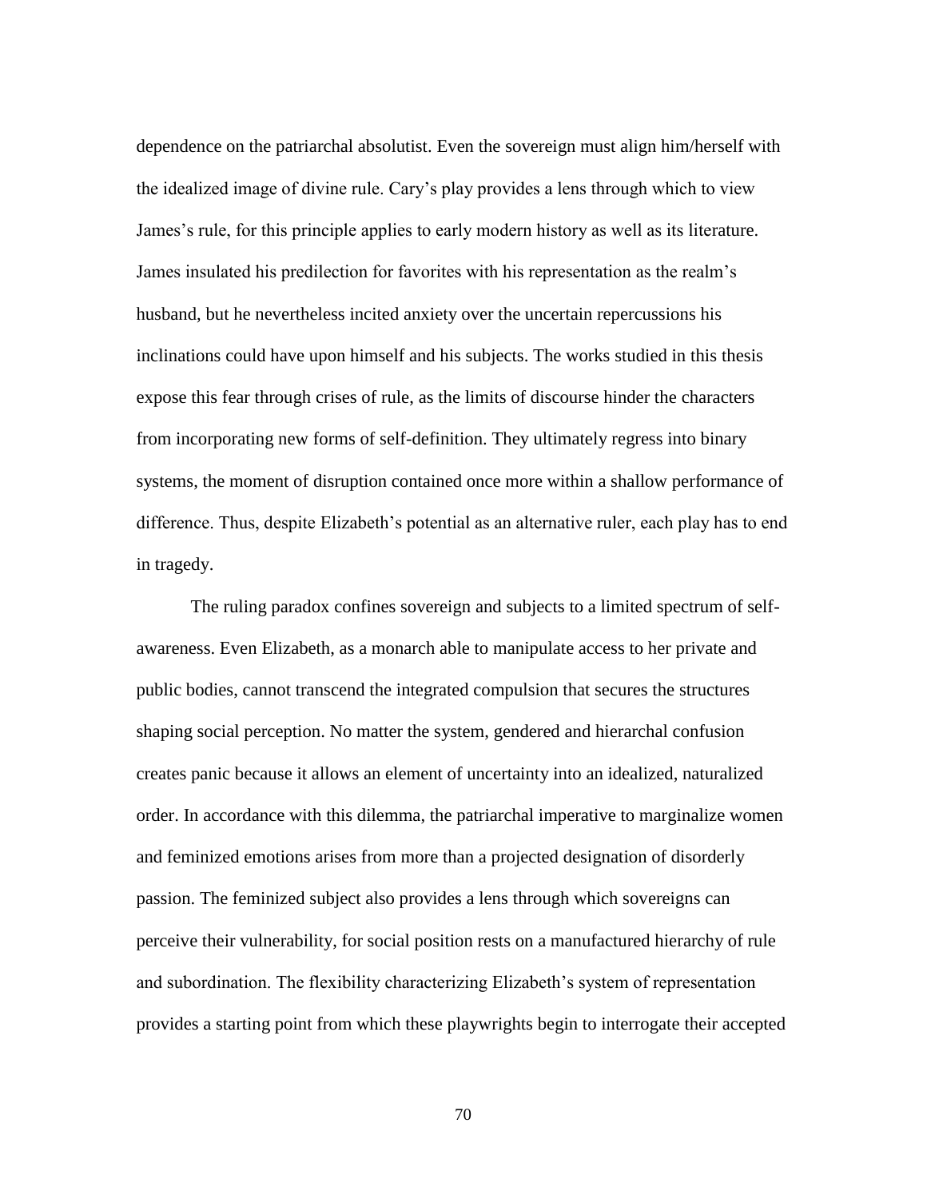dependence on the patriarchal absolutist. Even the sovereign must align him/herself with the idealized image of divine rule. Cary's play provides a lens through which to view James's rule, for this principle applies to early modern history as well as its literature. James insulated his predilection for favorites with his representation as the realm's husband, but he nevertheless incited anxiety over the uncertain repercussions his inclinations could have upon himself and his subjects. The works studied in this thesis expose this fear through crises of rule, as the limits of discourse hinder the characters from incorporating new forms of self-definition. They ultimately regress into binary systems, the moment of disruption contained once more within a shallow performance of difference. Thus, despite Elizabeth's potential as an alternative ruler, each play has to end in tragedy.

The ruling paradox confines sovereign and subjects to a limited spectrum of self-awareness. Even Elizabeth, as a monarch able to manipulate access to her private and public bodies, cannot transcend the integrated compulsion that secures the structures shaping social perception. No matter the system, gendered and hierarchal confusion creates panic because it allows an element of uncertainty into an idealized, naturalized order. In accordance with this dilemma, the patriarchal imperative to marginalize women and feminized emotions arises from more than a projected designation of disorderly passion. The feminized subject also provides a lens through which sovereigns can perceive their vulnerability, for social position rests on a manufactured hierarchy of rule and subordination. The flexibility characterizing Elizabeth's system of representation provides a starting point from which these playwrights begin to interrogate their accepted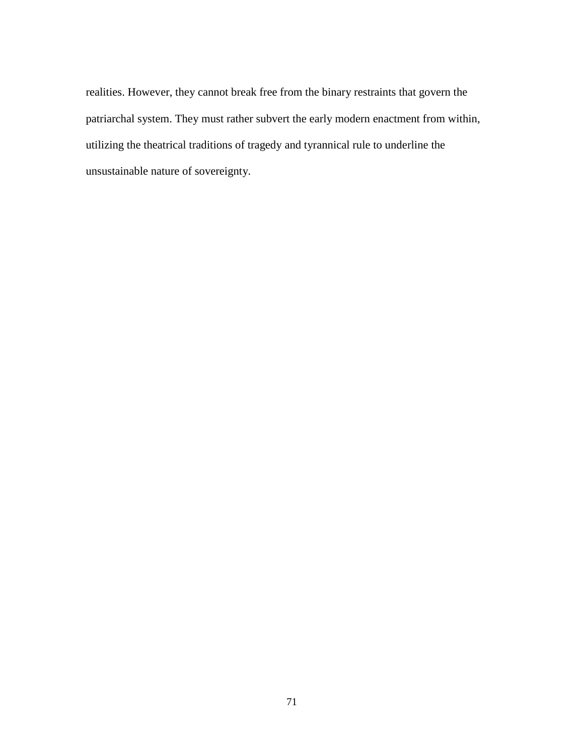realities. However, they cannot break free from the binary restraints that govern the patriarchal system. They must rather subvert the early modern enactment from within, utilizing the theatrical traditions of tragedy and tyrannical rule to underline the unsustainable nature of sovereignty.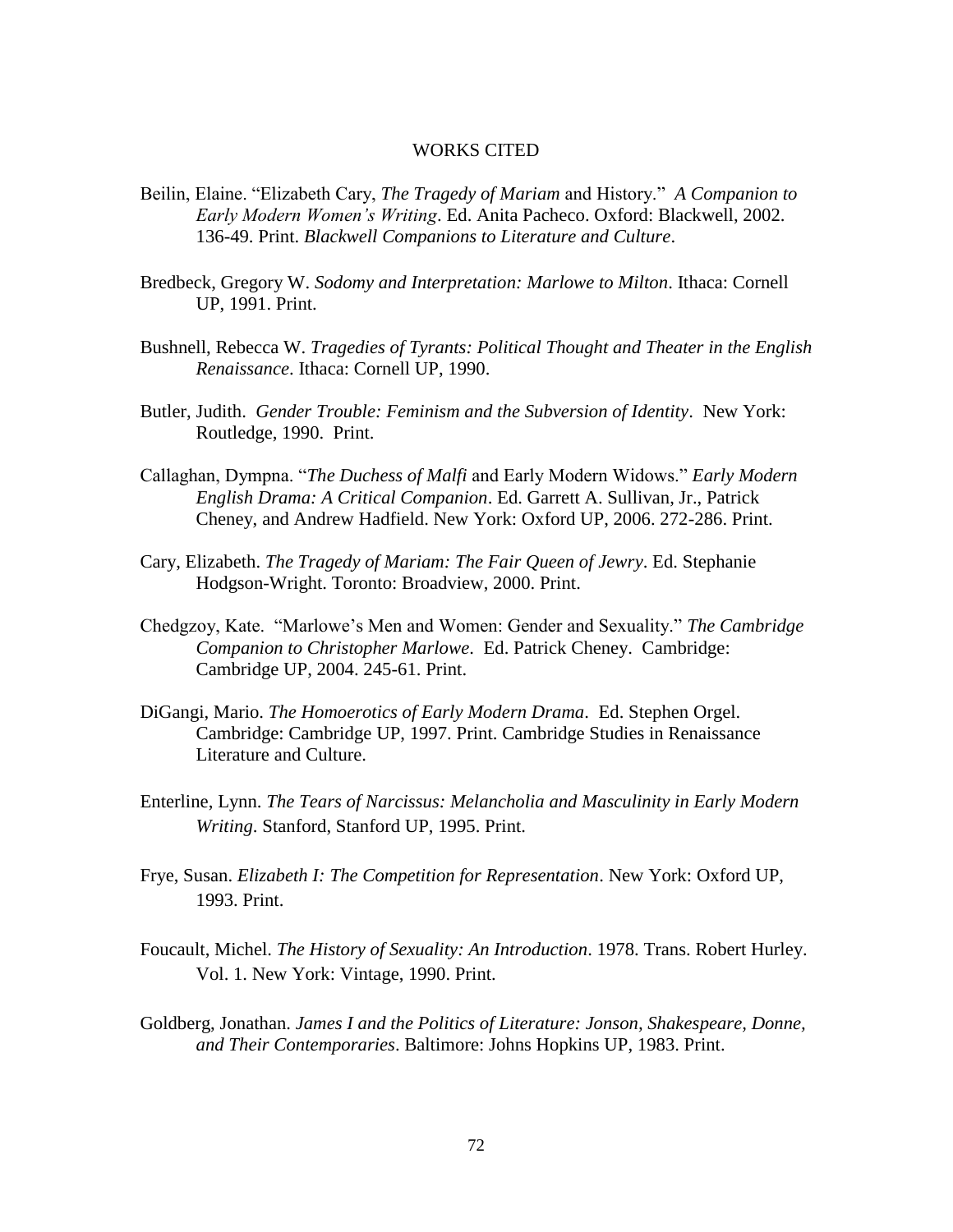# WORKS CITED

Beilin, Elaine. "Elizabeth Cary, *The Tragedy of Mariam* and History." *A Companion to Early Modern Women's Writing*. Ed. Anita Pacheco. Oxford: Blackwell, 2002. 136-49. Print. *Blackwell Companions to Literature and Culture*.

Bredbeck, Gregory W. *Sodomy and Interpretation: Marlowe to Milton*. Ithaca: Cornell UP, 1991. Print.

Bushnell, Rebecca W. *Tragedies of Tyrants: Political Thought and Theater in the English Renaissance*. Ithaca: Cornell UP, 1990.

Butler, Judith. *Gender Trouble: Feminism and the Subversion of Identity*. New York: Routledge, 1990. Print.

Callaghan, Dympna. "*The Duchess of Malfi* and Early Modern Widows." *Early Modern English Drama: A Critical Companion*. Ed. Garrett A. Sullivan, Jr., Patrick Cheney, and Andrew Hadfield. New York: Oxford UP, 2006. 272-286. Print.

Cary, Elizabeth. *The Tragedy of Mariam: The Fair Queen of Jewry*. Ed. Stephanie Hodgson-Wright. Toronto: Broadview, 2000. Print.

Chedgzoy, Kate. "Marlowe's Men and Women: Gender and Sexuality." *The Cambridge Companion to Christopher Marlowe*. Ed. Patrick Cheney. Cambridge: Cambridge UP, 2004. 245-61. Print.

DiGangi, Mario. *The Homoerotics of Early Modern Drama*. Ed. Stephen Orgel. Cambridge: Cambridge UP, 1997. Print. Cambridge Studies in Renaissance Literature and Culture.

Enterline, Lynn. *The Tears of Narcissus: Melancholia and Masculinity in Early Modern Writing.* Stanford, Stanford UP, 1995. Print.

Frye, Susan. *Elizabeth I: The Competition for Representation*. New York: Oxford UP, 1993. Print.

Foucault, Michel. *The History of Sexuality: An Introduction*. 1978. Trans. Robert Hurley. Vol. 1. New York: Vintage, 1990. Print.

Goldberg, Jonathan. *James I and the Politics of Literature: Jonson, Shakespeare, Donne, and Their Contemporaries*. Baltimore: Johns Hopkins UP, 1983. Print.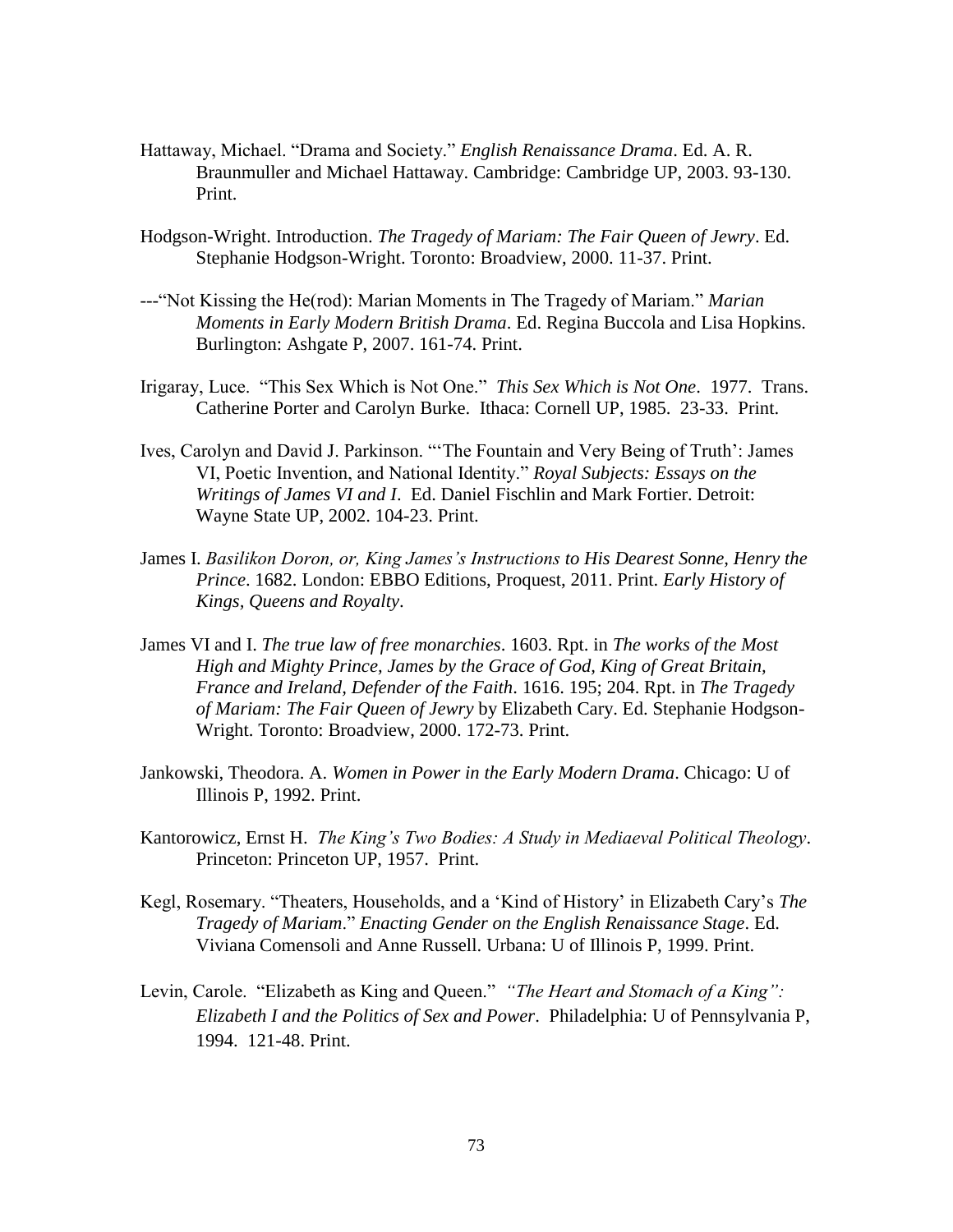Hattaway, Michael. "Drama and Society." *English Renaissance Drama*. Ed. A. R. Braunmuller and Michael Hattaway. Cambridge: Cambridge UP, 2003. 93-130. Print.

Hodgson-Wright. Introduction. *The Tragedy of Mariam: The Fair Queen of Jewry*. Ed. Stephanie Hodgson-Wright. Toronto: Broadview, 2000. 11-37. Print.

---"Not Kissing the He(rod): Marian Moments in The Tragedy of Mariam." *Marian Moments in Early Modern British Drama*. Ed. Regina Buccola and Lisa Hopkins. Burlington: Ashgate P, 2007. 161-74. Print.

Irigaray, Luce. "This Sex Which is Not One." *This Sex Which is Not One*. 1977. Trans. Catherine Porter and Carolyn Burke. Ithaca: Cornell UP, 1985. 23-33. Print.

Ives, Carolyn and David J. Parkinson. "'The Fountain and Very Being of Truth': James VI, Poetic Invention, and National Identity." *Royal Subjects: Essays on the Writings of James VI and I*. Ed. Daniel Fischlin and Mark Fortier. Detroit: Wayne State UP, 2002. 104-23. Print.

James I. *Basilikon Doron, or, King James's Instructions to His Dearest Sonne, Henry the Prince*. 1682. London: EBBO Editions, Proquest, 2011. Print. *Early History of Kings, Queens and Royalty*.

James VI and I. *The true law of free monarchies*. 1603. Rpt. in *The works of the Most High and Mighty Prince, James by the Grace of God, King of Great Britain, France and Ireland, Defender of the Faith*. 1616. 195; 204. Rpt. in *The Tragedy of Mariam: The Fair Queen of Jewry* by Elizabeth Cary. Ed. Stephanie Hodgson-Wright. Toronto: Broadview, 2000. 172-73. Print.

Jankowski, Theodora. A. *Women in Power in the Early Modern Drama*. Chicago: U of Illinois P, 1992. Print.

Kantorowicz, Ernst H. *The King's Two Bodies: A Study in Mediaeval Political Theology*. Princeton: Princeton UP, 1957. Print.

Kegl, Rosemary. "Theaters, Households, and a 'Kind of History' in Elizabeth Cary's *The Tragedy of Mariam*." *Enacting Gender on the English Renaissance Stage*. Ed. Viviana Comensoli and Anne Russell. Urbana: U of Illinois P, 1999. Print.

Levin, Carole. "Elizabeth as King and Queen." *"The Heart and Stomach of a King": Elizabeth I and the Politics of Sex and Power*. Philadelphia: U of Pennsylvania P, 1994. 121-48. Print.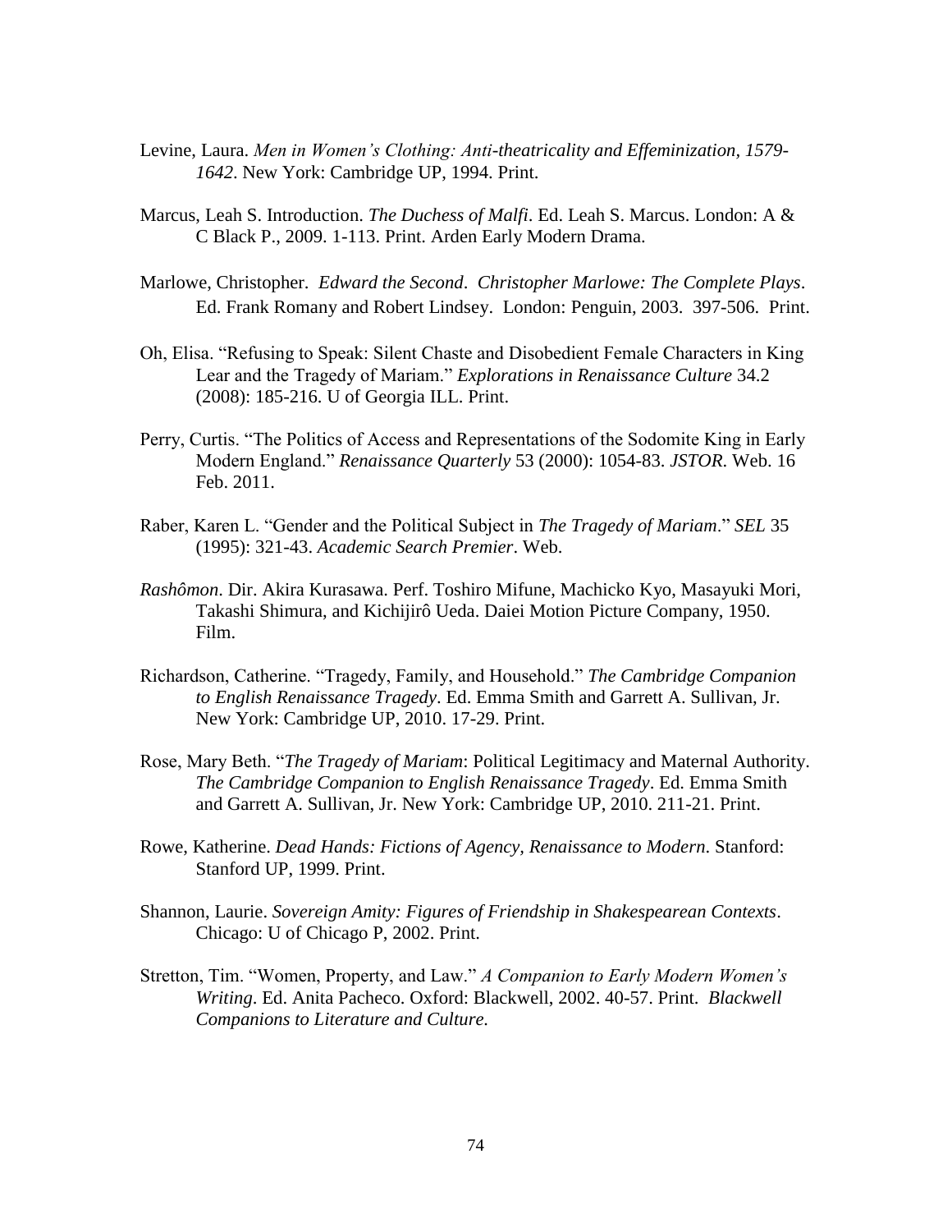Levine, Laura. *Men in Women's Clothing: Anti-theatricality and Effeminization, 1579-1642*. New York: Cambridge UP, 1994. Print.

Marcus, Leah S. Introduction. *The Duchess of Malfi*. Ed. Leah S. Marcus. London: A & C Black P., 2009. 1-113. Print. Arden Early Modern Drama.

Marlowe, Christopher. *Edward the Second*. *Christopher Marlowe: The Complete Plays*. Ed. Frank Romany and Robert Lindsey. London: Penguin, 2003. 397-506. Print.

Oh, Elisa. "Refusing to Speak: Silent Chaste and Disobedient Female Characters in King Lear and the Tragedy of Mariam." *Explorations in Renaissance Culture* 34.2 (2008): 185-216. U of Georgia ILL. Print.

Perry, Curtis. "The Politics of Access and Representations of the Sodomite King in Early Modern England." *Renaissance Quarterly* 53 (2000): 1054-83. *JSTOR*. Web. 16 Feb. 2011.

Raber, Karen L. "Gender and the Political Subject in *The Tragedy of Mariam*." *SEL* 35 (1995): 321-43. *Academic Search Premier*. Web.

*Rashômon*. Dir. Akira Kurasawa. Perf. Toshiro Mifune, Machicko Kyo, Masayuki Mori, Takashi Shimura, and Kichijirô Ueda. Daiei Motion Picture Company, 1950. Film.

Richardson, Catherine. "Tragedy, Family, and Household." *The Cambridge Companion to English Renaissance Tragedy*. Ed. Emma Smith and Garrett A. Sullivan, Jr. New York: Cambridge UP, 2010. 17-29. Print.

Rose, Mary Beth. "*The Tragedy of Mariam*: Political Legitimacy and Maternal Authority. *The Cambridge Companion to English Renaissance Tragedy*. Ed. Emma Smith and Garrett A. Sullivan, Jr. New York: Cambridge UP, 2010. 211-21. Print.

Rowe, Katherine. *Dead Hands: Fictions of Agency, Renaissance to Modern*. Stanford: Stanford UP, 1999. Print.

Shannon, Laurie. *Sovereign Amity: Figures of Friendship in Shakespearean Contexts*. Chicago: U of Chicago P, 2002. Print.

Stretton, Tim. "Women, Property, and Law." *A Companion to Early Modern Women's Writing*. Ed. Anita Pacheco. Oxford: Blackwell, 2002. 40-57. Print. *Blackwell Companions to Literature and Culture.*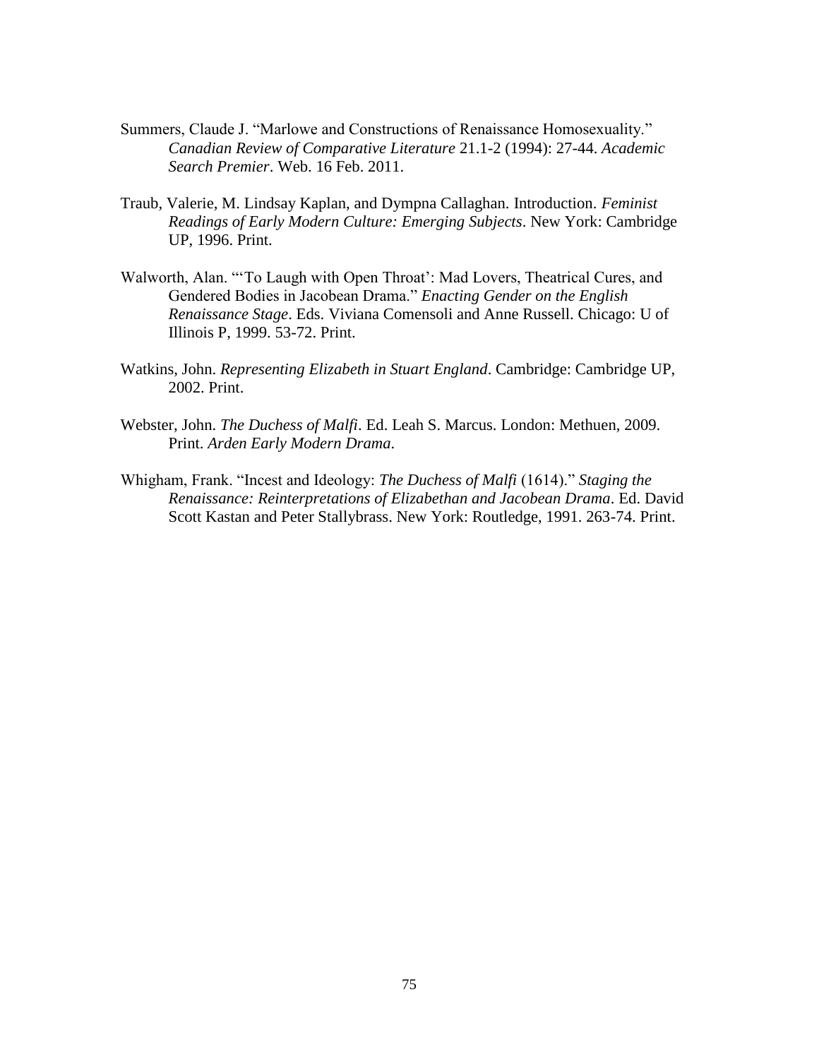Summers, Claude J. “Marlowe and Constructions of Renaissance Homosexuality.” *Canadian Review of Comparative Literature* 21.1-2 (1994): 27-44. *Academic Search Premier*. Web. 16 Feb. 2011.

Traub, Valerie, M. Lindsay Kaplan, and Dympna Callaghan. Introduction. *Feminist Readings of Early Modern Culture: Emerging Subjects*. New York: Cambridge UP, 1996. Print.

Walworth, Alan. “‘To Laugh with Open Throat’: Mad Lovers, Theatrical Cures, and Gendered Bodies in Jacobean Drama.” *Enacting Gender on the English Renaissance Stage*. Eds. Viviana Comensoli and Anne Russell. Chicago: U of Illinois P, 1999. 53-72. Print.

Watkins, John. *Representing Elizabeth in Stuart England*. Cambridge: Cambridge UP, 2002. Print.

Webster, John. *The Duchess of Malfi*. Ed. Leah S. Marcus. London: Methuen, 2009. Print. *Arden Early Modern Drama*.

Whigham, Frank. “Incest and Ideology: *The Duchess of Malfi* (1614).” *Staging the Renaissance: Reinterpretations of Elizabethan and Jacobean Drama*. Ed. David Scott Kastan and Peter Stallybrass. New York: Routledge, 1991. 263-74. Print.